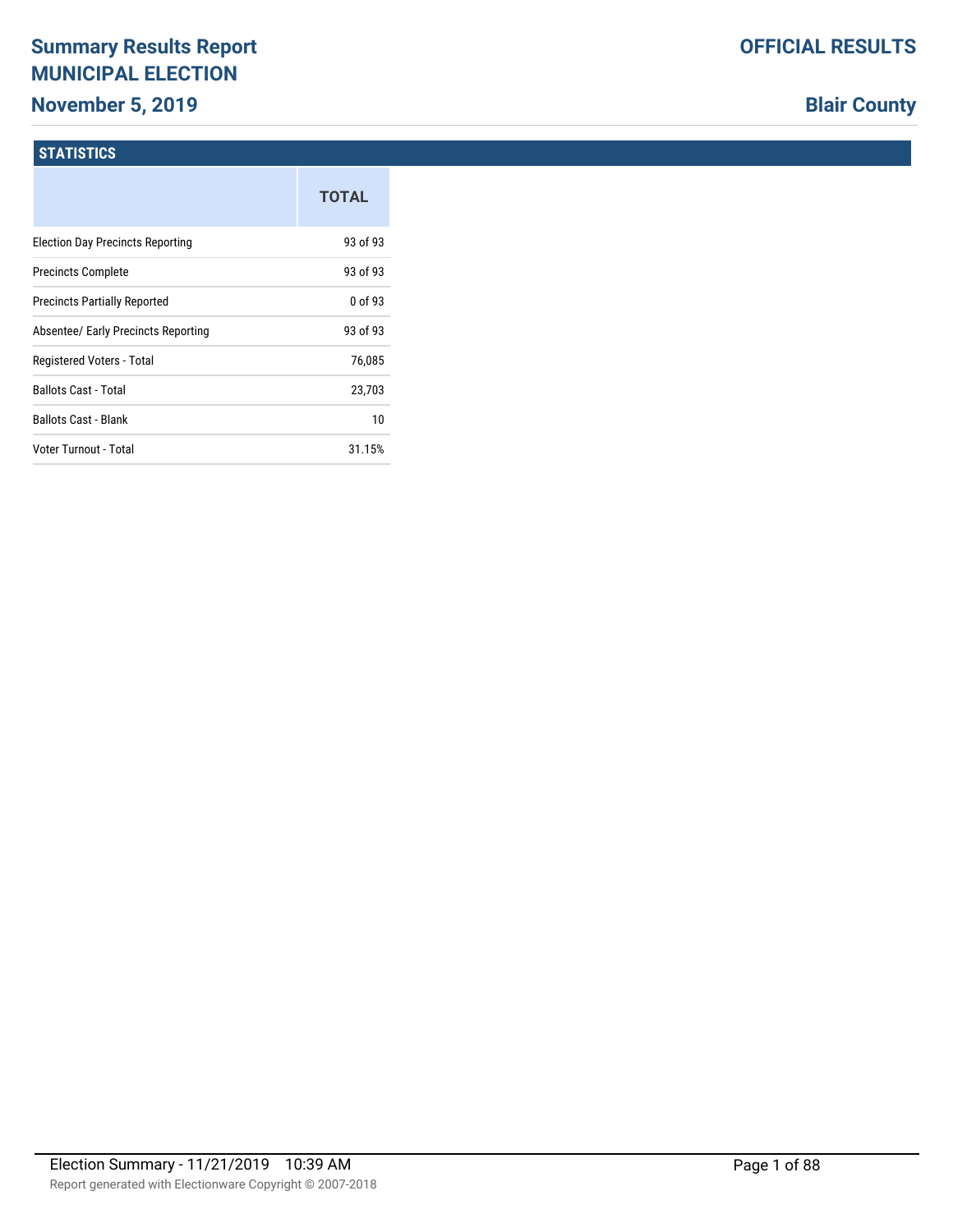# Summary Results Report
# MUNICIPAL ELECTION
## November 5, 2019

**OFFICIAL RESULTS**

**Blair County**

### STATISTICS

| | TOTAL |
|---|---|
| Election Day Precincts Reporting | 93 of 93 |
| Precincts Complete | 93 of 93 |
| Precincts Partially Reported | 0 of 93 |
| Absentee/ Early Precincts Reporting | 93 of 93 |
| Registered Voters - Total | 76,085 |
| Ballots Cast - Total | 23,703 |
| Ballots Cast - Blank | 10 |
| Voter Turnout - Total | 31.15% |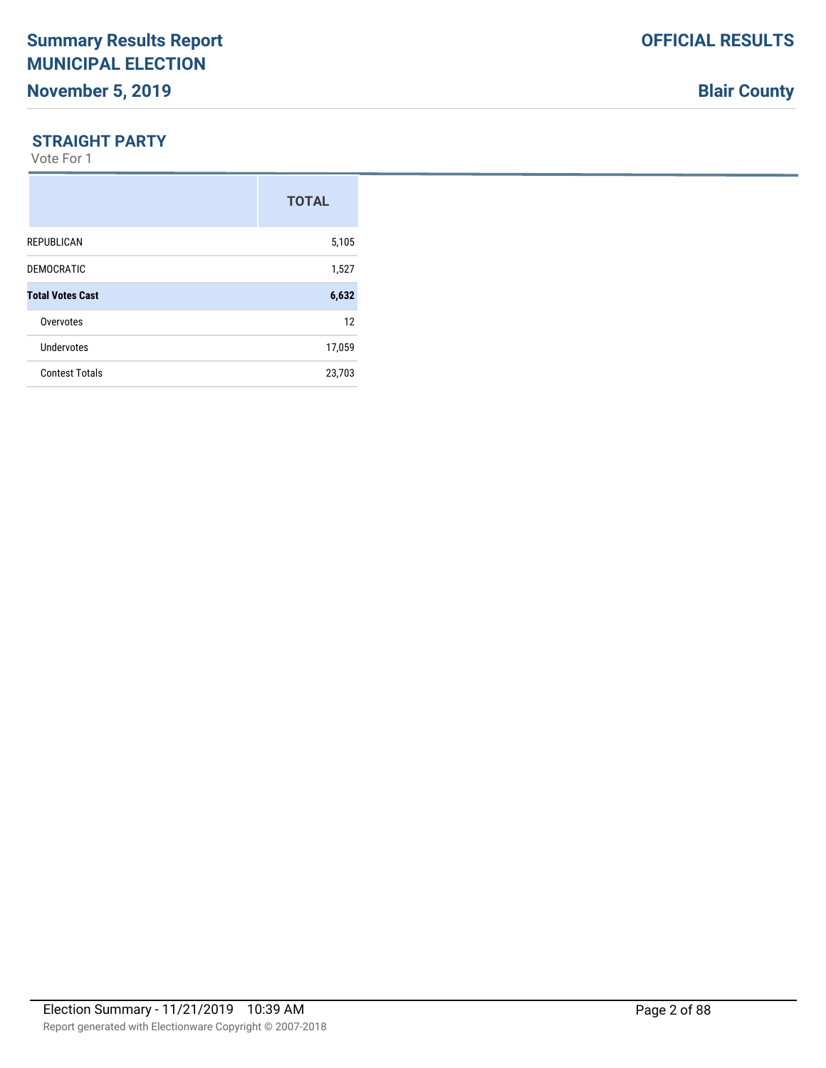## STRAIGHT PARTY

Vote For 1

| | TOTAL |
|---|---|
| REPUBLICAN | 5,105 |
| DEMOCRATIC | 1,527 |
| **Total Votes Cast** | **6,632** |
| Overvotes | 12 |
| Undervotes | 17,059 |
| Contest Totals | 23,703 |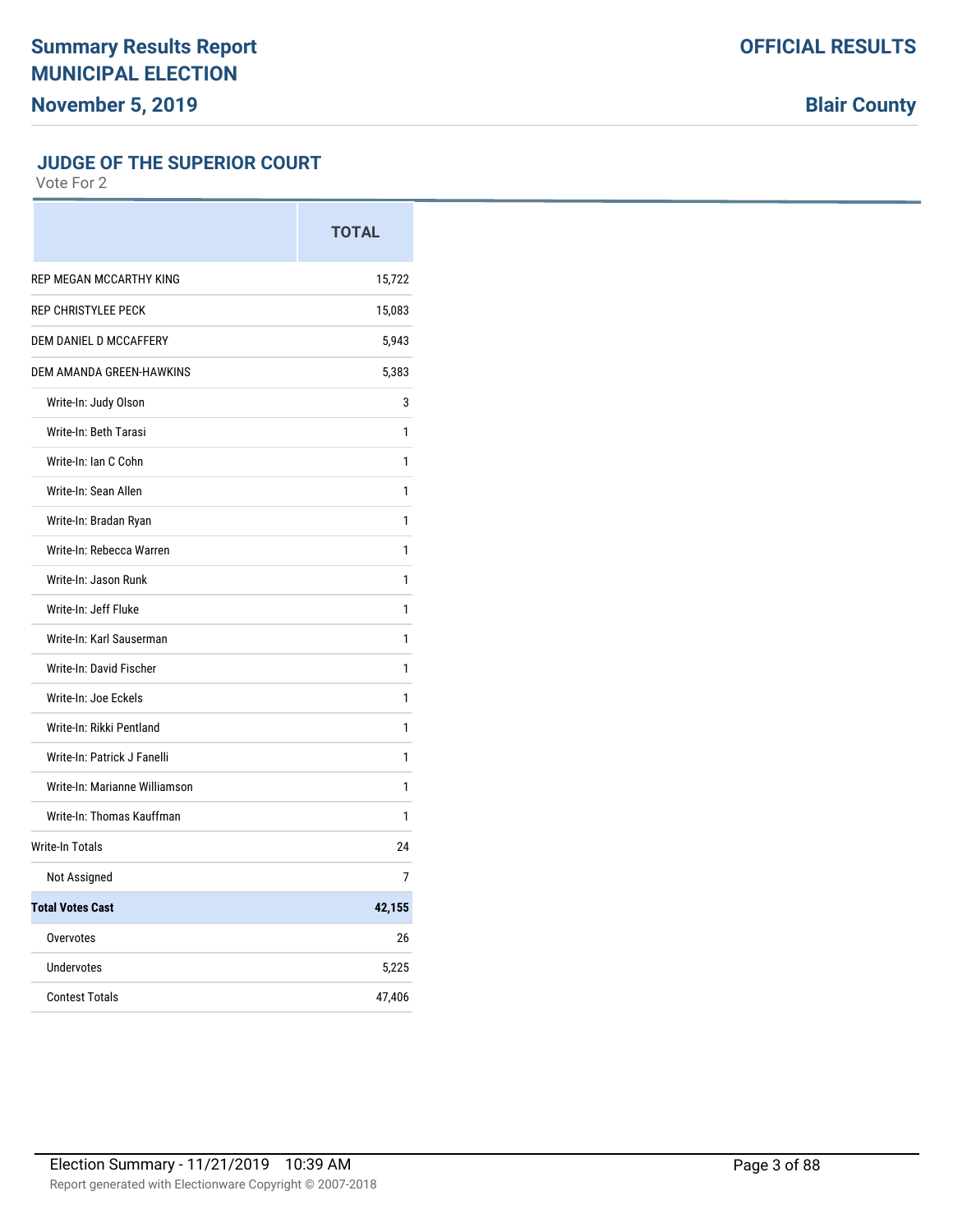# Summary Results Report
# MUNICIPAL ELECTION
## November 5, 2019

**OFFICIAL RESULTS**

**Blair County**

### JUDGE OF THE SUPERIOR COURT

Vote For 2

| | TOTAL |
|---|---|
| REP MEGAN MCCARTHY KING | 15,722 |
| REP CHRISTYLEE PECK | 15,083 |
| DEM DANIEL D MCCAFFERY | 5,943 |
| DEM AMANDA GREEN-HAWKINS | 5,383 |
| Write-In: Judy Olson | 3 |
| Write-In: Beth Tarasi | 1 |
| Write-In: Ian C Cohn | 1 |
| Write-In: Sean Allen | 1 |
| Write-In: Bradan Ryan | 1 |
| Write-In: Rebecca Warren | 1 |
| Write-In: Jason Runk | 1 |
| Write-In: Jeff Fluke | 1 |
| Write-In: Karl Sauserman | 1 |
| Write-In: David Fischer | 1 |
| Write-In: Joe Eckels | 1 |
| Write-In: Rikki Pentland | 1 |
| Write-In: Patrick J Fanelli | 1 |
| Write-In: Marianne Williamson | 1 |
| Write-In: Thomas Kauffman | 1 |
| Write-In Totals | 24 |
| Not Assigned | 7 |
| **Total Votes Cast** | **42,155** |
| Overvotes | 26 |
| Undervotes | 5,225 |
| Contest Totals | 47,406 |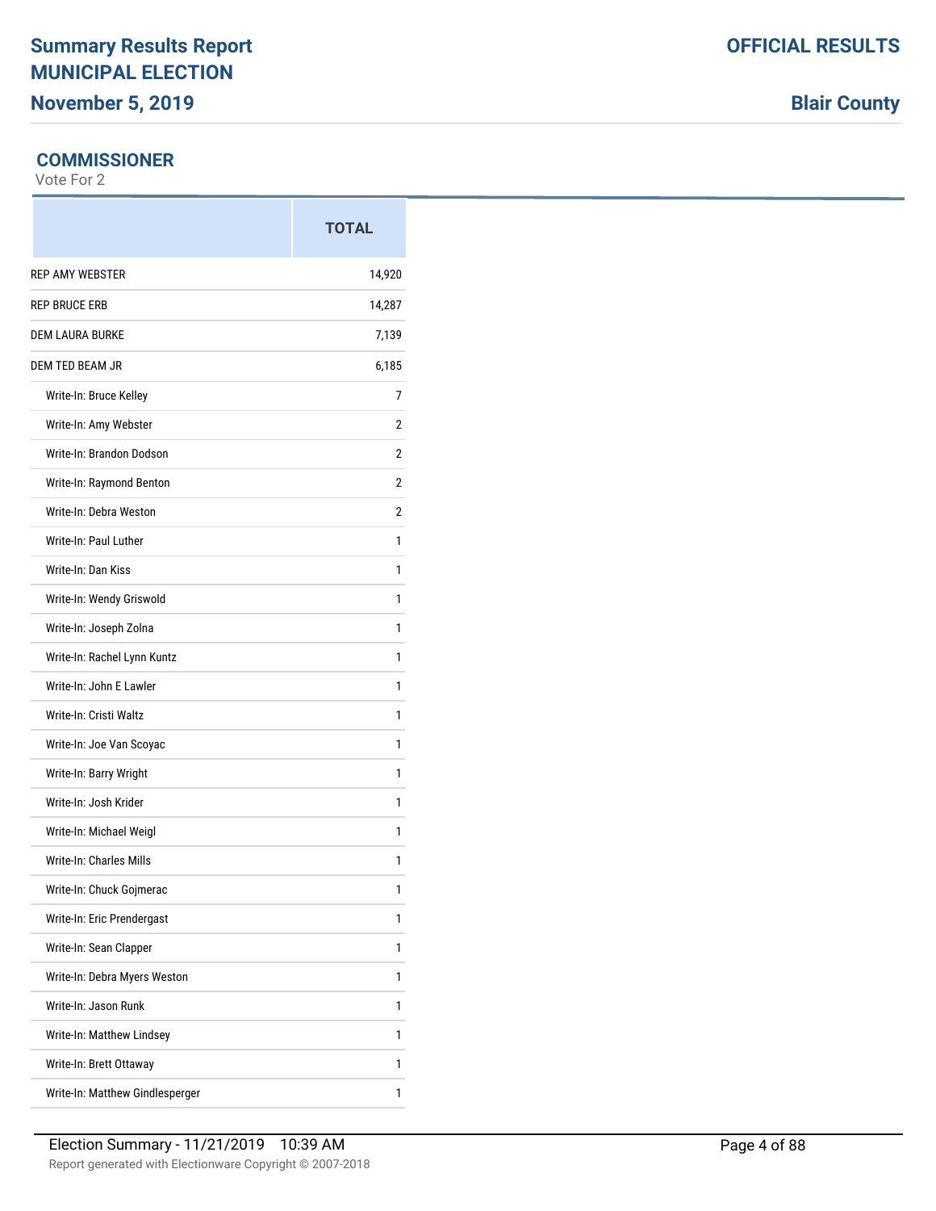**Summary Results Report**
**MUNICIPAL ELECTION**
**November 5, 2019**

**OFFICIAL RESULTS**

**Blair County**

## COMMISSIONER

Vote For 2

| | TOTAL |
|---|---|
| REP AMY WEBSTER | 14,920 |
| REP BRUCE ERB | 14,287 |
| DEM LAURA BURKE | 7,139 |
| DEM TED BEAM JR | 6,185 |
| Write-In: Bruce Kelley | 7 |
| Write-In: Amy Webster | 2 |
| Write-In: Brandon Dodson | 2 |
| Write-In: Raymond Benton | 2 |
| Write-In: Debra Weston | 2 |
| Write-In: Paul Luther | 1 |
| Write-In: Dan Kiss | 1 |
| Write-In: Wendy Griswold | 1 |
| Write-In: Joseph Zolna | 1 |
| Write-In: Rachel Lynn Kuntz | 1 |
| Write-In: John E Lawler | 1 |
| Write-In: Cristi Waltz | 1 |
| Write-In: Joe Van Scoyac | 1 |
| Write-In: Barry Wright | 1 |
| Write-In: Josh Krider | 1 |
| Write-In: Michael Weigl | 1 |
| Write-In: Charles Mills | 1 |
| Write-In: Chuck Gojmerac | 1 |
| Write-In: Eric Prendergast | 1 |
| Write-In: Sean Clapper | 1 |
| Write-In: Debra Myers Weston | 1 |
| Write-In: Jason Runk | 1 |
| Write-In: Matthew Lindsey | 1 |
| Write-In: Brett Ottaway | 1 |
| Write-In: Matthew Gindlesperger | 1 |

Election Summary - 11/21/2019 10:39 AM

Report generated with Electionware Copyright © 2007-2018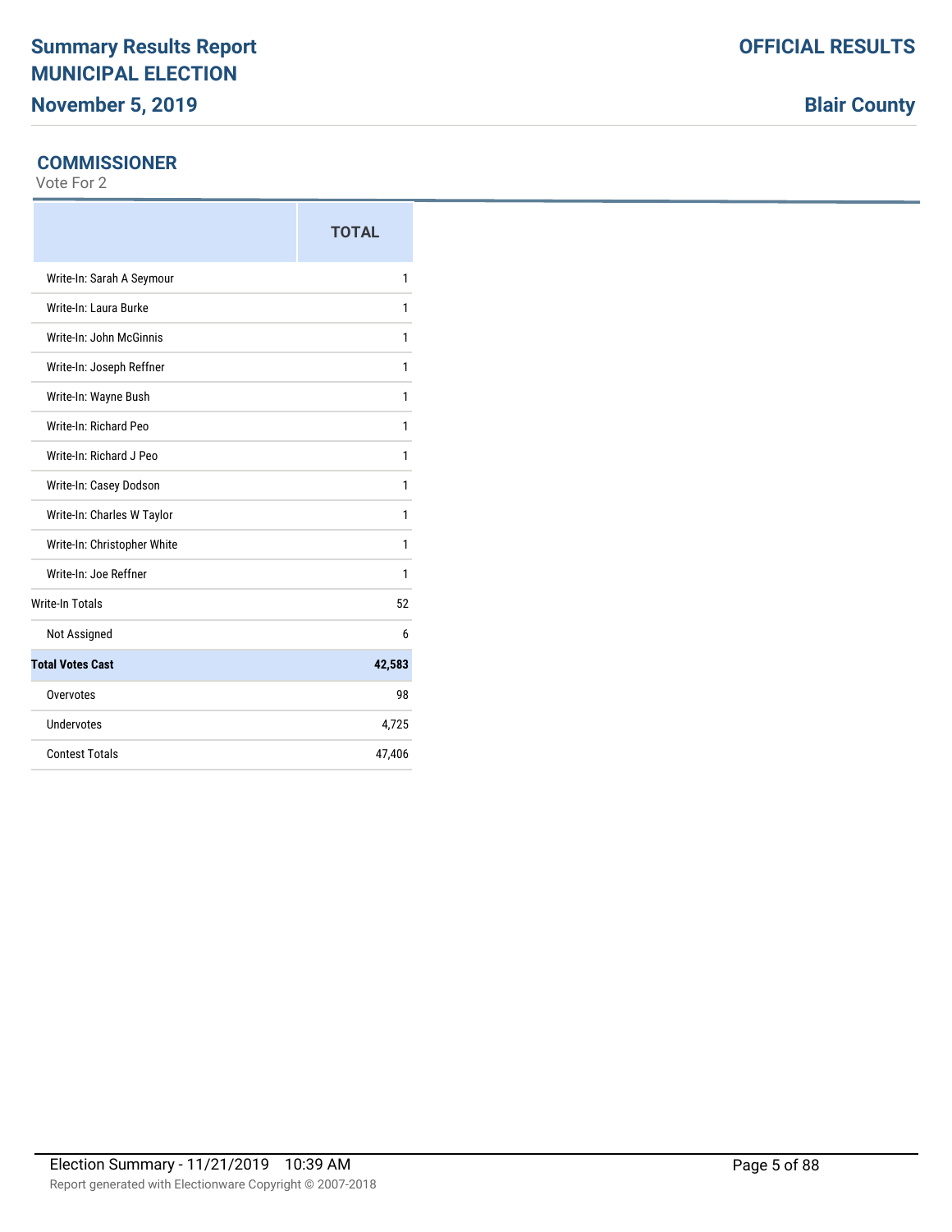## COMMISSIONER

Vote For 2

| | TOTAL |
|---|---|
| Write-In: Sarah A Seymour | 1 |
| Write-In: Laura Burke | 1 |
| Write-In: John McGinnis | 1 |
| Write-In: Joseph Reffner | 1 |
| Write-In: Wayne Bush | 1 |
| Write-In: Richard Peo | 1 |
| Write-In: Richard J Peo | 1 |
| Write-In: Casey Dodson | 1 |
| Write-In: Charles W Taylor | 1 |
| Write-In: Christopher White | 1 |
| Write-In: Joe Reffner | 1 |
| Write-In Totals | 52 |
| Not Assigned | 6 |
| **Total Votes Cast** | **42,583** |
| Overvotes | 98 |
| Undervotes | 4,725 |
| Contest Totals | 47,406 |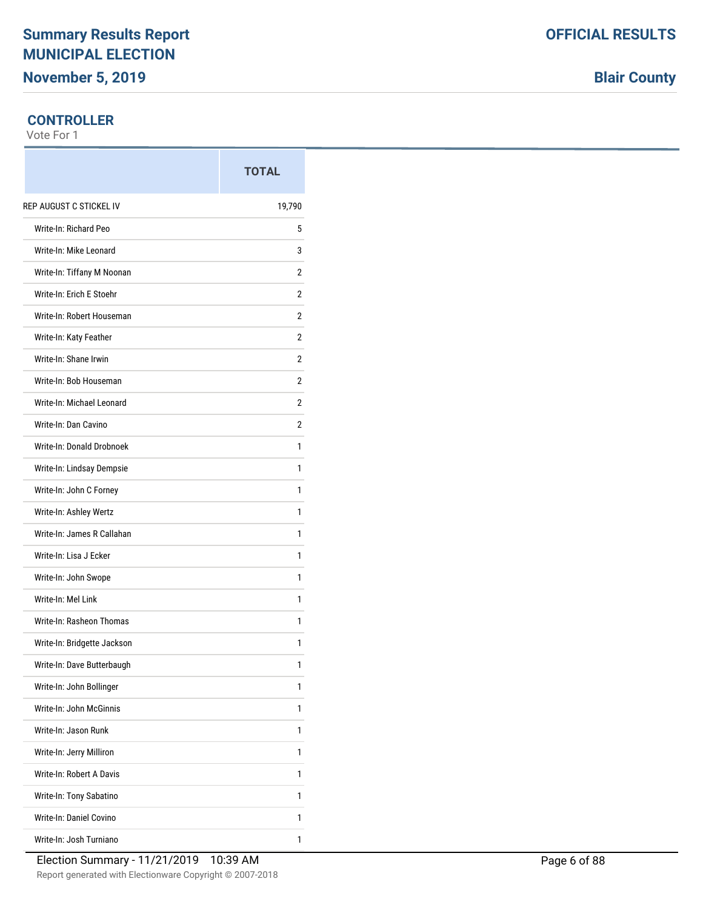## CONTROLLER

Vote For 1

| | TOTAL |
|---|---|
| REP AUGUST C STICKEL IV | 19,790 |
| Write-In: Richard Peo | 5 |
| Write-In: Mike Leonard | 3 |
| Write-In: Tiffany M Noonan | 2 |
| Write-In: Erich E Stoehr | 2 |
| Write-In: Robert Houseman | 2 |
| Write-In: Katy Feather | 2 |
| Write-In: Shane Irwin | 2 |
| Write-In: Bob Houseman | 2 |
| Write-In: Michael Leonard | 2 |
| Write-In: Dan Cavino | 2 |
| Write-In: Donald Drobnoek | 1 |
| Write-In: Lindsay Dempsie | 1 |
| Write-In: John C Forney | 1 |
| Write-In: Ashley Wertz | 1 |
| Write-In: James R Callahan | 1 |
| Write-In: Lisa J Ecker | 1 |
| Write-In: John Swope | 1 |
| Write-In: Mel Link | 1 |
| Write-In: Rasheon Thomas | 1 |
| Write-In: Bridgette Jackson | 1 |
| Write-In: Dave Butterbaugh | 1 |
| Write-In: John Bollinger | 1 |
| Write-In: John McGinnis | 1 |
| Write-In: Jason Runk | 1 |
| Write-In: Jerry Milliron | 1 |
| Write-In: Robert A Davis | 1 |
| Write-In: Tony Sabatino | 1 |
| Write-In: Daniel Covino | 1 |
| Write-In: Josh Turniano | 1 |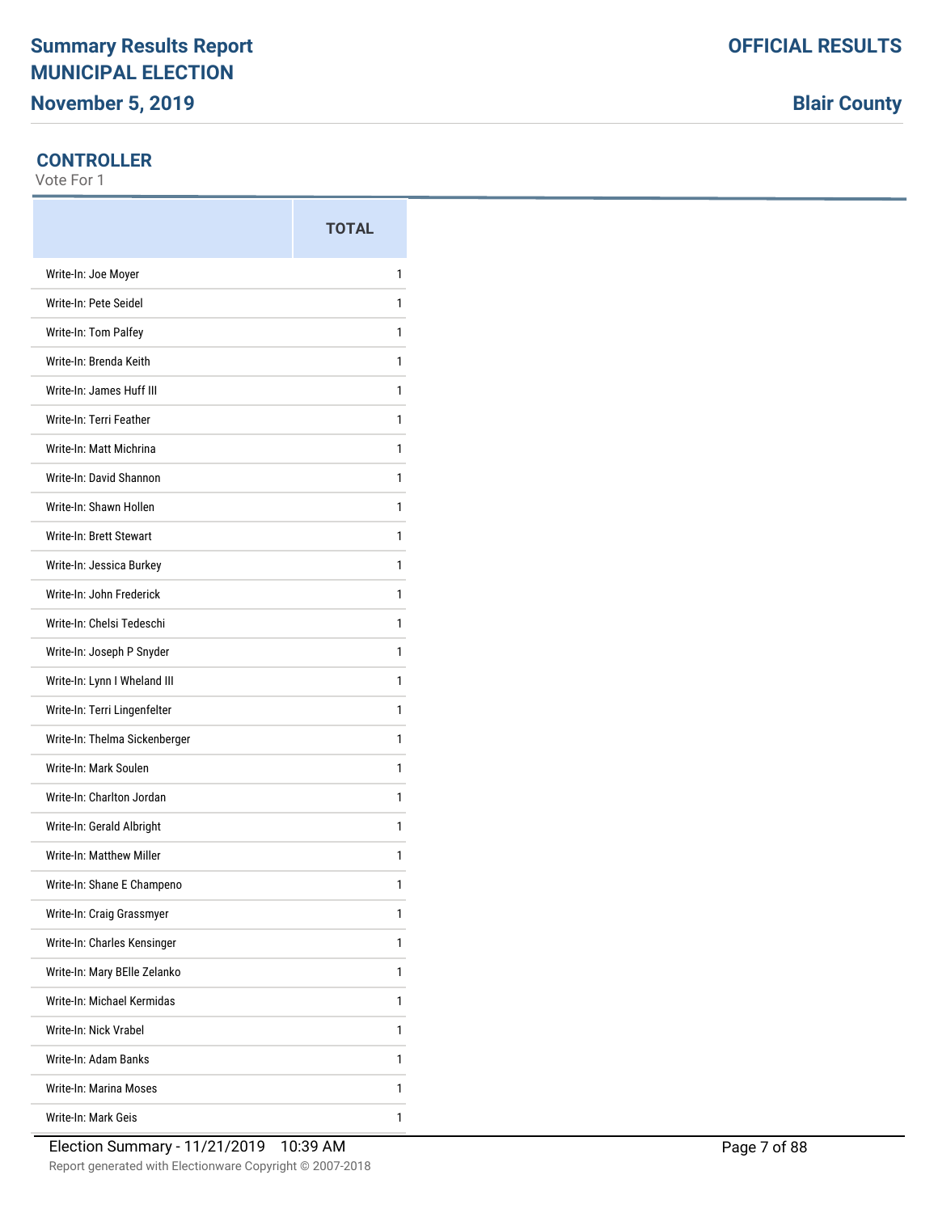## CONTROLLER

Vote For 1

| | TOTAL |
|---|---|
| Write-In: Joe Moyer | 1 |
| Write-In: Pete Seidel | 1 |
| Write-In: Tom Palfey | 1 |
| Write-In: Brenda Keith | 1 |
| Write-In: James Huff III | 1 |
| Write-In: Terri Feather | 1 |
| Write-In: Matt Michrina | 1 |
| Write-In: David Shannon | 1 |
| Write-In: Shawn Hollen | 1 |
| Write-In: Brett Stewart | 1 |
| Write-In: Jessica Burkey | 1 |
| Write-In: John Frederick | 1 |
| Write-In: Chelsi Tedeschi | 1 |
| Write-In: Joseph P Snyder | 1 |
| Write-In: Lynn I Wheland III | 1 |
| Write-In: Terri Lingenfelter | 1 |
| Write-In: Thelma Sickenberger | 1 |
| Write-In: Mark Soulen | 1 |
| Write-In: Charlton Jordan | 1 |
| Write-In: Gerald Albright | 1 |
| Write-In: Matthew Miller | 1 |
| Write-In: Shane E Champeno | 1 |
| Write-In: Craig Grassmyer | 1 |
| Write-In: Charles Kensinger | 1 |
| Write-In: Mary BElle Zelanko | 1 |
| Write-In: Michael Kermidas | 1 |
| Write-In: Nick Vrabel | 1 |
| Write-In: Adam Banks | 1 |
| Write-In: Marina Moses | 1 |
| Write-In: Mark Geis | 1 |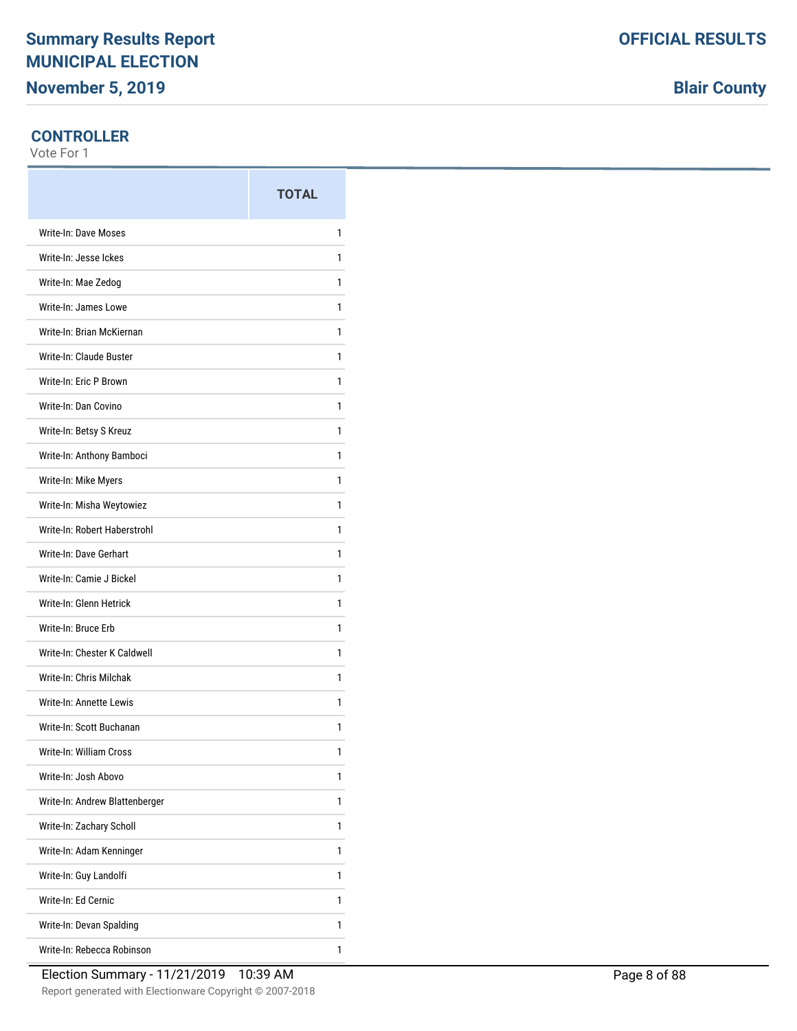## CONTROLLER

Vote For 1

| | TOTAL |
|---|---|
| Write-In: Dave Moses | 1 |
| Write-In: Jesse Ickes | 1 |
| Write-In: Mae Zedog | 1 |
| Write-In: James Lowe | 1 |
| Write-In: Brian McKiernan | 1 |
| Write-In: Claude Buster | 1 |
| Write-In: Eric P Brown | 1 |
| Write-In: Dan Covino | 1 |
| Write-In: Betsy S Kreuz | 1 |
| Write-In: Anthony Bamboci | 1 |
| Write-In: Mike Myers | 1 |
| Write-In: Misha Weytowiez | 1 |
| Write-In: Robert Haberstrohl | 1 |
| Write-In: Dave Gerhart | 1 |
| Write-In: Camie J Bickel | 1 |
| Write-In: Glenn Hetrick | 1 |
| Write-In: Bruce Erb | 1 |
| Write-In: Chester K Caldwell | 1 |
| Write-In: Chris Milchak | 1 |
| Write-In: Annette Lewis | 1 |
| Write-In: Scott Buchanan | 1 |
| Write-In: William Cross | 1 |
| Write-In: Josh Abovo | 1 |
| Write-In: Andrew Blattenberger | 1 |
| Write-In: Zachary Scholl | 1 |
| Write-In: Adam Kenninger | 1 |
| Write-In: Guy Landolfi | 1 |
| Write-In: Ed Cernic | 1 |
| Write-In: Devan Spalding | 1 |
| Write-In: Rebecca Robinson | 1 |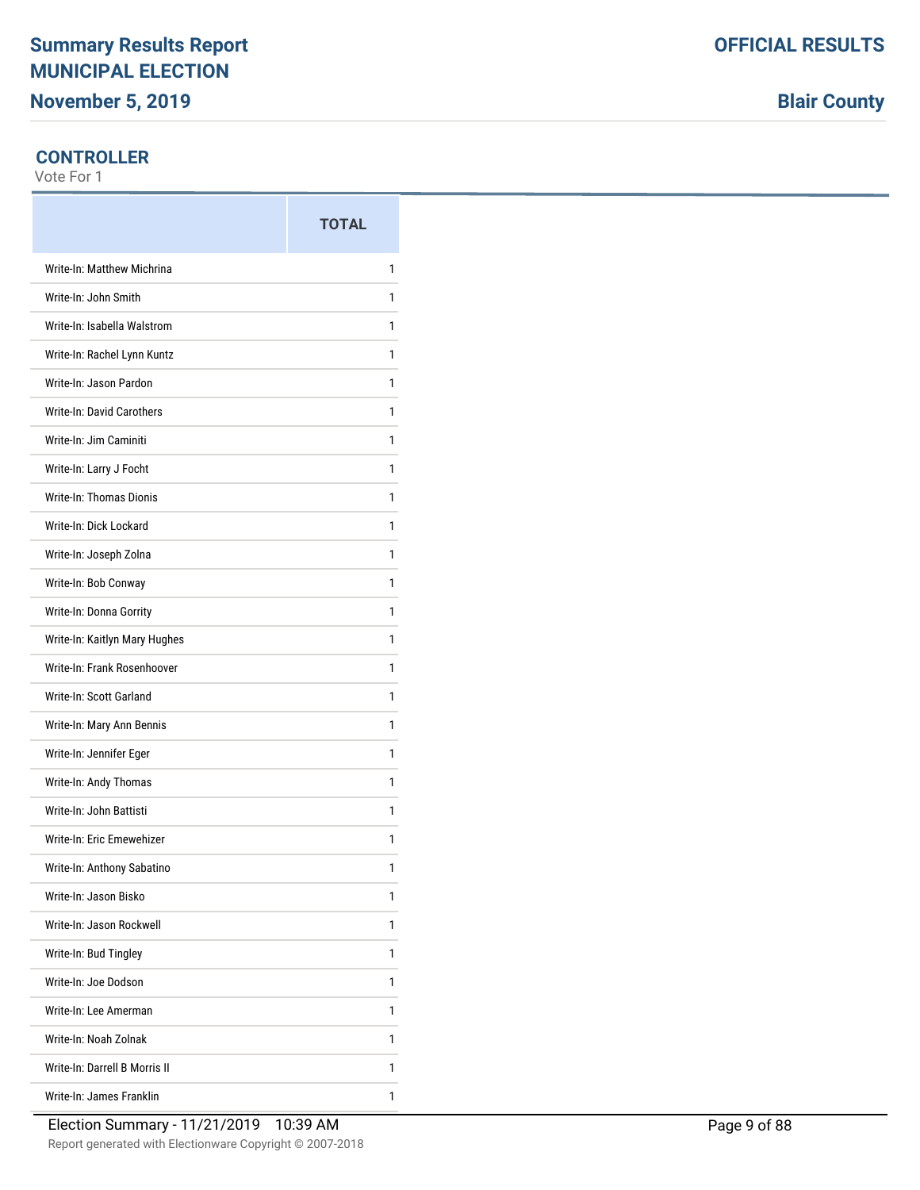## CONTROLLER

Vote For 1

| | TOTAL |
|---|---|
| Write-In: Matthew Michrina | 1 |
| Write-In: John Smith | 1 |
| Write-In: Isabella Walstrom | 1 |
| Write-In: Rachel Lynn Kuntz | 1 |
| Write-In: Jason Pardon | 1 |
| Write-In: David Carothers | 1 |
| Write-In: Jim Caminiti | 1 |
| Write-In: Larry J Focht | 1 |
| Write-In: Thomas Dionis | 1 |
| Write-In: Dick Lockard | 1 |
| Write-In: Joseph Zolna | 1 |
| Write-In: Bob Conway | 1 |
| Write-In: Donna Gorrity | 1 |
| Write-In: Kaitlyn Mary Hughes | 1 |
| Write-In: Frank Rosenhoover | 1 |
| Write-In: Scott Garland | 1 |
| Write-In: Mary Ann Bennis | 1 |
| Write-In: Jennifer Eger | 1 |
| Write-In: Andy Thomas | 1 |
| Write-In: John Battisti | 1 |
| Write-In: Eric Emewehizer | 1 |
| Write-In: Anthony Sabatino | 1 |
| Write-In: Jason Bisko | 1 |
| Write-In: Jason Rockwell | 1 |
| Write-In: Bud Tingley | 1 |
| Write-In: Joe Dodson | 1 |
| Write-In: Lee Amerman | 1 |
| Write-In: Noah Zolnak | 1 |
| Write-In: Darrell B Morris II | 1 |
| Write-In: James Franklin | 1 |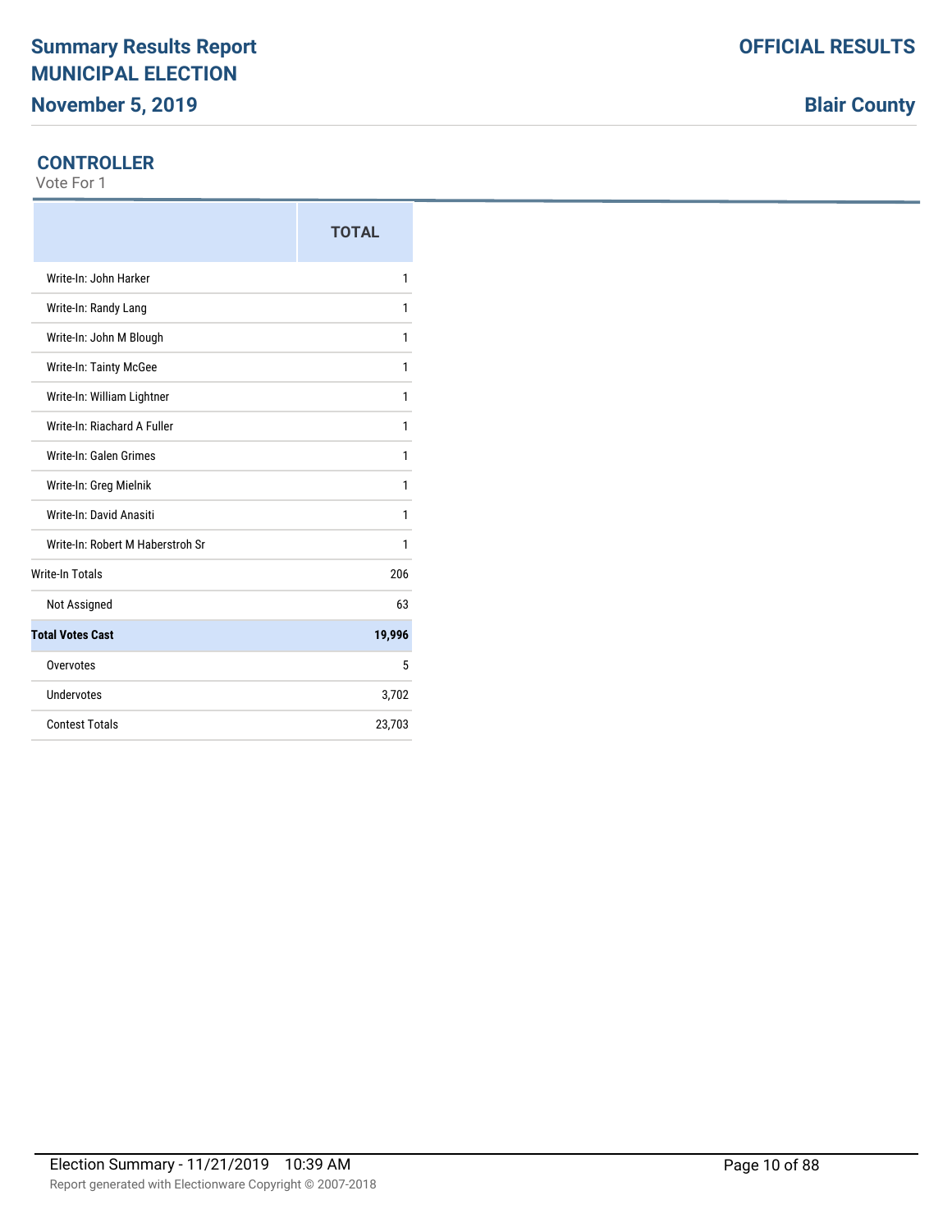## CONTROLLER

Vote For 1

| | TOTAL |
|---|---|
| Write-In: John Harker | 1 |
| Write-In: Randy Lang | 1 |
| Write-In: John M Blough | 1 |
| Write-In: Tainty McGee | 1 |
| Write-In: William Lightner | 1 |
| Write-In: Riachard A Fuller | 1 |
| Write-In: Galen Grimes | 1 |
| Write-In: Greg Mielnik | 1 |
| Write-In: David Anasiti | 1 |
| Write-In: Robert M Haberstroh Sr | 1 |
| Write-In Totals | 206 |
| Not Assigned | 63 |
| **Total Votes Cast** | **19,996** |
| Overvotes | 5 |
| Undervotes | 3,702 |
| Contest Totals | 23,703 |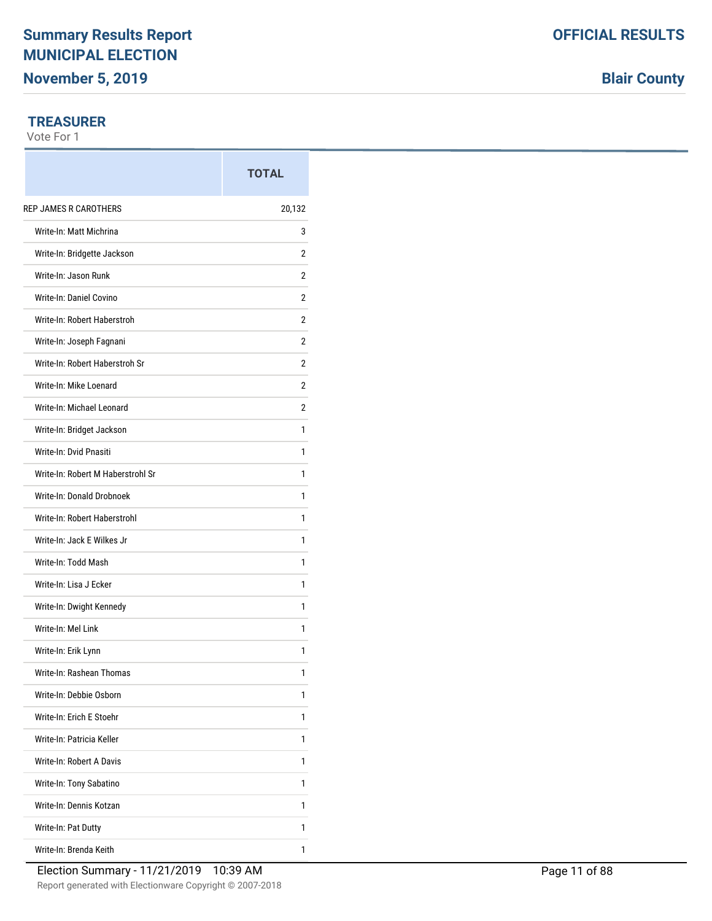# Summary Results Report
# MUNICIPAL ELECTION
## November 5, 2019

**OFFICIAL RESULTS**

**Blair County**

### TREASURER
Vote For 1

| | TOTAL |
|---|---|
| REP JAMES R CAROTHERS | 20,132 |
| Write-In: Matt Michrina | 3 |
| Write-In: Bridgette Jackson | 2 |
| Write-In: Jason Runk | 2 |
| Write-In: Daniel Covino | 2 |
| Write-In: Robert Haberstroh | 2 |
| Write-In: Joseph Fagnani | 2 |
| Write-In: Robert Haberstroh Sr | 2 |
| Write-In: Mike Loenard | 2 |
| Write-In: Michael Leonard | 2 |
| Write-In: Bridget Jackson | 1 |
| Write-In: Dvid Pnasiti | 1 |
| Write-In: Robert M Haberstrohl Sr | 1 |
| Write-In: Donald Drobnoek | 1 |
| Write-In: Robert Haberstrohl | 1 |
| Write-In: Jack E Wilkes Jr | 1 |
| Write-In: Todd Mash | 1 |
| Write-In: Lisa J Ecker | 1 |
| Write-In: Dwight Kennedy | 1 |
| Write-In: Mel Link | 1 |
| Write-In: Erik Lynn | 1 |
| Write-In: Rashean Thomas | 1 |
| Write-In: Debbie Osborn | 1 |
| Write-In: Erich E Stoehr | 1 |
| Write-In: Patricia Keller | 1 |
| Write-In: Robert A Davis | 1 |
| Write-In: Tony Sabatino | 1 |
| Write-In: Dennis Kotzan | 1 |
| Write-In: Pat Dutty | 1 |
| Write-In: Brenda Keith | 1 |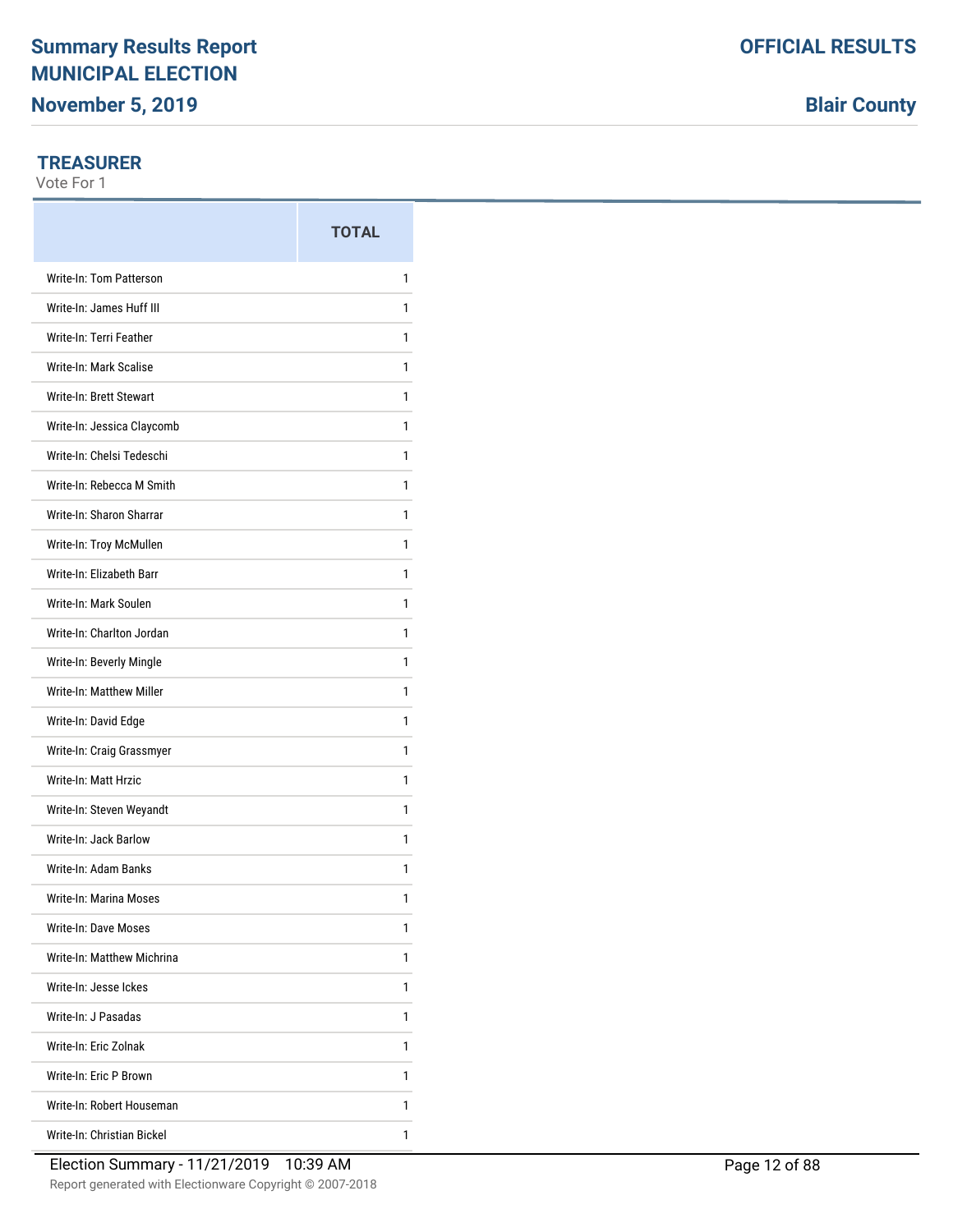# Summary Results Report

## MUNICIPAL ELECTION

**November 5, 2019**

**OFFICIAL RESULTS**

**Blair County**

### TREASURER

Vote For 1

| | TOTAL |
|---|---|
| Write-In: Tom Patterson | 1 |
| Write-In: James Huff III | 1 |
| Write-In: Terri Feather | 1 |
| Write-In: Mark Scalise | 1 |
| Write-In: Brett Stewart | 1 |
| Write-In: Jessica Claycomb | 1 |
| Write-In: Chelsi Tedeschi | 1 |
| Write-In: Rebecca M Smith | 1 |
| Write-In: Sharon Sharrar | 1 |
| Write-In: Troy McMullen | 1 |
| Write-In: Elizabeth Barr | 1 |
| Write-In: Mark Soulen | 1 |
| Write-In: Charlton Jordan | 1 |
| Write-In: Beverly Mingle | 1 |
| Write-In: Matthew Miller | 1 |
| Write-In: David Edge | 1 |
| Write-In: Craig Grassmyer | 1 |
| Write-In: Matt Hrzic | 1 |
| Write-In: Steven Weyandt | 1 |
| Write-In: Jack Barlow | 1 |
| Write-In: Adam Banks | 1 |
| Write-In: Marina Moses | 1 |
| Write-In: Dave Moses | 1 |
| Write-In: Matthew Michrina | 1 |
| Write-In: Jesse Ickes | 1 |
| Write-In: J Pasadas | 1 |
| Write-In: Eric Zolnak | 1 |
| Write-In: Eric P Brown | 1 |
| Write-In: Robert Houseman | 1 |
| Write-In: Christian Bickel | 1 |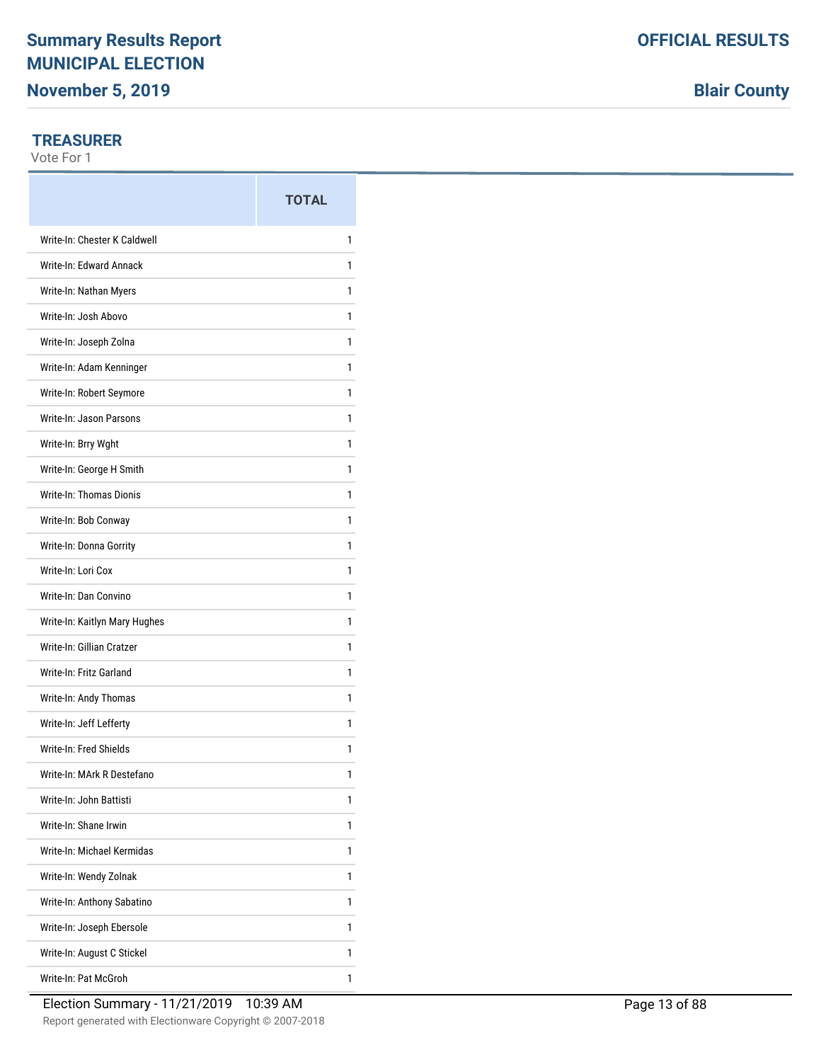## TREASURER

Vote For 1

| | TOTAL |
|---|---|
| Write-In: Chester K Caldwell | 1 |
| Write-In: Edward Annack | 1 |
| Write-In: Nathan Myers | 1 |
| Write-In: Josh Abovo | 1 |
| Write-In: Joseph Zolna | 1 |
| Write-In: Adam Kenninger | 1 |
| Write-In: Robert Seymore | 1 |
| Write-In: Jason Parsons | 1 |
| Write-In: Brry Wght | 1 |
| Write-In: George H Smith | 1 |
| Write-In: Thomas Dionis | 1 |
| Write-In: Bob Conway | 1 |
| Write-In: Donna Gorrity | 1 |
| Write-In: Lori Cox | 1 |
| Write-In: Dan Convino | 1 |
| Write-In: Kaitlyn Mary Hughes | 1 |
| Write-In: Gillian Cratzer | 1 |
| Write-In: Fritz Garland | 1 |
| Write-In: Andy Thomas | 1 |
| Write-In: Jeff Lefferty | 1 |
| Write-In: Fred Shields | 1 |
| Write-In: MArk R Destefano | 1 |
| Write-In: John Battisti | 1 |
| Write-In: Shane Irwin | 1 |
| Write-In: Michael Kermidas | 1 |
| Write-In: Wendy Zolnak | 1 |
| Write-In: Anthony Sabatino | 1 |
| Write-In: Joseph Ebersole | 1 |
| Write-In: August C Stickel | 1 |
| Write-In: Pat McGroh | 1 |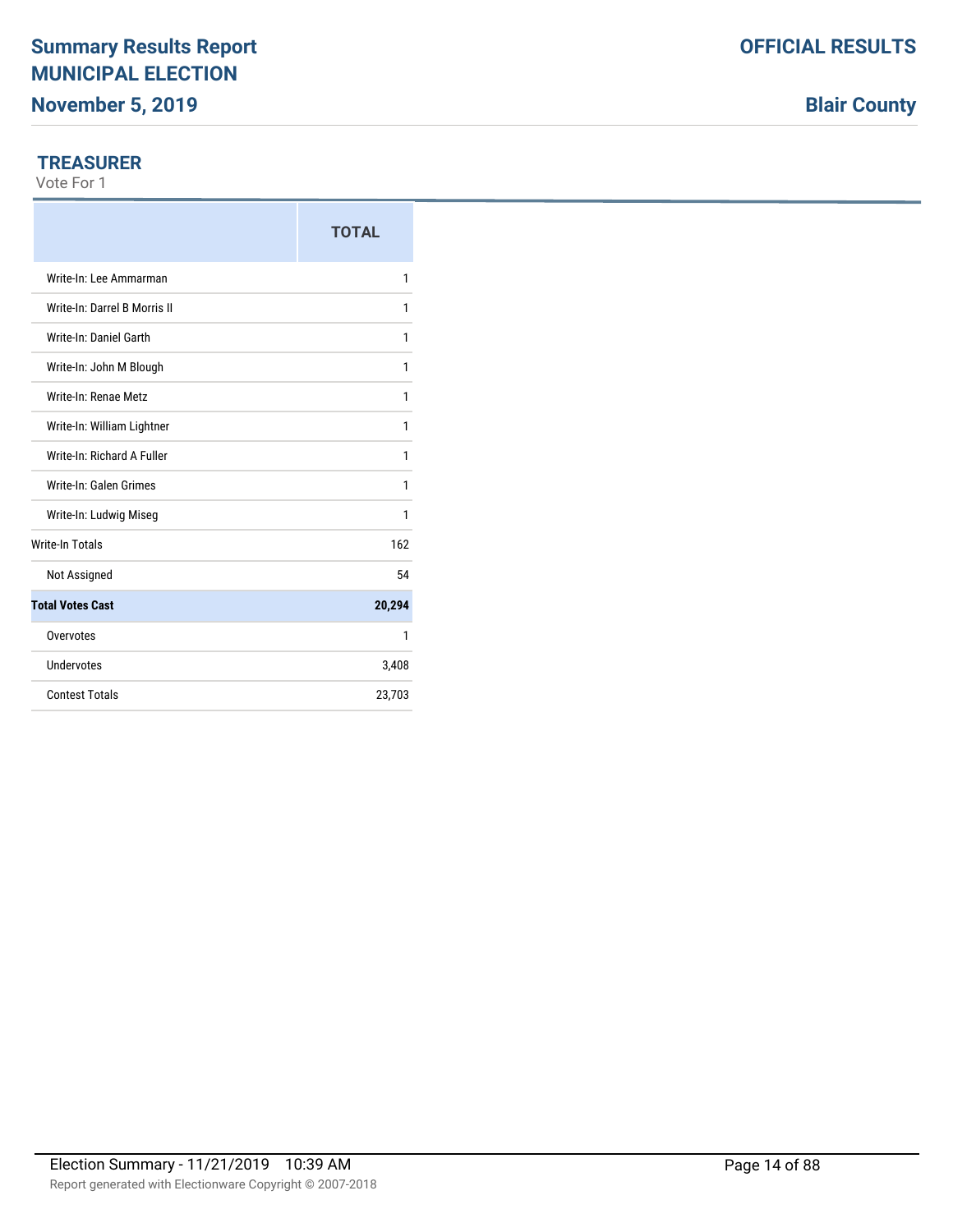## TREASURER

Vote For 1

| | TOTAL |
|---|---|
| Write-In: Lee Ammarman | 1 |
| Write-In: Darrel B Morris II | 1 |
| Write-In: Daniel Garth | 1 |
| Write-In: John M Blough | 1 |
| Write-In: Renae Metz | 1 |
| Write-In: William Lightner | 1 |
| Write-In: Richard A Fuller | 1 |
| Write-In: Galen Grimes | 1 |
| Write-In: Ludwig Miseg | 1 |
| Write-In Totals | 162 |
| Not Assigned | 54 |
| **Total Votes Cast** | **20,294** |
| Overvotes | 1 |
| Undervotes | 3,408 |
| Contest Totals | 23,703 |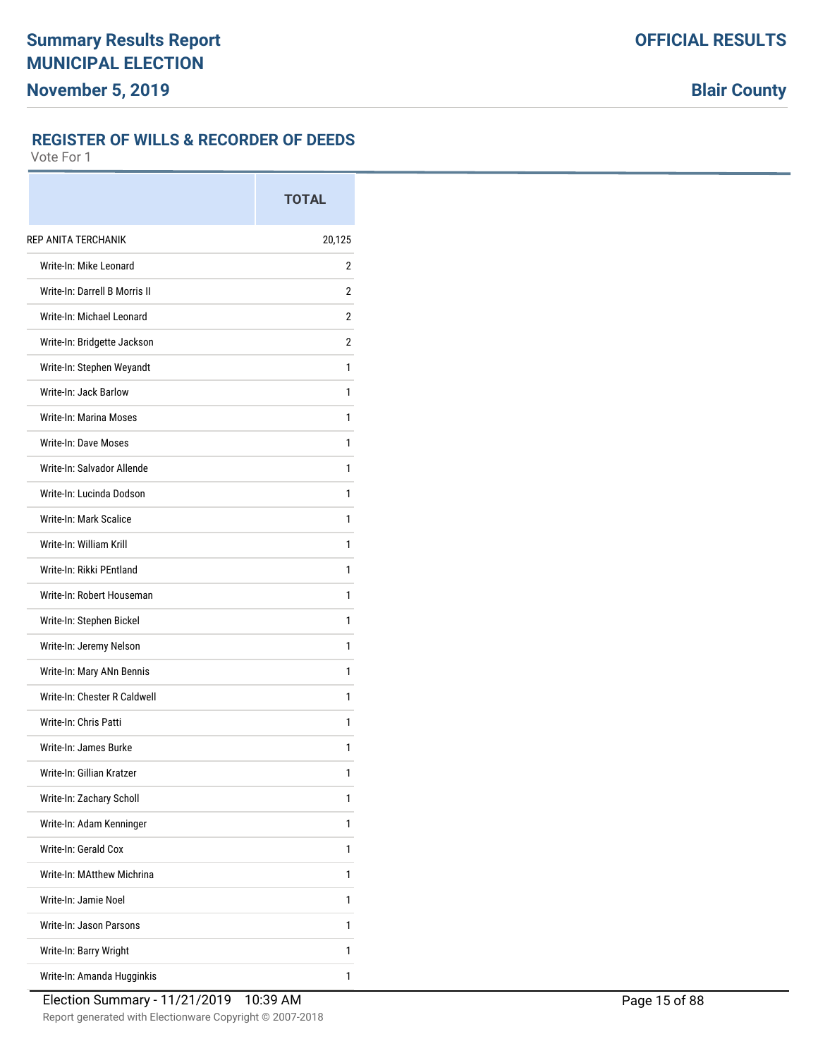## REGISTER OF WILLS & RECORDER OF DEEDS

Vote For 1

| | TOTAL |
|---|---|
| REP ANITA TERCHANIK | 20,125 |
| Write-In: Mike Leonard | 2 |
| Write-In: Darrell B Morris II | 2 |
| Write-In: Michael Leonard | 2 |
| Write-In: Bridgette Jackson | 2 |
| Write-In: Stephen Weyandt | 1 |
| Write-In: Jack Barlow | 1 |
| Write-In: Marina Moses | 1 |
| Write-In: Dave Moses | 1 |
| Write-In: Salvador Allende | 1 |
| Write-In: Lucinda Dodson | 1 |
| Write-In: Mark Scalice | 1 |
| Write-In: William Krill | 1 |
| Write-In: Rikki PEntland | 1 |
| Write-In: Robert Houseman | 1 |
| Write-In: Stephen Bickel | 1 |
| Write-In: Jeremy Nelson | 1 |
| Write-In: Mary ANn Bennis | 1 |
| Write-In: Chester R Caldwell | 1 |
| Write-In: Chris Patti | 1 |
| Write-In: James Burke | 1 |
| Write-In: Gillian Kratzer | 1 |
| Write-In: Zachary Scholl | 1 |
| Write-In: Adam Kenninger | 1 |
| Write-In: Gerald Cox | 1 |
| Write-In: MAtthew Michrina | 1 |
| Write-In: Jamie Noel | 1 |
| Write-In: Jason Parsons | 1 |
| Write-In: Barry Wright | 1 |
| Write-In: Amanda Hugginkis | 1 |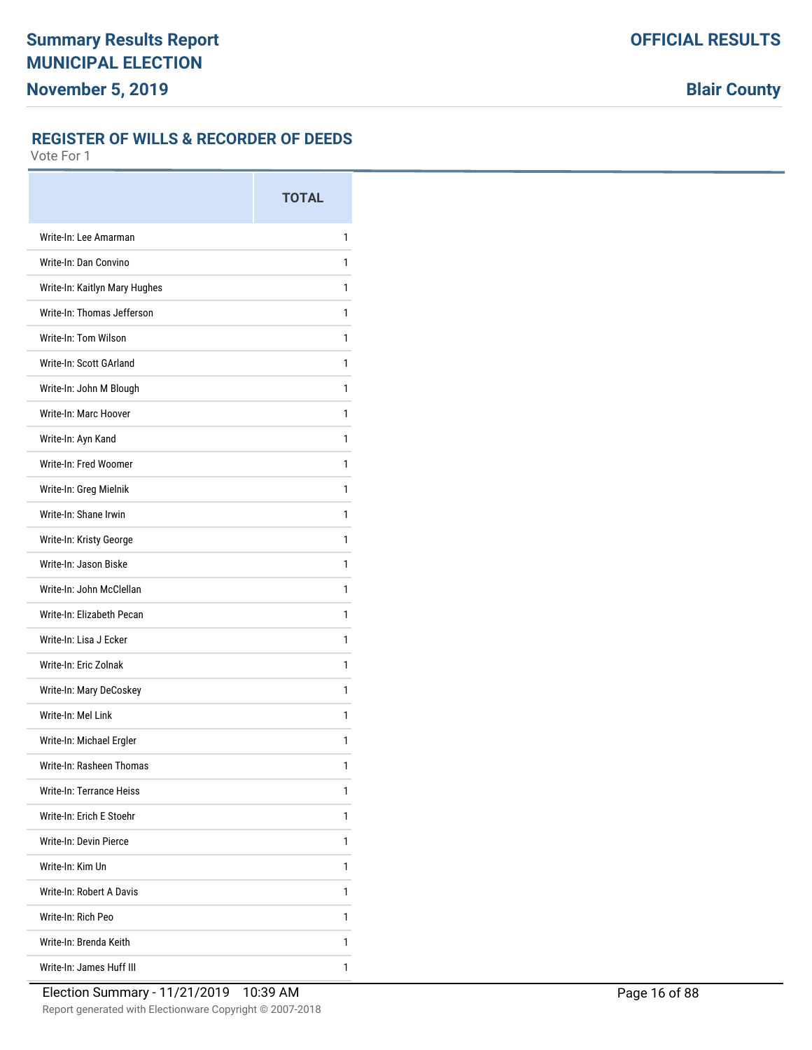## REGISTER OF WILLS & RECORDER OF DEEDS

Vote For 1

| | TOTAL |
|---|---|
| Write-In: Lee Amarman | 1 |
| Write-In: Dan Convino | 1 |
| Write-In: Kaitlyn Mary Hughes | 1 |
| Write-In: Thomas Jefferson | 1 |
| Write-In: Tom Wilson | 1 |
| Write-In: Scott GArland | 1 |
| Write-In: John M Blough | 1 |
| Write-In: Marc Hoover | 1 |
| Write-In: Ayn Kand | 1 |
| Write-In: Fred Woomer | 1 |
| Write-In: Greg Mielnik | 1 |
| Write-In: Shane Irwin | 1 |
| Write-In: Kristy George | 1 |
| Write-In: Jason Biske | 1 |
| Write-In: John McClellan | 1 |
| Write-In: Elizabeth Pecan | 1 |
| Write-In: Lisa J Ecker | 1 |
| Write-In: Eric Zolnak | 1 |
| Write-In: Mary DeCoskey | 1 |
| Write-In: Mel Link | 1 |
| Write-In: Michael Ergler | 1 |
| Write-In: Rasheen Thomas | 1 |
| Write-In: Terrance Heiss | 1 |
| Write-In: Erich E Stoehr | 1 |
| Write-In: Devin Pierce | 1 |
| Write-In: Kim Un | 1 |
| Write-In: Robert A Davis | 1 |
| Write-In: Rich Peo | 1 |
| Write-In: Brenda Keith | 1 |
| Write-In: James Huff III | 1 |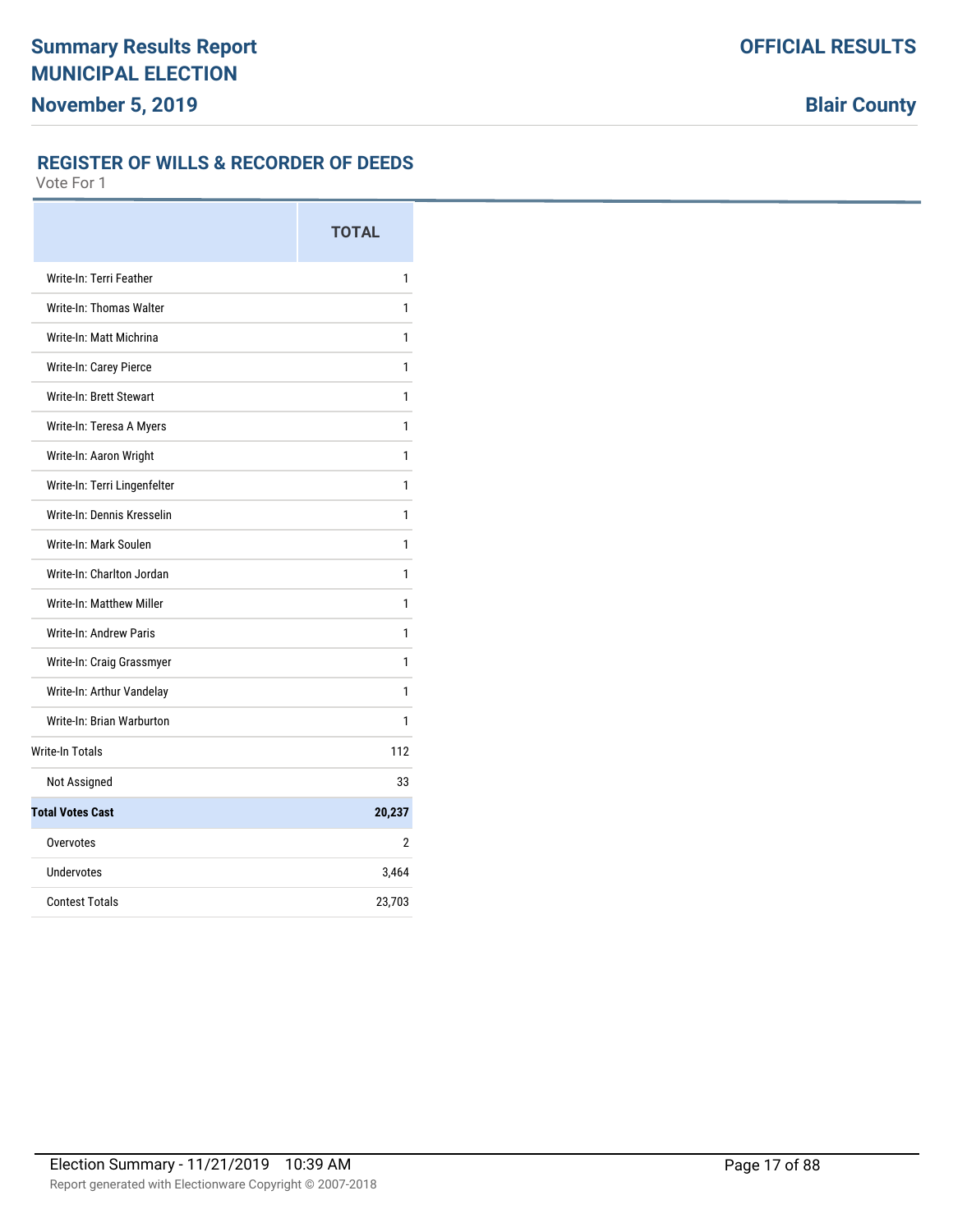## REGISTER OF WILLS & RECORDER OF DEEDS

Vote For 1

| | TOTAL |
|---|---|
| Write-In: Terri Feather | 1 |
| Write-In: Thomas Walter | 1 |
| Write-In: Matt Michrina | 1 |
| Write-In: Carey Pierce | 1 |
| Write-In: Brett Stewart | 1 |
| Write-In: Teresa A Myers | 1 |
| Write-In: Aaron Wright | 1 |
| Write-In: Terri Lingenfelter | 1 |
| Write-In: Dennis Kresselin | 1 |
| Write-In: Mark Soulen | 1 |
| Write-In: Charlton Jordan | 1 |
| Write-In: Matthew Miller | 1 |
| Write-In: Andrew Paris | 1 |
| Write-In: Craig Grassmyer | 1 |
| Write-In: Arthur Vandelay | 1 |
| Write-In: Brian Warburton | 1 |
| Write-In Totals | 112 |
| Not Assigned | 33 |
| **Total Votes Cast** | **20,237** |
| Overvotes | 2 |
| Undervotes | 3,464 |
| Contest Totals | 23,703 |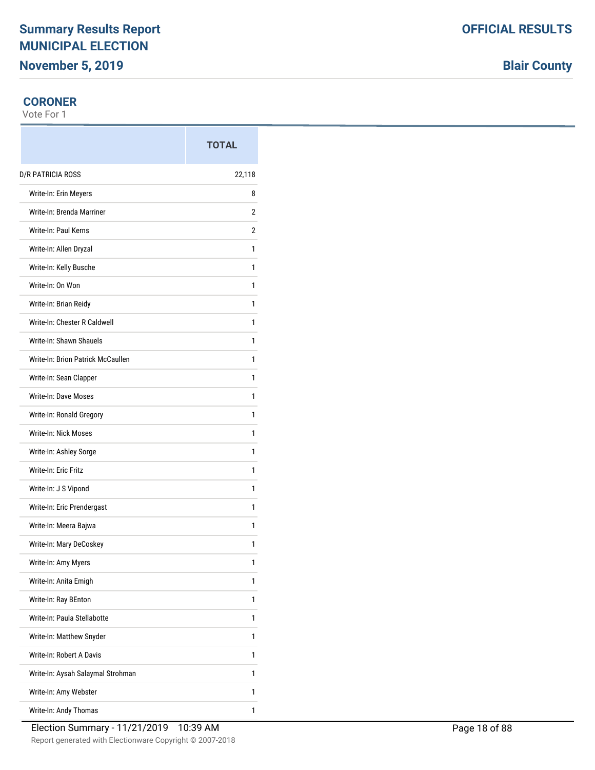# Summary Results Report
# MUNICIPAL ELECTION
## November 5, 2019

**OFFICIAL RESULTS**

**Blair County**

### CORONER
Vote For 1

| | TOTAL |
|---|---|
| D/R PATRICIA ROSS | 22,118 |
| Write-In: Erin Meyers | 8 |
| Write-In: Brenda Marriner | 2 |
| Write-In: Paul Kerns | 2 |
| Write-In: Allen Dryzal | 1 |
| Write-In: Kelly Busche | 1 |
| Write-In: On Won | 1 |
| Write-In: Brian Reidy | 1 |
| Write-In: Chester R Caldwell | 1 |
| Write-In: Shawn Shauels | 1 |
| Write-In: Brion Patrick McCaullen | 1 |
| Write-In: Sean Clapper | 1 |
| Write-In: Dave Moses | 1 |
| Write-In: Ronald Gregory | 1 |
| Write-In: Nick Moses | 1 |
| Write-In: Ashley Sorge | 1 |
| Write-In: Eric Fritz | 1 |
| Write-In: J S Vipond | 1 |
| Write-In: Eric Prendergast | 1 |
| Write-In: Meera Bajwa | 1 |
| Write-In: Mary DeCoskey | 1 |
| Write-In: Amy Myers | 1 |
| Write-In: Anita Emigh | 1 |
| Write-In: Ray BEnton | 1 |
| Write-In: Paula Stellabotte | 1 |
| Write-In: Matthew Snyder | 1 |
| Write-In: Robert A Davis | 1 |
| Write-In: Aysah Salaymal Strohman | 1 |
| Write-In: Amy Webster | 1 |
| Write-In: Andy Thomas | 1 |

Election Summary - 11/21/2019 10:39 AM

Report generated with Electionware Copyright © 2007-2018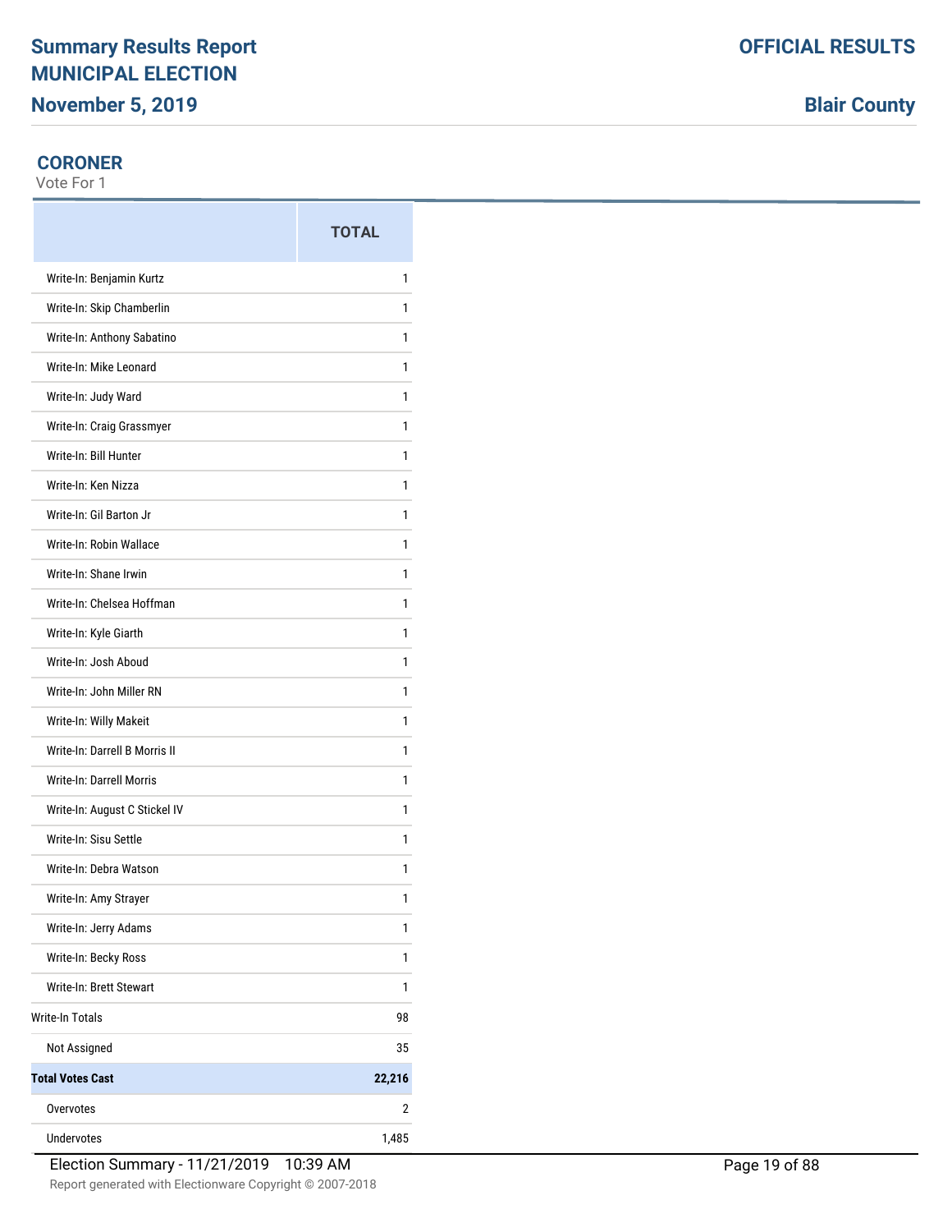Summary Results Report
MUNICIPAL ELECTION
November 5, 2019

OFFICIAL RESULTS
Blair County

## CORONER

Vote For 1

| | TOTAL |
|---|---|
| Write-In: Benjamin Kurtz | 1 |
| Write-In: Skip Chamberlin | 1 |
| Write-In: Anthony Sabatino | 1 |
| Write-In: Mike Leonard | 1 |
| Write-In: Judy Ward | 1 |
| Write-In: Craig Grassmyer | 1 |
| Write-In: Bill Hunter | 1 |
| Write-In: Ken Nizza | 1 |
| Write-In: Gil Barton Jr | 1 |
| Write-In: Robin Wallace | 1 |
| Write-In: Shane Irwin | 1 |
| Write-In: Chelsea Hoffman | 1 |
| Write-In: Kyle Giarth | 1 |
| Write-In: Josh Aboud | 1 |
| Write-In: John Miller RN | 1 |
| Write-In: Willy Makeit | 1 |
| Write-In: Darrell B Morris II | 1 |
| Write-In: Darrell Morris | 1 |
| Write-In: August C Stickel IV | 1 |
| Write-In: Sisu Settle | 1 |
| Write-In: Debra Watson | 1 |
| Write-In: Amy Strayer | 1 |
| Write-In: Jerry Adams | 1 |
| Write-In: Becky Ross | 1 |
| Write-In: Brett Stewart | 1 |
| Write-In Totals | 98 |
| Not Assigned | 35 |
| **Total Votes Cast** | **22,216** |
| Overvotes | 2 |
| Undervotes | 1,485 |

Election Summary - 11/21/2019 10:39 AM
Report generated with Electionware Copyright © 2007-2018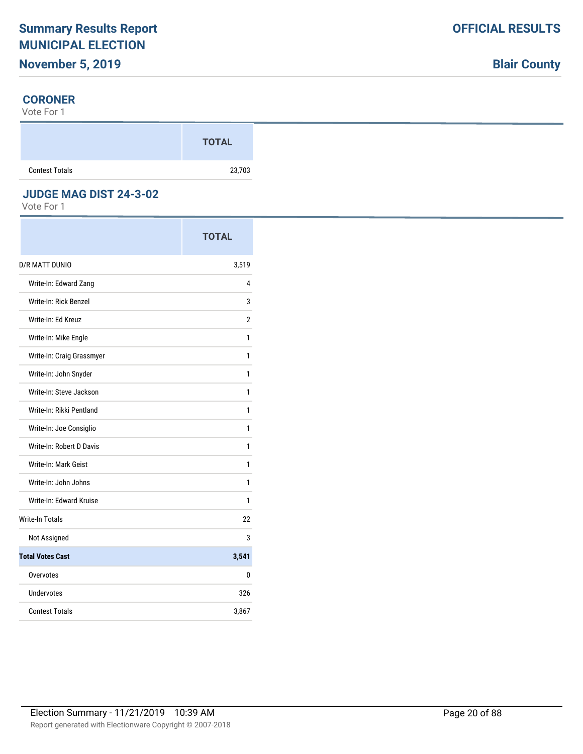# Summary Results Report
# MUNICIPAL ELECTION
## November 5, 2019

**OFFICIAL RESULTS**

**Blair County**

### CORONER

Vote For 1

| | TOTAL |
|---|---|
| Contest Totals | 23,703 |

### JUDGE MAG DIST 24-3-02

Vote For 1

| | TOTAL |
|---|---|
| D/R MATT DUNIO | 3,519 |
| Write-In: Edward Zang | 4 |
| Write-In: Rick Benzel | 3 |
| Write-In: Ed Kreuz | 2 |
| Write-In: Mike Engle | 1 |
| Write-In: Craig Grassmyer | 1 |
| Write-In: John Snyder | 1 |
| Write-In: Steve Jackson | 1 |
| Write-In: Rikki Pentland | 1 |
| Write-In: Joe Consiglio | 1 |
| Write-In: Robert D Davis | 1 |
| Write-In: Mark Geist | 1 |
| Write-In: John Johns | 1 |
| Write-In: Edward Kruise | 1 |
| Write-In Totals | 22 |
| Not Assigned | 3 |
| **Total Votes Cast** | **3,541** |
| Overvotes | 0 |
| Undervotes | 326 |
| Contest Totals | 3,867 |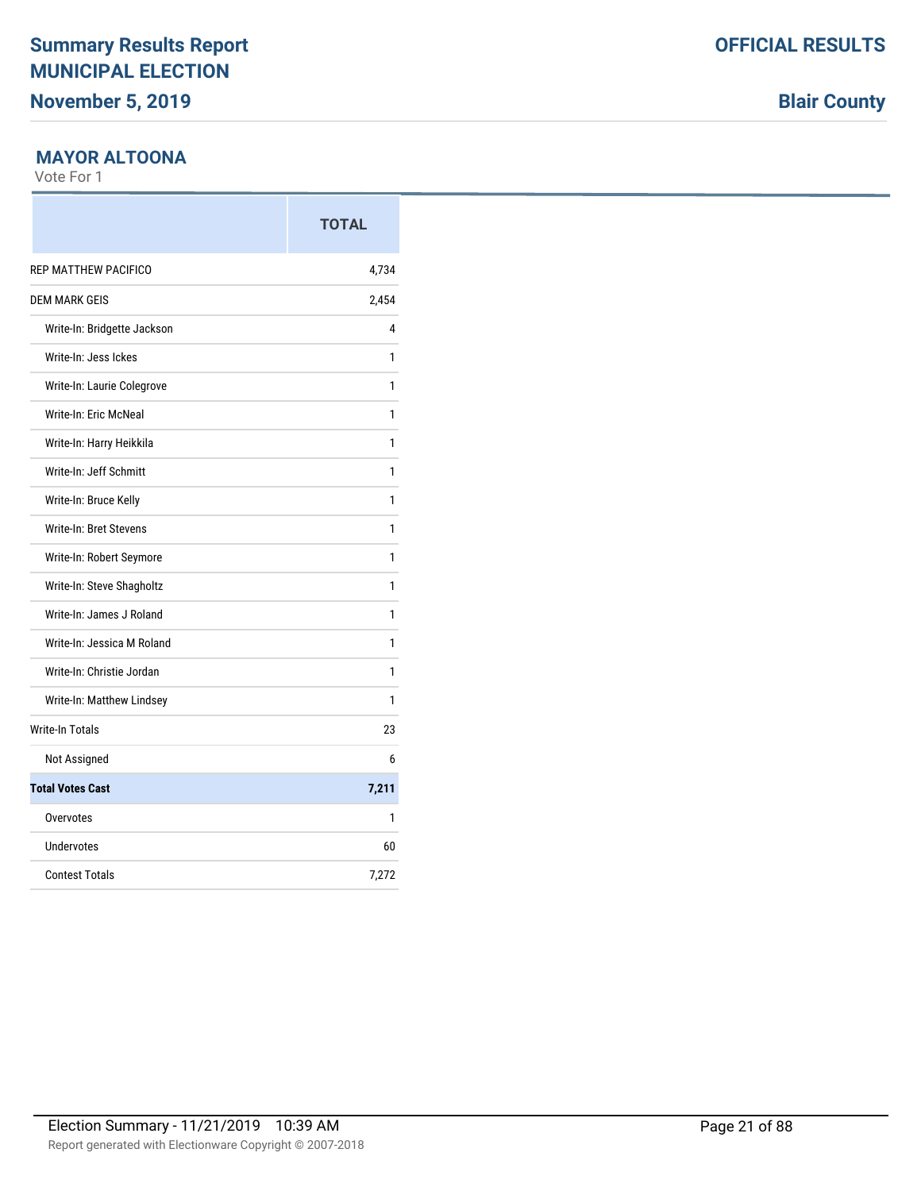# Summary Results Report
# MUNICIPAL ELECTION
## November 5, 2019

**OFFICIAL RESULTS**

**Blair County**

### MAYOR ALTOONA

Vote For 1

| | TOTAL |
|---|---|
| REP MATTHEW PACIFICO | 4,734 |
| DEM MARK GEIS | 2,454 |
| Write-In: Bridgette Jackson | 4 |
| Write-In: Jess Ickes | 1 |
| Write-In: Laurie Colegrove | 1 |
| Write-In: Eric McNeal | 1 |
| Write-In: Harry Heikkila | 1 |
| Write-In: Jeff Schmitt | 1 |
| Write-In: Bruce Kelly | 1 |
| Write-In: Bret Stevens | 1 |
| Write-In: Robert Seymore | 1 |
| Write-In: Steve Shagholtz | 1 |
| Write-In: James J Roland | 1 |
| Write-In: Jessica M Roland | 1 |
| Write-In: Christie Jordan | 1 |
| Write-In: Matthew Lindsey | 1 |
| Write-In Totals | 23 |
| Not Assigned | 6 |
| **Total Votes Cast** | **7,211** |
| Overvotes | 1 |
| Undervotes | 60 |
| Contest Totals | 7,272 |

Election Summary - 11/21/2019 10:39 AM

Report generated with Electionware Copyright © 2007-2018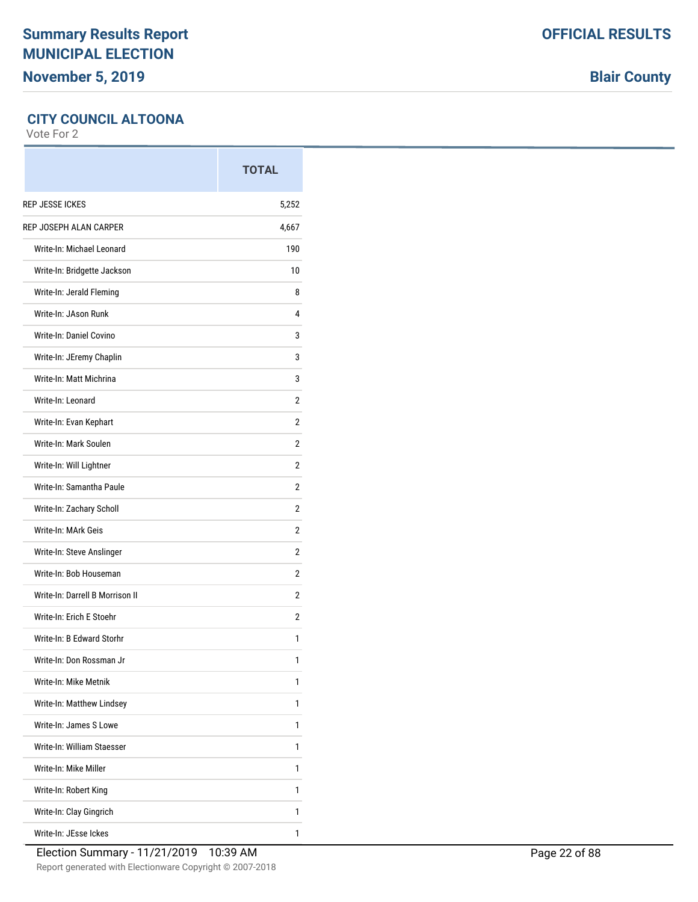## CITY COUNCIL ALTOONA

Vote For 2

| | TOTAL |
|---|---|
| REP JESSE ICKES | 5,252 |
| REP JOSEPH ALAN CARPER | 4,667 |
| Write-In: Michael Leonard | 190 |
| Write-In: Bridgette Jackson | 10 |
| Write-In: Jerald Fleming | 8 |
| Write-In: JAson Runk | 4 |
| Write-In: Daniel Covino | 3 |
| Write-In: JEremy Chaplin | 3 |
| Write-In: Matt Michrina | 3 |
| Write-In: Leonard | 2 |
| Write-In: Evan Kephart | 2 |
| Write-In: Mark Soulen | 2 |
| Write-In: Will Lightner | 2 |
| Write-In: Samantha Paule | 2 |
| Write-In: Zachary Scholl | 2 |
| Write-In: MArk Geis | 2 |
| Write-In: Steve Anslinger | 2 |
| Write-In: Bob Houseman | 2 |
| Write-In: Darrell B Morrison II | 2 |
| Write-In: Erich E Stoehr | 2 |
| Write-In: B Edward Storhr | 1 |
| Write-In: Don Rossman Jr | 1 |
| Write-In: Mike Metnik | 1 |
| Write-In: Matthew Lindsey | 1 |
| Write-In: James S Lowe | 1 |
| Write-In: William Staesser | 1 |
| Write-In: Mike Miller | 1 |
| Write-In: Robert King | 1 |
| Write-In: Clay Gingrich | 1 |
| Write-In: JEsse Ickes | 1 |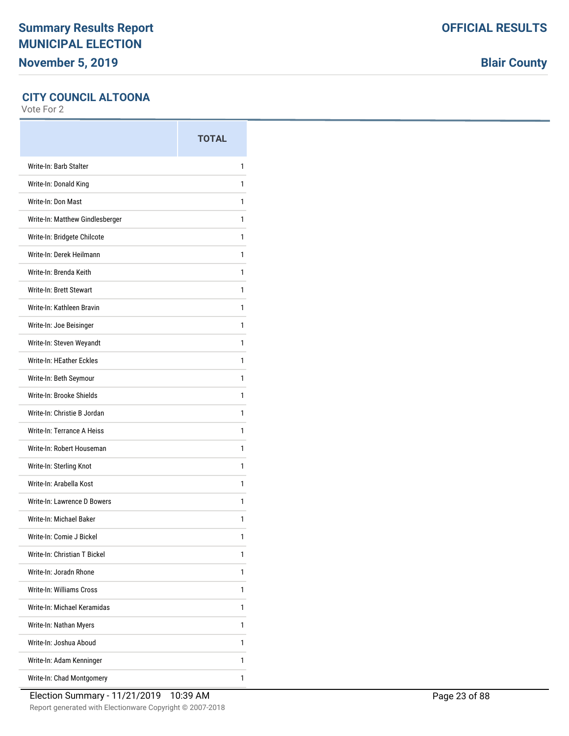# Summary Results Report
# MUNICIPAL ELECTION
## November 5, 2019

**OFFICIAL RESULTS**

**Blair County**

### CITY COUNCIL ALTOONA

Vote For 2

| | TOTAL |
|---|---|
| Write-In: Barb Stalter | 1 |
| Write-In: Donald King | 1 |
| Write-In: Don Mast | 1 |
| Write-In: Matthew Gindlesberger | 1 |
| Write-In: Bridgete Chilcote | 1 |
| Write-In: Derek Heilmann | 1 |
| Write-In: Brenda Keith | 1 |
| Write-In: Brett Stewart | 1 |
| Write-In: Kathleen Bravin | 1 |
| Write-In: Joe Beisinger | 1 |
| Write-In: Steven Weyandt | 1 |
| Write-In: HEather Eckles | 1 |
| Write-In: Beth Seymour | 1 |
| Write-In: Brooke Shields | 1 |
| Write-In: Christie B Jordan | 1 |
| Write-In: Terrance A Heiss | 1 |
| Write-In: Robert Houseman | 1 |
| Write-In: Sterling Knot | 1 |
| Write-In: Arabella Kost | 1 |
| Write-In: Lawrence D Bowers | 1 |
| Write-In: Michael Baker | 1 |
| Write-In: Comie J Bickel | 1 |
| Write-In: Christian T Bickel | 1 |
| Write-In: Joradn Rhone | 1 |
| Write-In: Williams Cross | 1 |
| Write-In: Michael Keramidas | 1 |
| Write-In: Nathan Myers | 1 |
| Write-In: Joshua Aboud | 1 |
| Write-In: Adam Kenninger | 1 |
| Write-In: Chad Montgomery | 1 |

Election Summary - 11/21/2019 10:39 AM

Report generated with Electionware Copyright © 2007-2018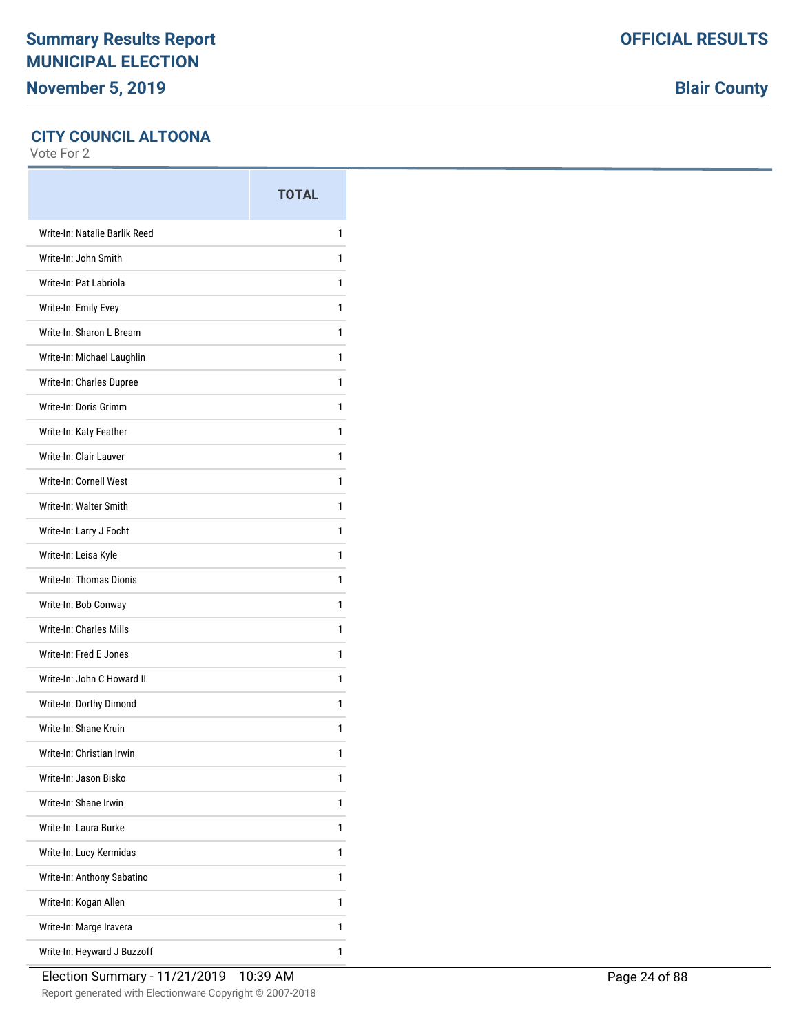# Summary Results Report
# MUNICIPAL ELECTION
## November 5, 2019

**OFFICIAL RESULTS**

**Blair County**

### CITY COUNCIL ALTOONA

Vote For 2

| | TOTAL |
|---|---|
| Write-In: Natalie Barlik Reed | 1 |
| Write-In: John Smith | 1 |
| Write-In: Pat Labriola | 1 |
| Write-In: Emily Evey | 1 |
| Write-In: Sharon L Bream | 1 |
| Write-In: Michael Laughlin | 1 |
| Write-In: Charles Dupree | 1 |
| Write-In: Doris Grimm | 1 |
| Write-In: Katy Feather | 1 |
| Write-In: Clair Lauver | 1 |
| Write-In: Cornell West | 1 |
| Write-In: Walter Smith | 1 |
| Write-In: Larry J Focht | 1 |
| Write-In: Leisa Kyle | 1 |
| Write-In: Thomas Dionis | 1 |
| Write-In: Bob Conway | 1 |
| Write-In: Charles Mills | 1 |
| Write-In: Fred E Jones | 1 |
| Write-In: John C Howard II | 1 |
| Write-In: Dorthy Dimond | 1 |
| Write-In: Shane Kruin | 1 |
| Write-In: Christian Irwin | 1 |
| Write-In: Jason Bisko | 1 |
| Write-In: Shane Irwin | 1 |
| Write-In: Laura Burke | 1 |
| Write-In: Lucy Kermidas | 1 |
| Write-In: Anthony Sabatino | 1 |
| Write-In: Kogan Allen | 1 |
| Write-In: Marge Iravera | 1 |
| Write-In: Heyward J Buzzoff | 1 |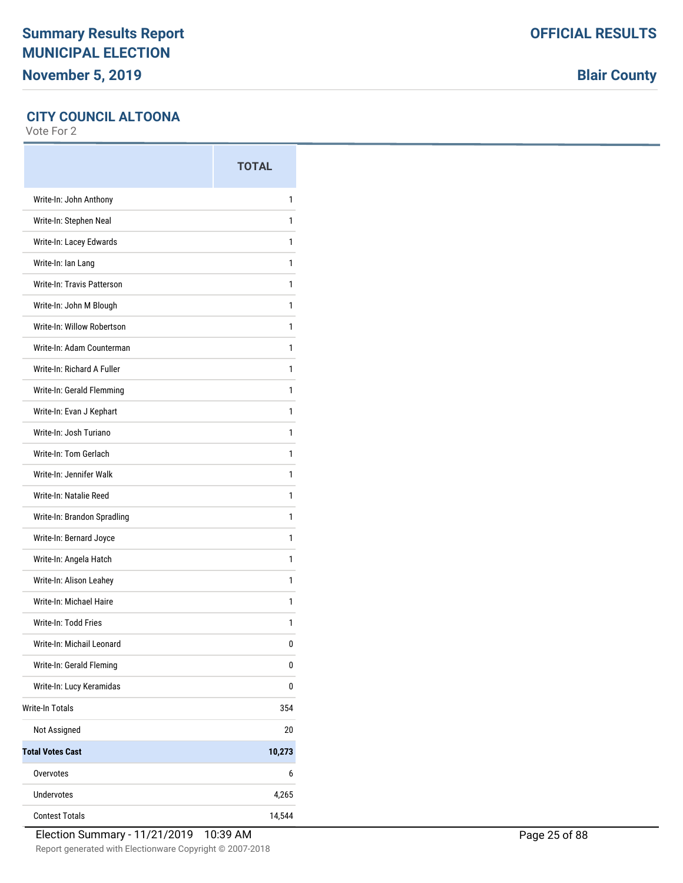# Summary Results Report MUNICIPAL ELECTION

**November 5, 2019**

**OFFICIAL RESULTS**

**Blair County**

## CITY COUNCIL ALTOONA

Vote For 2

| | TOTAL |
|---|---|
| Write-In: John Anthony | 1 |
| Write-In: Stephen Neal | 1 |
| Write-In: Lacey Edwards | 1 |
| Write-In: Ian Lang | 1 |
| Write-In: Travis Patterson | 1 |
| Write-In: John M Blough | 1 |
| Write-In: Willow Robertson | 1 |
| Write-In: Adam Counterman | 1 |
| Write-In: Richard A Fuller | 1 |
| Write-In: Gerald Flemming | 1 |
| Write-In: Evan J Kephart | 1 |
| Write-In: Josh Turiano | 1 |
| Write-In: Tom Gerlach | 1 |
| Write-In: Jennifer Walk | 1 |
| Write-In: Natalie Reed | 1 |
| Write-In: Brandon Spradling | 1 |
| Write-In: Bernard Joyce | 1 |
| Write-In: Angela Hatch | 1 |
| Write-In: Alison Leahey | 1 |
| Write-In: Michael Haire | 1 |
| Write-In: Todd Fries | 1 |
| Write-In: Michail Leonard | 0 |
| Write-In: Gerald Fleming | 0 |
| Write-In: Lucy Keramidas | 0 |
| Write-In Totals | 354 |
| Not Assigned | 20 |
| **Total Votes Cast** | **10,273** |
| Overvotes | 6 |
| Undervotes | 4,265 |
| Contest Totals | 14,544 |

Election Summary - 11/21/2019 10:39 AM

Report generated with Electionware Copyright © 2007-2018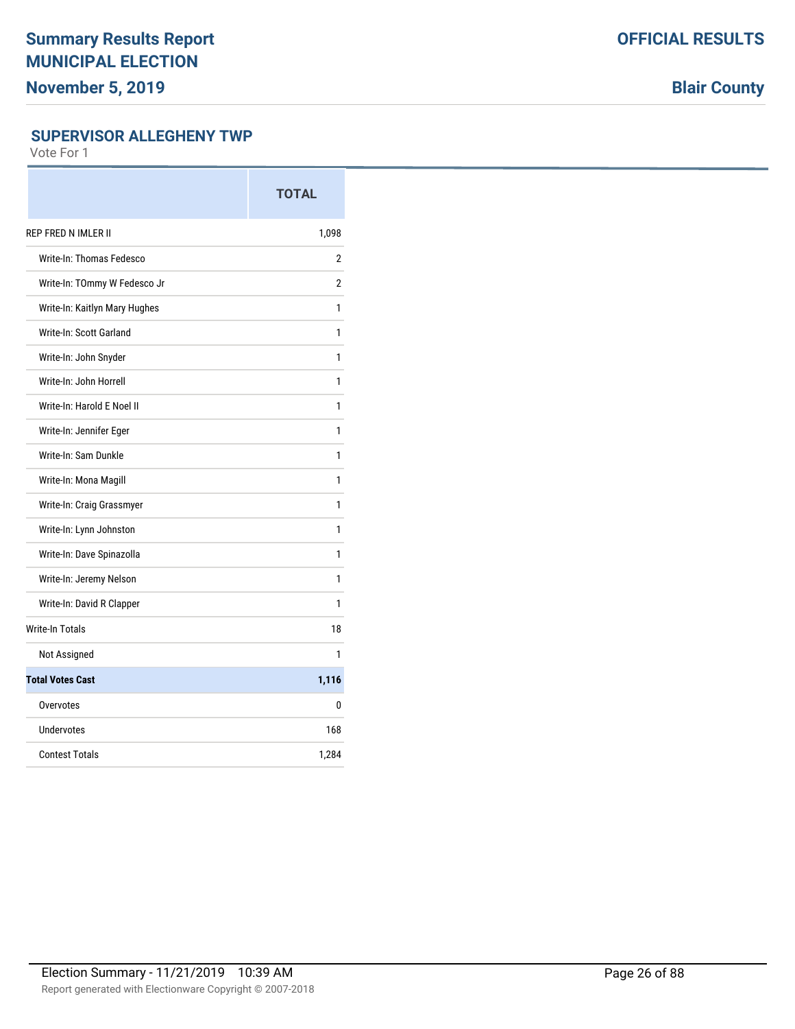# Summary Results Report

**MUNICIPAL ELECTION**

**November 5, 2019**

**OFFICIAL RESULTS**

**Blair County**

## SUPERVISOR ALLEGHENY TWP

Vote For 1

| | TOTAL |
|---|---|
| REP FRED N IMLER II | 1,098 |
| Write-In: Thomas Fedesco | 2 |
| Write-In: TOmmy W Fedesco Jr | 2 |
| Write-In: Kaitlyn Mary Hughes | 1 |
| Write-In: Scott Garland | 1 |
| Write-In: John Snyder | 1 |
| Write-In: John Horrell | 1 |
| Write-In: Harold E Noel II | 1 |
| Write-In: Jennifer Eger | 1 |
| Write-In: Sam Dunkle | 1 |
| Write-In: Mona Magill | 1 |
| Write-In: Craig Grassmyer | 1 |
| Write-In: Lynn Johnston | 1 |
| Write-In: Dave Spinazolla | 1 |
| Write-In: Jeremy Nelson | 1 |
| Write-In: David R Clapper | 1 |
| Write-In Totals | 18 |
| Not Assigned | 1 |
| **Total Votes Cast** | **1,116** |
| Overvotes | 0 |
| Undervotes | 168 |
| Contest Totals | 1,284 |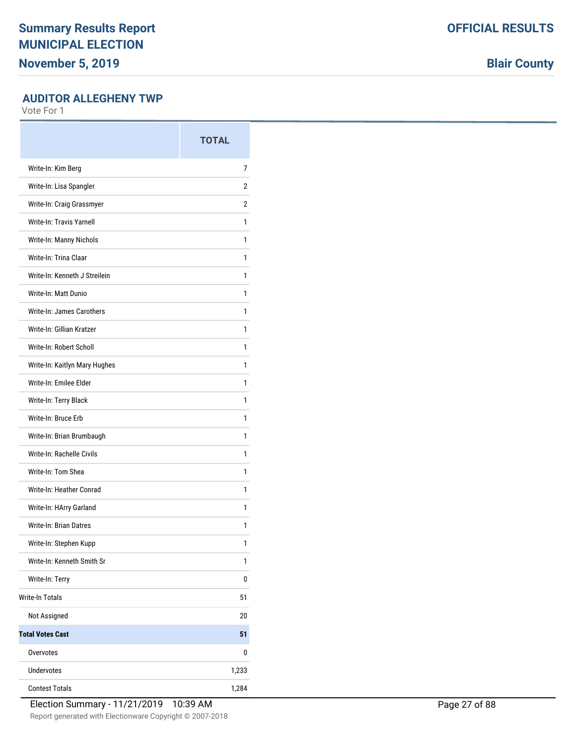Summary Results Report
MUNICIPAL ELECTION
November 5, 2019

OFFICIAL RESULTS

Blair County

## AUDITOR ALLEGHENY TWP

Vote For 1

| | TOTAL |
|---|---|
| Write-In: Kim Berg | 7 |
| Write-In: Lisa Spangler | 2 |
| Write-In: Craig Grassmyer | 2 |
| Write-In: Travis Yarnell | 1 |
| Write-In: Manny Nichols | 1 |
| Write-In: Trina Claar | 1 |
| Write-In: Kenneth J Streilein | 1 |
| Write-In: Matt Dunio | 1 |
| Write-In: James Carothers | 1 |
| Write-In: Gillian Kratzer | 1 |
| Write-In: Robert Scholl | 1 |
| Write-In: Kaitlyn Mary Hughes | 1 |
| Write-In: Emilee Elder | 1 |
| Write-In: Terry Black | 1 |
| Write-In: Bruce Erb | 1 |
| Write-In: Brian Brumbaugh | 1 |
| Write-In: Rachelle Civils | 1 |
| Write-In: Tom Shea | 1 |
| Write-In: Heather Conrad | 1 |
| Write-In: HArry Garland | 1 |
| Write-In: Brian Datres | 1 |
| Write-In: Stephen Kupp | 1 |
| Write-In: Kenneth Smith Sr | 1 |
| Write-In: Terry | 0 |
| Write-In Totals | 51 |
| Not Assigned | 20 |
| **Total Votes Cast** | **51** |
| Overvotes | 0 |
| Undervotes | 1,233 |
| Contest Totals | 1,284 |

Election Summary - 11/21/2019 10:39 AM

Report generated with Electionware Copyright © 2007-2018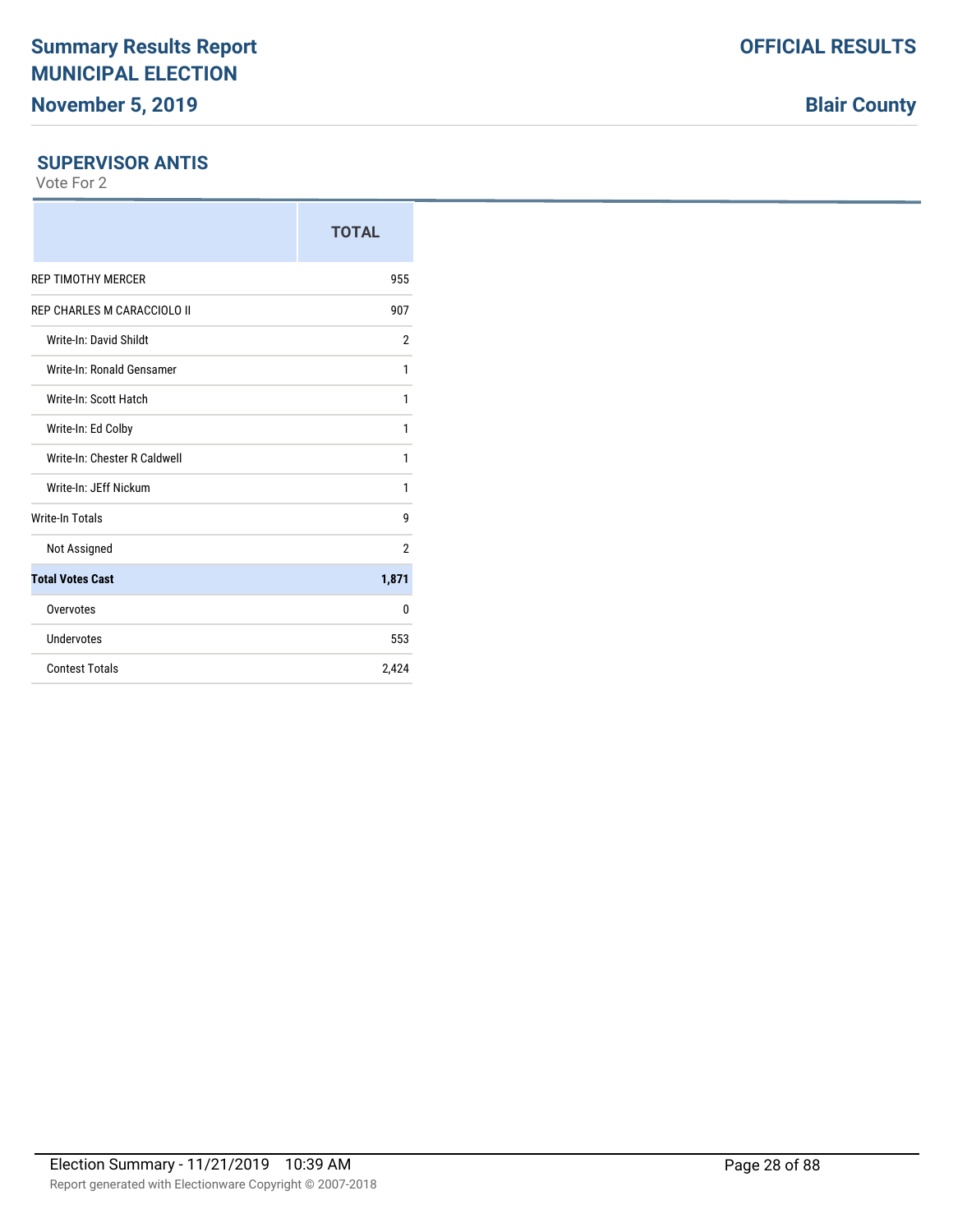## SUPERVISOR ANTIS

Vote For 2

| | TOTAL |
|---|---|
| REP TIMOTHY MERCER | 955 |
| REP CHARLES M CARACCIOLO II | 907 |
| Write-In: David Shildt | 2 |
| Write-In: Ronald Gensamer | 1 |
| Write-In: Scott Hatch | 1 |
| Write-In: Ed Colby | 1 |
| Write-In: Chester R Caldwell | 1 |
| Write-In: JEff Nickum | 1 |
| Write-In Totals | 9 |
| Not Assigned | 2 |
| **Total Votes Cast** | **1,871** |
| Overvotes | 0 |
| Undervotes | 553 |
| Contest Totals | 2,424 |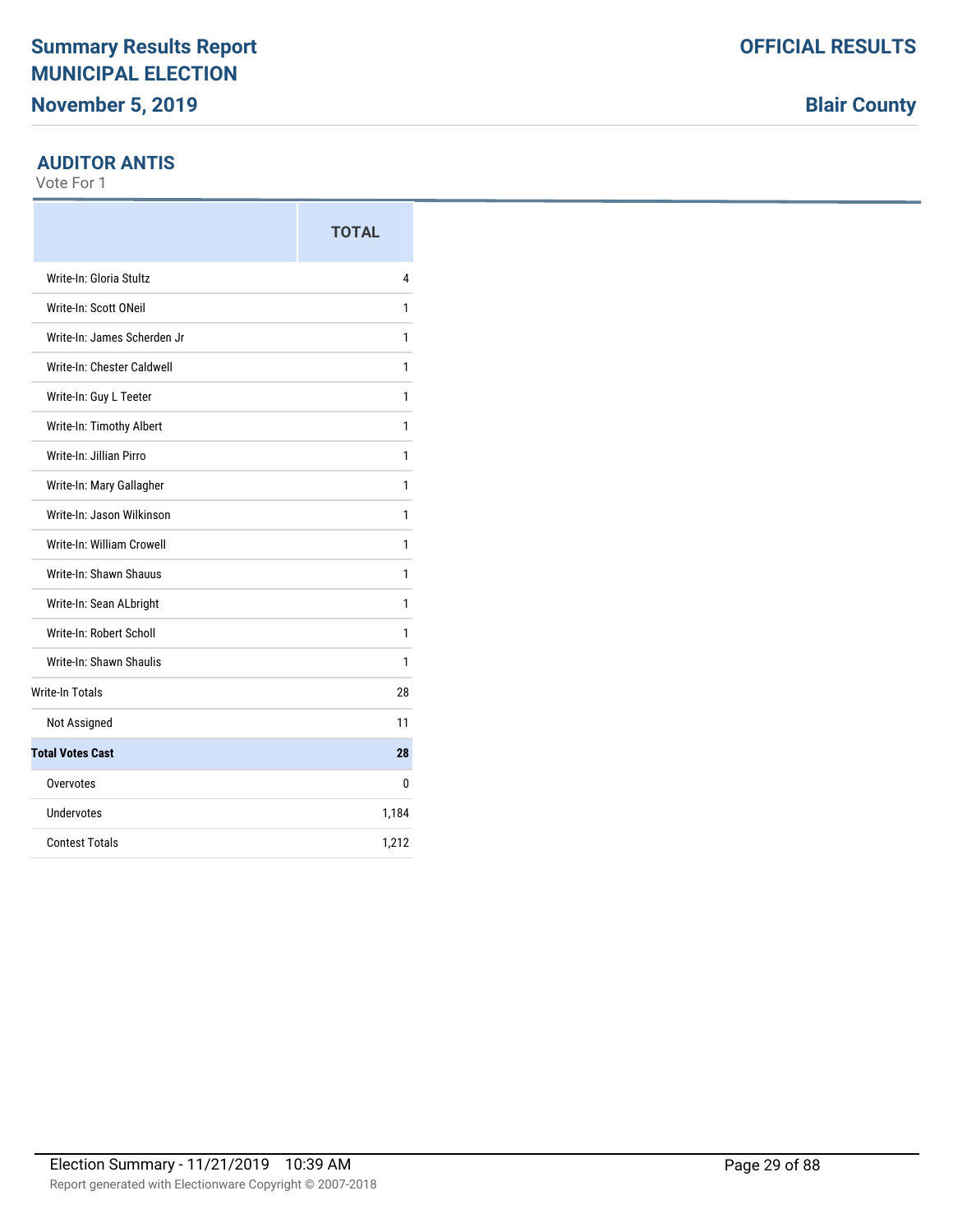## AUDITOR ANTIS

Vote For 1

| | TOTAL |
|---|---|
| Write-In: Gloria Stultz | 4 |
| Write-In: Scott ONeil | 1 |
| Write-In: James Scherden Jr | 1 |
| Write-In: Chester Caldwell | 1 |
| Write-In: Guy L Teeter | 1 |
| Write-In: Timothy Albert | 1 |
| Write-In: Jillian Pirro | 1 |
| Write-In: Mary Gallagher | 1 |
| Write-In: Jason Wilkinson | 1 |
| Write-In: William Crowell | 1 |
| Write-In: Shawn Shauus | 1 |
| Write-In: Sean ALbright | 1 |
| Write-In: Robert Scholl | 1 |
| Write-In: Shawn Shaulis | 1 |
| Write-In Totals | 28 |
| Not Assigned | 11 |
| **Total Votes Cast** | **28** |
| Overvotes | 0 |
| Undervotes | 1,184 |
| Contest Totals | 1,212 |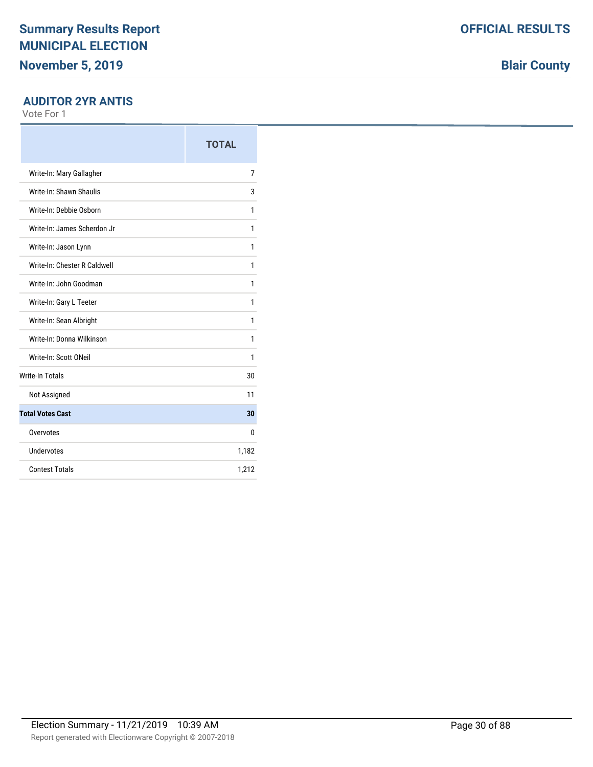## AUDITOR 2YR ANTIS

Vote For 1

| | TOTAL |
|---|---|
| Write-In: Mary Gallagher | 7 |
| Write-In: Shawn Shaulis | 3 |
| Write-In: Debbie Osborn | 1 |
| Write-In: James Scherdon Jr | 1 |
| Write-In: Jason Lynn | 1 |
| Write-In: Chester R Caldwell | 1 |
| Write-In: John Goodman | 1 |
| Write-In: Gary L Teeter | 1 |
| Write-In: Sean Albright | 1 |
| Write-In: Donna Wilkinson | 1 |
| Write-In: Scott ONeil | 1 |
| Write-In Totals | 30 |
| Not Assigned | 11 |
| **Total Votes Cast** | **30** |
| Overvotes | 0 |
| Undervotes | 1,182 |
| Contest Totals | 1,212 |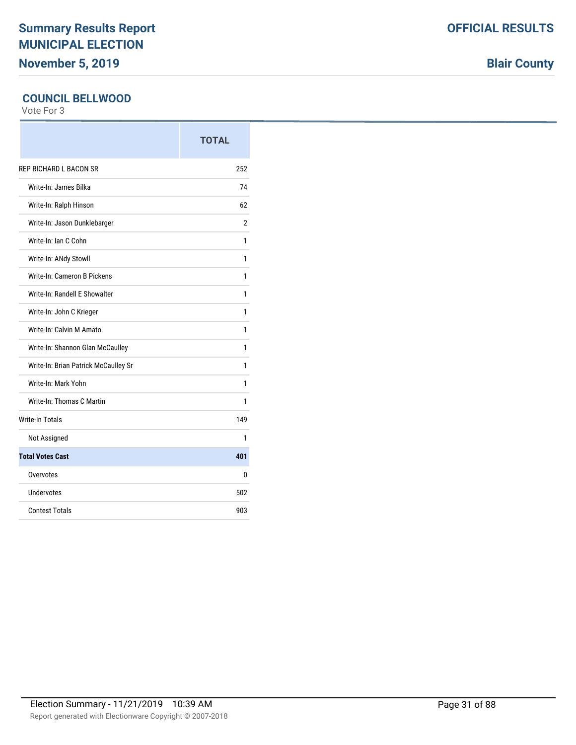# Summary Results Report
# MUNICIPAL ELECTION

**November 5, 2019**

**OFFICIAL RESULTS**

**Blair County**

## COUNCIL BELLWOOD

Vote For 3

| | TOTAL |
|---|---|
| REP RICHARD L BACON SR | 252 |
| Write-In: James Bilka | 74 |
| Write-In: Ralph Hinson | 62 |
| Write-In: Jason Dunklebarger | 2 |
| Write-In: Ian C Cohn | 1 |
| Write-In: ANdy Stowll | 1 |
| Write-In: Cameron B Pickens | 1 |
| Write-In: Randell E Showalter | 1 |
| Write-In: John C Krieger | 1 |
| Write-In: Calvin M Amato | 1 |
| Write-In: Shannon Glan McCaulley | 1 |
| Write-In: Brian Patrick McCaulley Sr | 1 |
| Write-In: Mark Yohn | 1 |
| Write-In: Thomas C Martin | 1 |
| Write-In Totals | 149 |
| Not Assigned | 1 |
| **Total Votes Cast** | **401** |
| Overvotes | 0 |
| Undervotes | 502 |
| Contest Totals | 903 |

Election Summary - 11/21/2019 10:39 AM

Report generated with Electionware Copyright © 2007-2018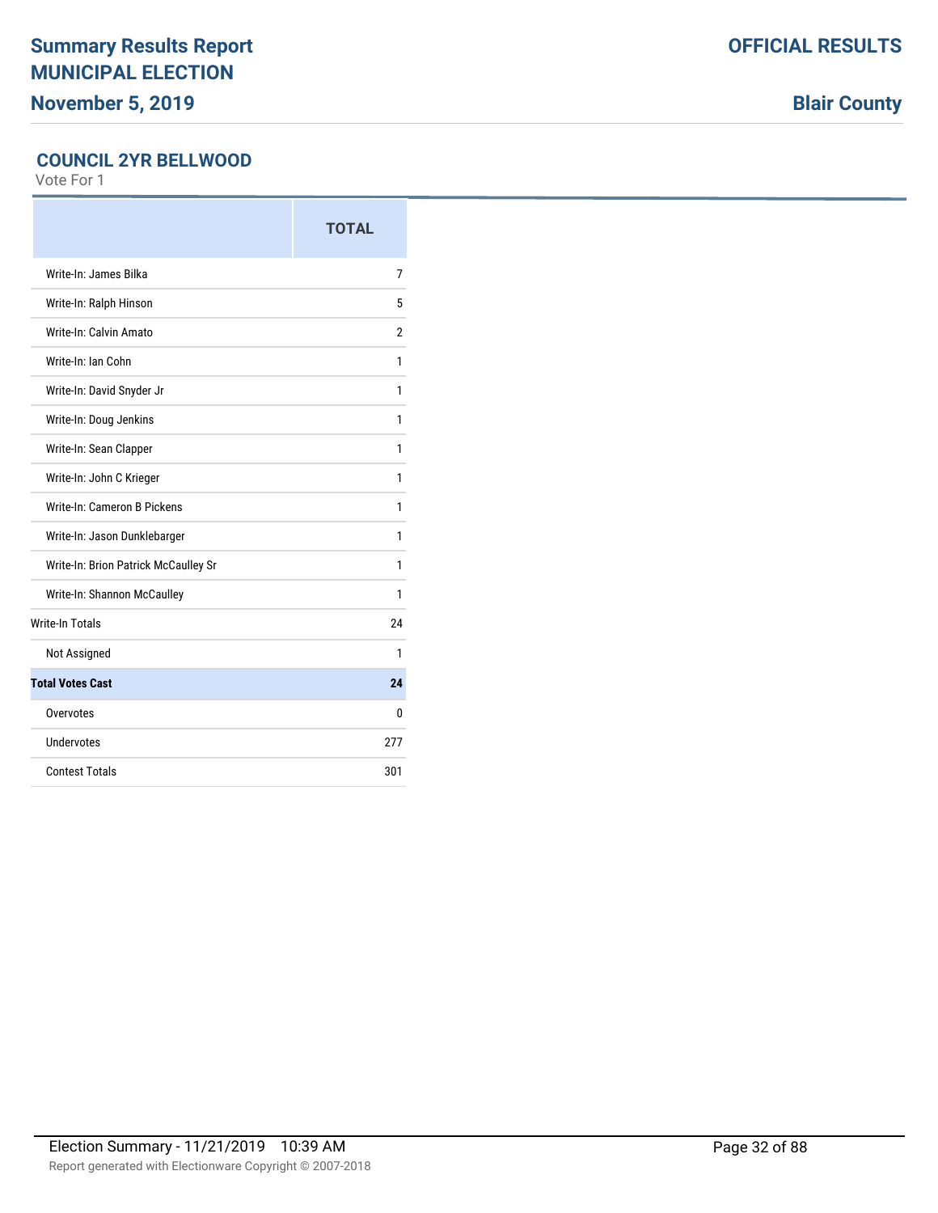# Summary Results Report
# MUNICIPAL ELECTION
## November 5, 2019

**OFFICIAL RESULTS**

**Blair County**

### COUNCIL 2YR BELLWOOD

Vote For 1

| | TOTAL |
|---|---|
| Write-In: James Bilka | 7 |
| Write-In: Ralph Hinson | 5 |
| Write-In: Calvin Amato | 2 |
| Write-In: Ian Cohn | 1 |
| Write-In: David Snyder Jr | 1 |
| Write-In: Doug Jenkins | 1 |
| Write-In: Sean Clapper | 1 |
| Write-In: John C Krieger | 1 |
| Write-In: Cameron B Pickens | 1 |
| Write-In: Jason Dunklebarger | 1 |
| Write-In: Brion Patrick McCaulley Sr | 1 |
| Write-In: Shannon McCaulley | 1 |
| Write-In Totals | 24 |
| Not Assigned | 1 |
| **Total Votes Cast** | **24** |
| Overvotes | 0 |
| Undervotes | 277 |
| Contest Totals | 301 |

Election Summary - 11/21/2019 10:39 AM

Report generated with Electionware Copyright © 2007-2018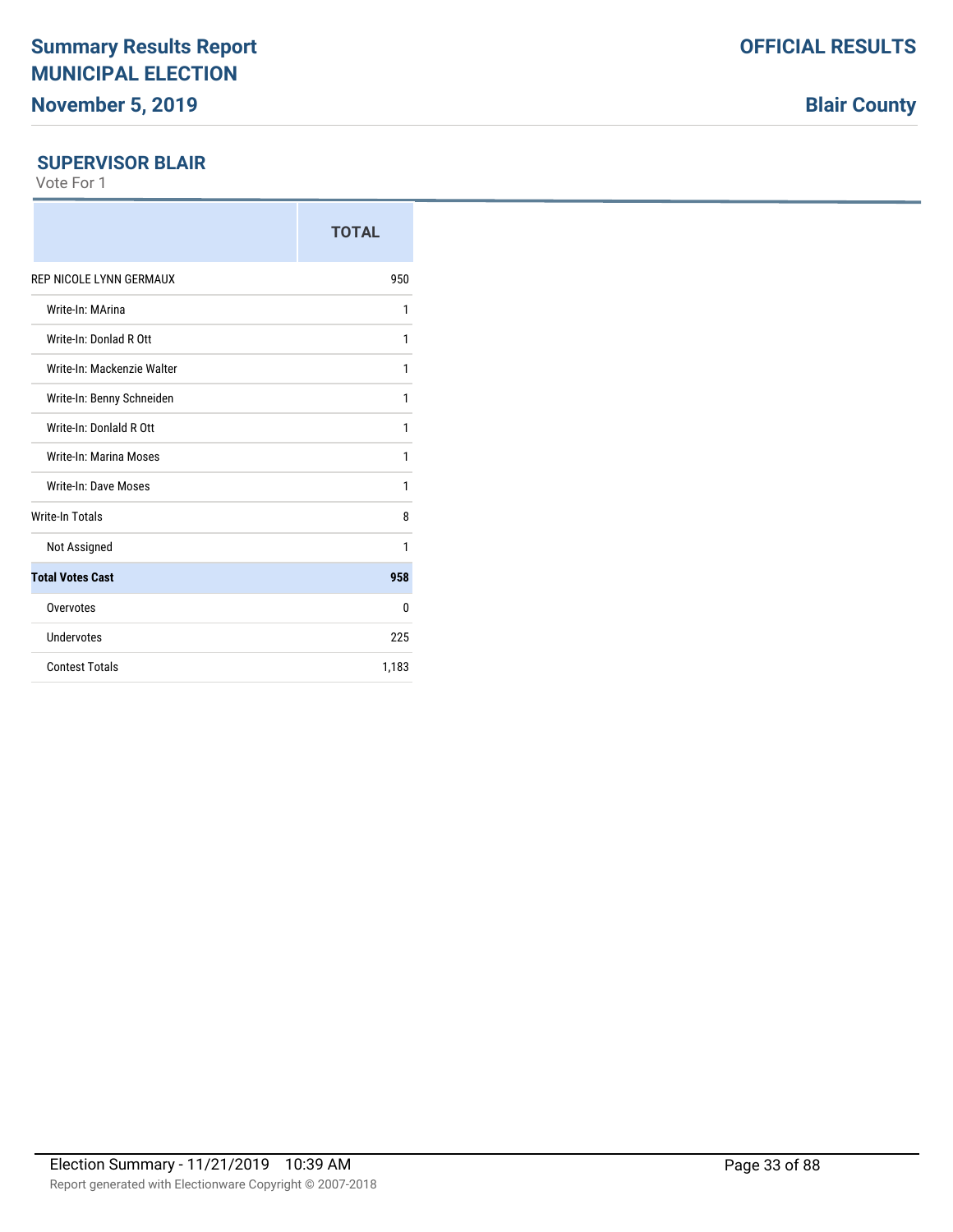## SUPERVISOR BLAIR

Vote For 1

| | TOTAL |
|---|---|
| REP NICOLE LYNN GERMAUX | 950 |
| Write-In: MArina | 1 |
| Write-In: Donlad R Ott | 1 |
| Write-In: Mackenzie Walter | 1 |
| Write-In: Benny Schneiden | 1 |
| Write-In: Donlald R Ott | 1 |
| Write-In: Marina Moses | 1 |
| Write-In: Dave Moses | 1 |
| Write-In Totals | 8 |
| Not Assigned | 1 |
| **Total Votes Cast** | **958** |
| Overvotes | 0 |
| Undervotes | 225 |
| Contest Totals | 1,183 |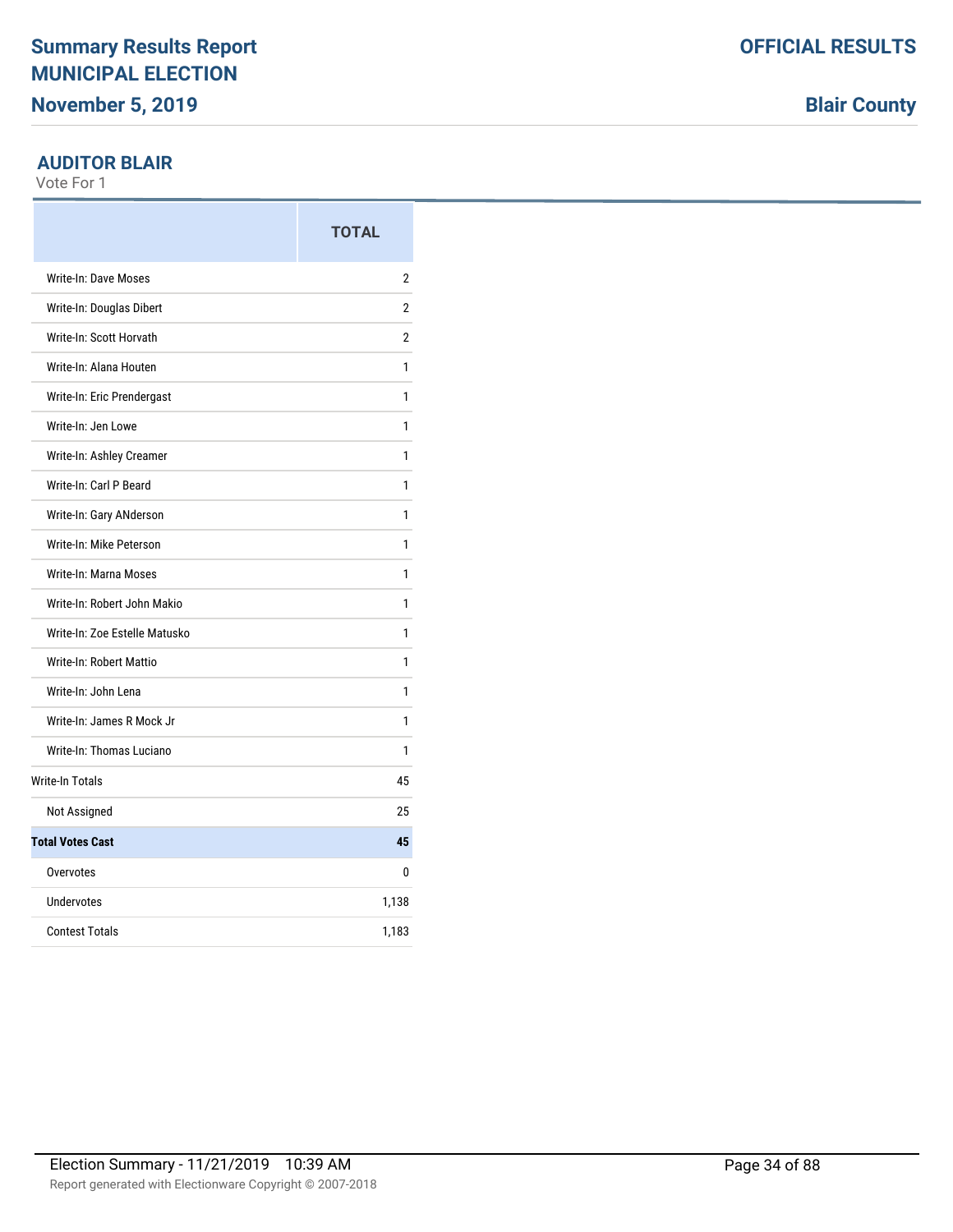**Summary Results Report**
**MUNICIPAL ELECTION**
**November 5, 2019**

**OFFICIAL RESULTS**

**Blair County**

## AUDITOR BLAIR

Vote For 1

| | TOTAL |
|---|---|
| Write-In: Dave Moses | 2 |
| Write-In: Douglas Dibert | 2 |
| Write-In: Scott Horvath | 2 |
| Write-In: Alana Houten | 1 |
| Write-In: Eric Prendergast | 1 |
| Write-In: Jen Lowe | 1 |
| Write-In: Ashley Creamer | 1 |
| Write-In: Carl P Beard | 1 |
| Write-In: Gary ANderson | 1 |
| Write-In: Mike Peterson | 1 |
| Write-In: Marna Moses | 1 |
| Write-In: Robert John Makio | 1 |
| Write-In: Zoe Estelle Matusko | 1 |
| Write-In: Robert Mattio | 1 |
| Write-In: John Lena | 1 |
| Write-In: James R Mock Jr | 1 |
| Write-In: Thomas Luciano | 1 |
| Write-In Totals | 45 |
| Not Assigned | 25 |
| **Total Votes Cast** | **45** |
| Overvotes | 0 |
| Undervotes | 1,138 |
| Contest Totals | 1,183 |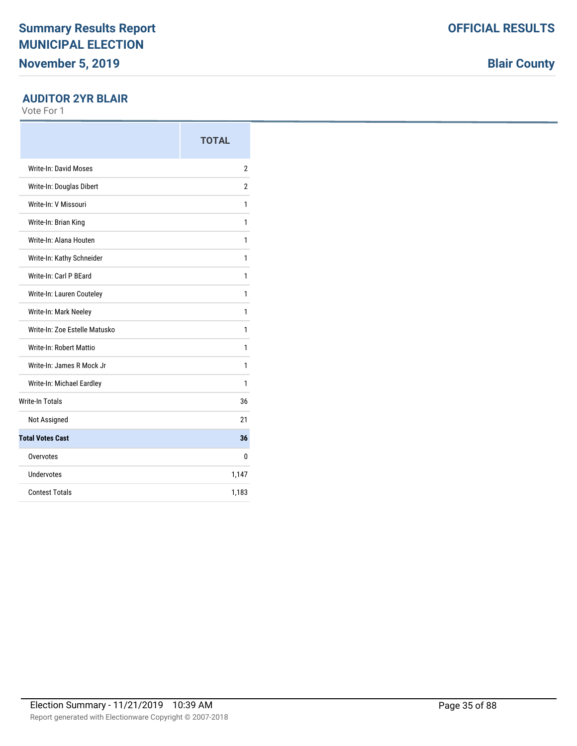# Summary Results Report
# MUNICIPAL ELECTION
## November 5, 2019

**OFFICIAL RESULTS**

**Blair County**

### AUDITOR 2YR BLAIR

Vote For 1

| | TOTAL |
|---|---|
| Write-In: David Moses | 2 |
| Write-In: Douglas Dibert | 2 |
| Write-In: V Missouri | 1 |
| Write-In: Brian King | 1 |
| Write-In: Alana Houten | 1 |
| Write-In: Kathy Schneider | 1 |
| Write-In: Carl P BEard | 1 |
| Write-In: Lauren Couteley | 1 |
| Write-In: Mark Neeley | 1 |
| Write-In: Zoe Estelle Matusko | 1 |
| Write-In: Robert Mattio | 1 |
| Write-In: James R Mock Jr | 1 |
| Write-In: Michael Eardley | 1 |
| Write-In Totals | 36 |
| Not Assigned | 21 |
| **Total Votes Cast** | **36** |
| Overvotes | 0 |
| Undervotes | 1,147 |
| Contest Totals | 1,183 |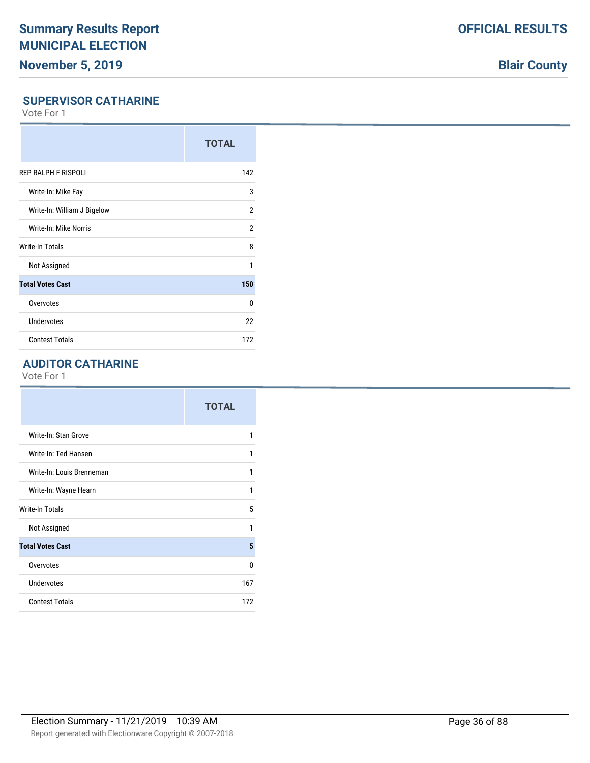## SUPERVISOR CATHARINE

Vote For 1

| | TOTAL |
|---|---|
| REP RALPH F RISPOLI | 142 |
| Write-In: Mike Fay | 3 |
| Write-In: William J Bigelow | 2 |
| Write-In: Mike Norris | 2 |
| Write-In Totals | 8 |
| Not Assigned | 1 |
| **Total Votes Cast** | **150** |
| Overvotes | 0 |
| Undervotes | 22 |
| Contest Totals | 172 |

## AUDITOR CATHARINE

Vote For 1

| | TOTAL |
|---|---|
| Write-In: Stan Grove | 1 |
| Write-In: Ted Hansen | 1 |
| Write-In: Louis Brenneman | 1 |
| Write-In: Wayne Hearn | 1 |
| Write-In Totals | 5 |
| Not Assigned | 1 |
| **Total Votes Cast** | **5** |
| Overvotes | 0 |
| Undervotes | 167 |
| Contest Totals | 172 |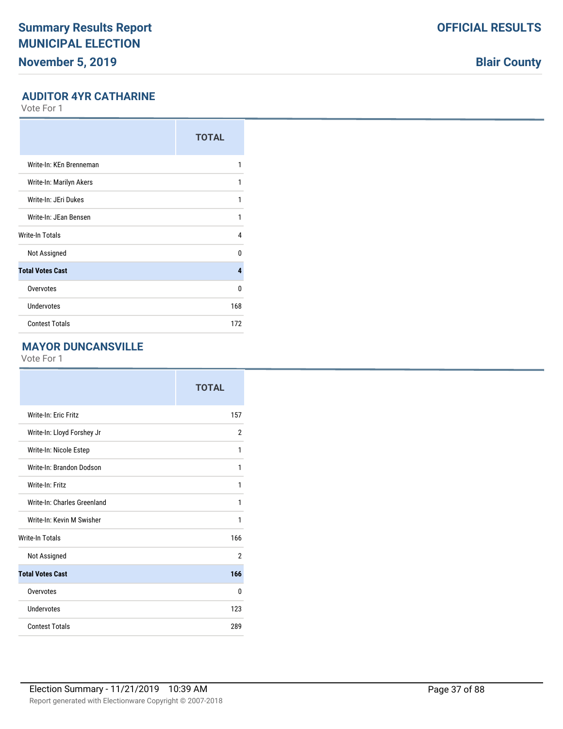## AUDITOR 4YR CATHARINE

Vote For 1

| | TOTAL |
|---|---|
| Write-In: KEn Brenneman | 1 |
| Write-In: Marilyn Akers | 1 |
| Write-In: JEri Dukes | 1 |
| Write-In: JEan Bensen | 1 |
| Write-In Totals | 4 |
| Not Assigned | 0 |
| **Total Votes Cast** | **4** |
| Overvotes | 0 |
| Undervotes | 168 |
| Contest Totals | 172 |

## MAYOR DUNCANSVILLE

Vote For 1

| | TOTAL |
|---|---|
| Write-In: Eric Fritz | 157 |
| Write-In: Lloyd Forshey Jr | 2 |
| Write-In: Nicole Estep | 1 |
| Write-In: Brandon Dodson | 1 |
| Write-In: Fritz | 1 |
| Write-In: Charles Greenland | 1 |
| Write-In: Kevin M Swisher | 1 |
| Write-In Totals | 166 |
| Not Assigned | 2 |
| **Total Votes Cast** | **166** |
| Overvotes | 0 |
| Undervotes | 123 |
| Contest Totals | 289 |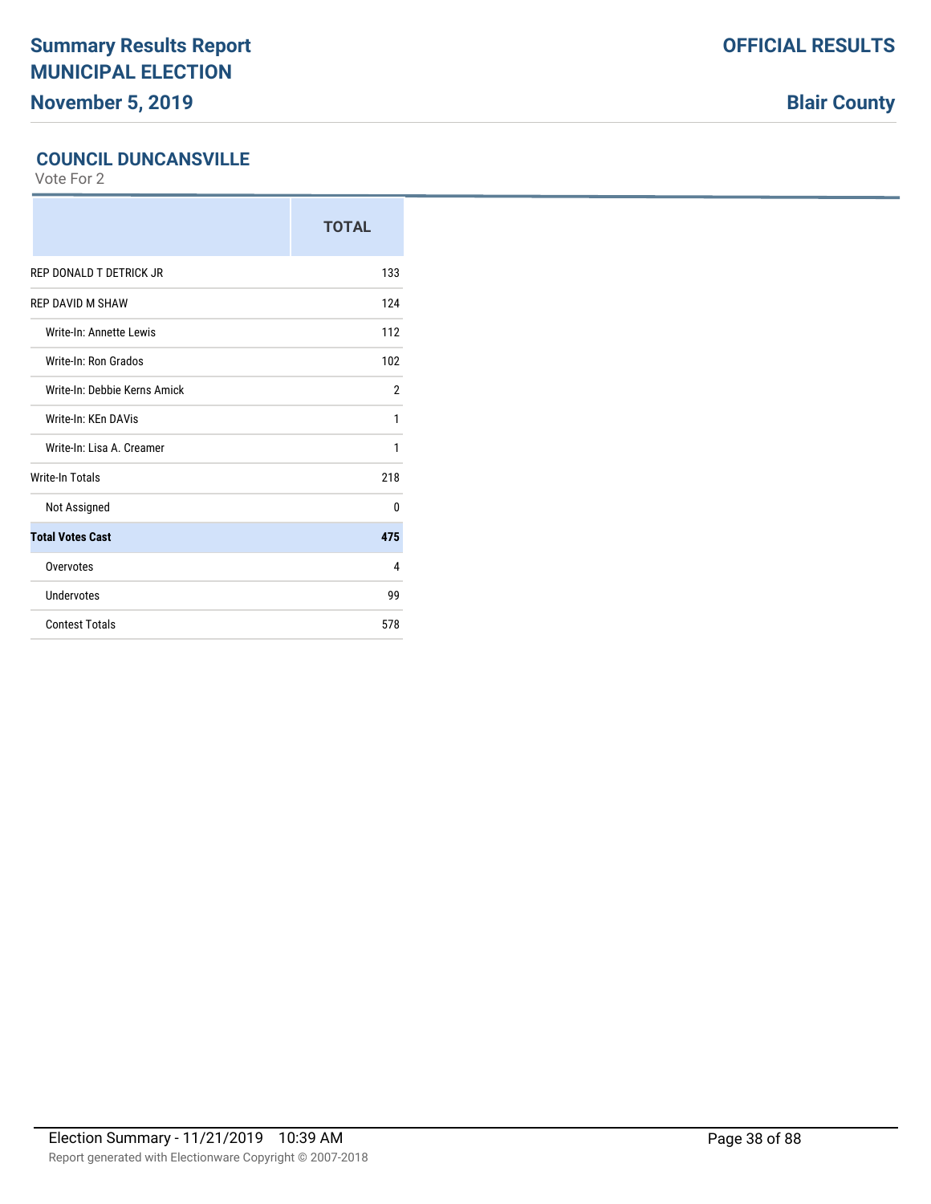# Summary Results Report
# MUNICIPAL ELECTION
## November 5, 2019

**OFFICIAL RESULTS**

**Blair County**

### COUNCIL DUNCANSVILLE

Vote For 2

| | TOTAL |
|---|---|
| REP DONALD T DETRICK JR | 133 |
| REP DAVID M SHAW | 124 |
| Write-In: Annette Lewis | 112 |
| Write-In: Ron Grados | 102 |
| Write-In: Debbie Kerns Amick | 2 |
| Write-In: KEn DAVis | 1 |
| Write-In: Lisa A. Creamer | 1 |
| Write-In Totals | 218 |
| Not Assigned | 0 |
| **Total Votes Cast** | **475** |
| Overvotes | 4 |
| Undervotes | 99 |
| Contest Totals | 578 |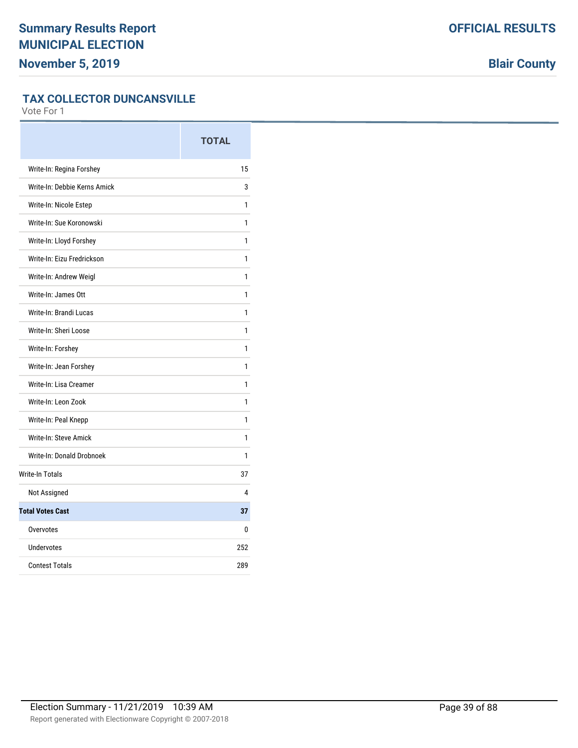# Summary Results Report
# MUNICIPAL ELECTION
## November 5, 2019

**OFFICIAL RESULTS**

**Blair County**

### TAX COLLECTOR DUNCANSVILLE

Vote For 1

| | TOTAL |
|---|---|
| Write-In: Regina Forshey | 15 |
| Write-In: Debbie Kerns Amick | 3 |
| Write-In: Nicole Estep | 1 |
| Write-In: Sue Koronowski | 1 |
| Write-In: Lloyd Forshey | 1 |
| Write-In: Eizu Fredrickson | 1 |
| Write-In: Andrew Weigl | 1 |
| Write-In: James Ott | 1 |
| Write-In: Brandi Lucas | 1 |
| Write-In: Sheri Loose | 1 |
| Write-In: Forshey | 1 |
| Write-In: Jean Forshey | 1 |
| Write-In: Lisa Creamer | 1 |
| Write-In: Leon Zook | 1 |
| Write-In: Peal Knepp | 1 |
| Write-In: Steve Amick | 1 |
| Write-In: Donald Drobnoek | 1 |
| Write-In Totals | 37 |
| Not Assigned | 4 |
| **Total Votes Cast** | **37** |
| Overvotes | 0 |
| Undervotes | 252 |
| Contest Totals | 289 |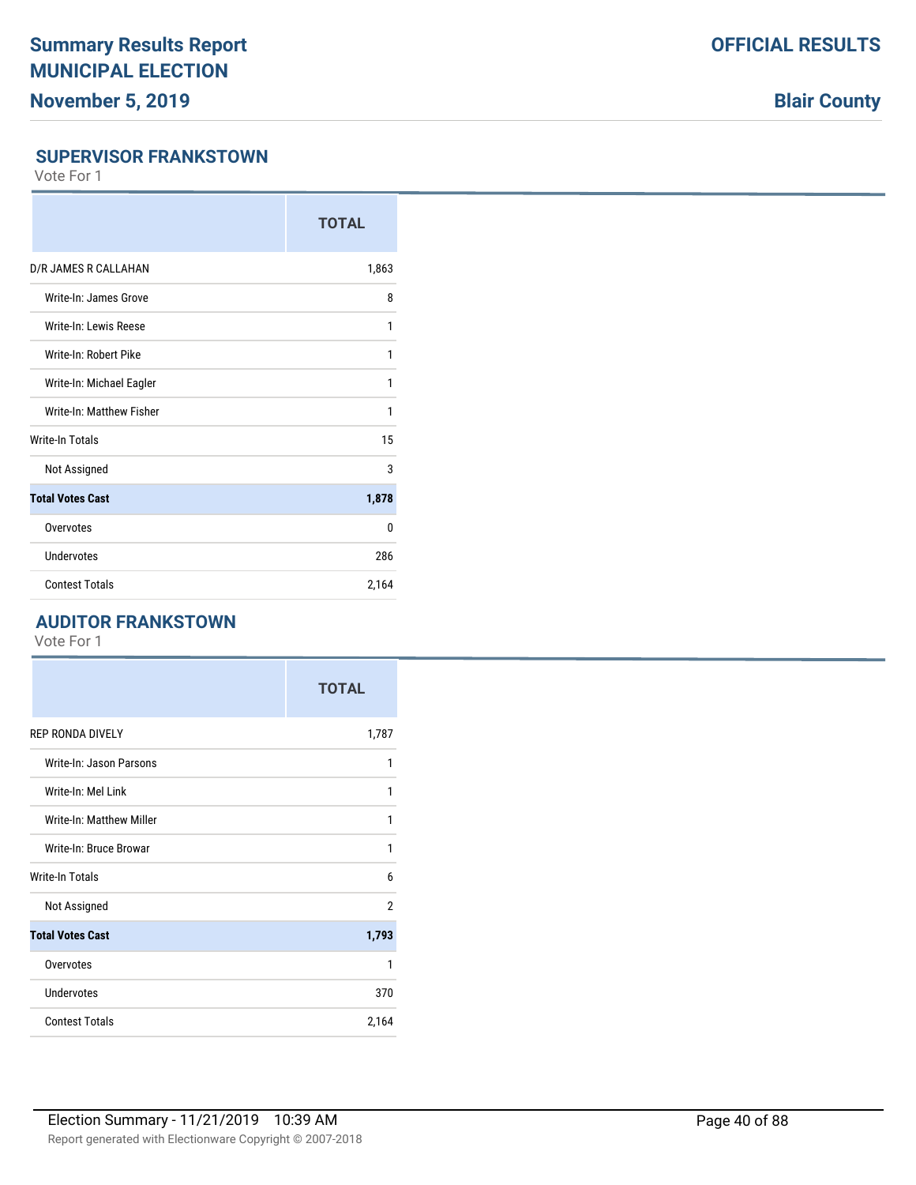## SUPERVISOR FRANKSTOWN

Vote For 1

| | TOTAL |
|---|---|
| D/R JAMES R CALLAHAN | 1,863 |
| Write-In: James Grove | 8 |
| Write-In: Lewis Reese | 1 |
| Write-In: Robert Pike | 1 |
| Write-In: Michael Eagler | 1 |
| Write-In: Matthew Fisher | 1 |
| Write-In Totals | 15 |
| Not Assigned | 3 |
| **Total Votes Cast** | **1,878** |
| Overvotes | 0 |
| Undervotes | 286 |
| Contest Totals | 2,164 |

## AUDITOR FRANKSTOWN

Vote For 1

| | TOTAL |
|---|---|
| REP RONDA DIVELY | 1,787 |
| Write-In: Jason Parsons | 1 |
| Write-In: Mel Link | 1 |
| Write-In: Matthew Miller | 1 |
| Write-In: Bruce Browar | 1 |
| Write-In Totals | 6 |
| Not Assigned | 2 |
| **Total Votes Cast** | **1,793** |
| Overvotes | 1 |
| Undervotes | 370 |
| Contest Totals | 2,164 |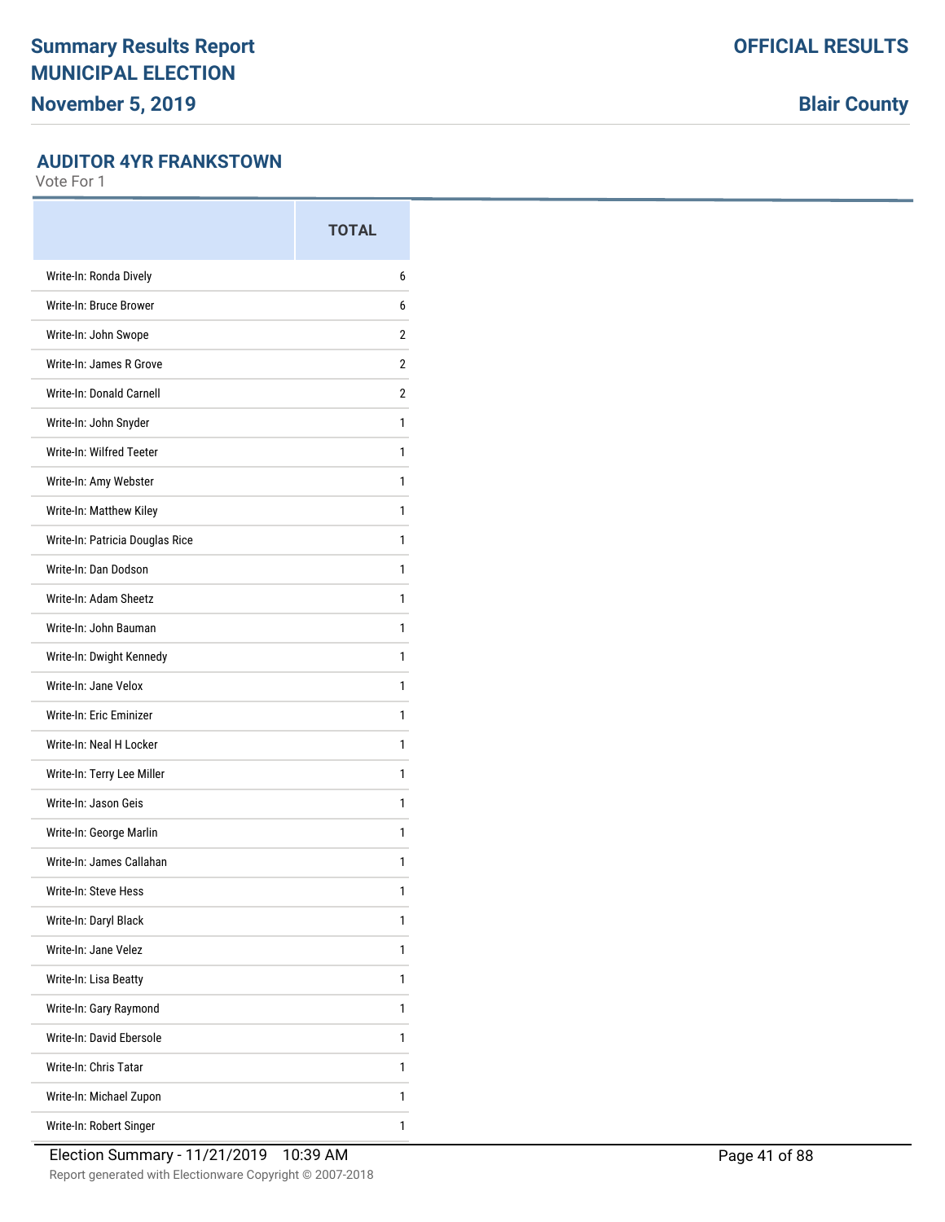## AUDITOR 4YR FRANKSTOWN

Vote For 1

| | TOTAL |
|---|---|
| Write-In: Ronda Dively | 6 |
| Write-In: Bruce Brower | 6 |
| Write-In: John Swope | 2 |
| Write-In: James R Grove | 2 |
| Write-In: Donald Carnell | 2 |
| Write-In: John Snyder | 1 |
| Write-In: Wilfred Teeter | 1 |
| Write-In: Amy Webster | 1 |
| Write-In: Matthew Kiley | 1 |
| Write-In: Patricia Douglas Rice | 1 |
| Write-In: Dan Dodson | 1 |
| Write-In: Adam Sheetz | 1 |
| Write-In: John Bauman | 1 |
| Write-In: Dwight Kennedy | 1 |
| Write-In: Jane Velox | 1 |
| Write-In: Eric Eminizer | 1 |
| Write-In: Neal H Locker | 1 |
| Write-In: Terry Lee Miller | 1 |
| Write-In: Jason Geis | 1 |
| Write-In: George Marlin | 1 |
| Write-In: James Callahan | 1 |
| Write-In: Steve Hess | 1 |
| Write-In: Daryl Black | 1 |
| Write-In: Jane Velez | 1 |
| Write-In: Lisa Beatty | 1 |
| Write-In: Gary Raymond | 1 |
| Write-In: David Ebersole | 1 |
| Write-In: Chris Tatar | 1 |
| Write-In: Michael Zupon | 1 |
| Write-In: Robert Singer | 1 |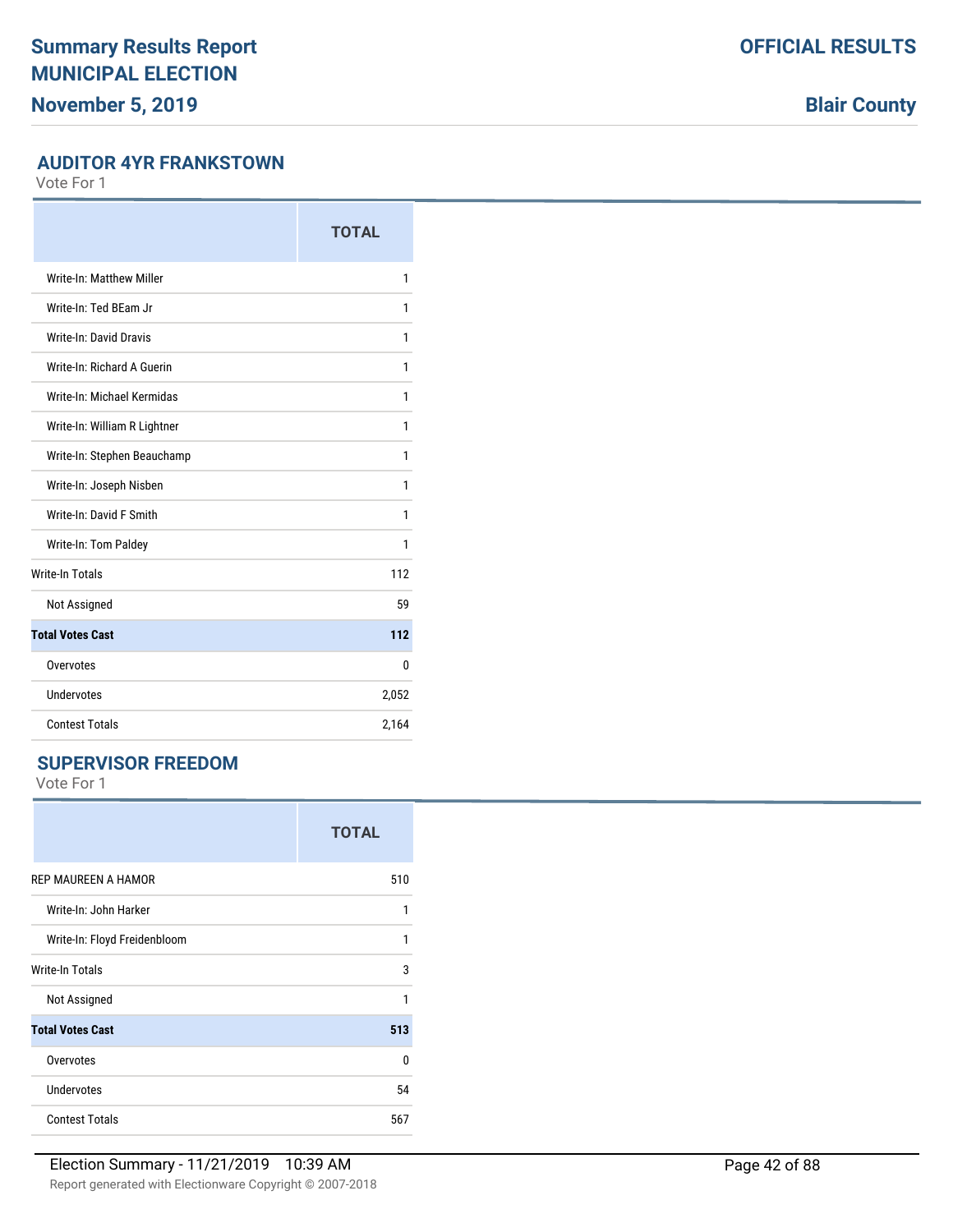## AUDITOR 4YR FRANKSTOWN

Vote For 1

| | TOTAL |
|---|---|
| Write-In: Matthew Miller | 1 |
| Write-In: Ted BEam Jr | 1 |
| Write-In: David Dravis | 1 |
| Write-In: Richard A Guerin | 1 |
| Write-In: Michael Kermidas | 1 |
| Write-In: William R Lightner | 1 |
| Write-In: Stephen Beauchamp | 1 |
| Write-In: Joseph Nisben | 1 |
| Write-In: David F Smith | 1 |
| Write-In: Tom Paldey | 1 |
| Write-In Totals | 112 |
| Not Assigned | 59 |
| **Total Votes Cast** | **112** |
| Overvotes | 0 |
| Undervotes | 2,052 |
| Contest Totals | 2,164 |

## SUPERVISOR FREEDOM

Vote For 1

| | TOTAL |
|---|---|
| REP MAUREEN A HAMOR | 510 |
| Write-In: John Harker | 1 |
| Write-In: Floyd Freidenbloom | 1 |
| Write-In Totals | 3 |
| Not Assigned | 1 |
| **Total Votes Cast** | **513** |
| Overvotes | 0 |
| Undervotes | 54 |
| Contest Totals | 567 |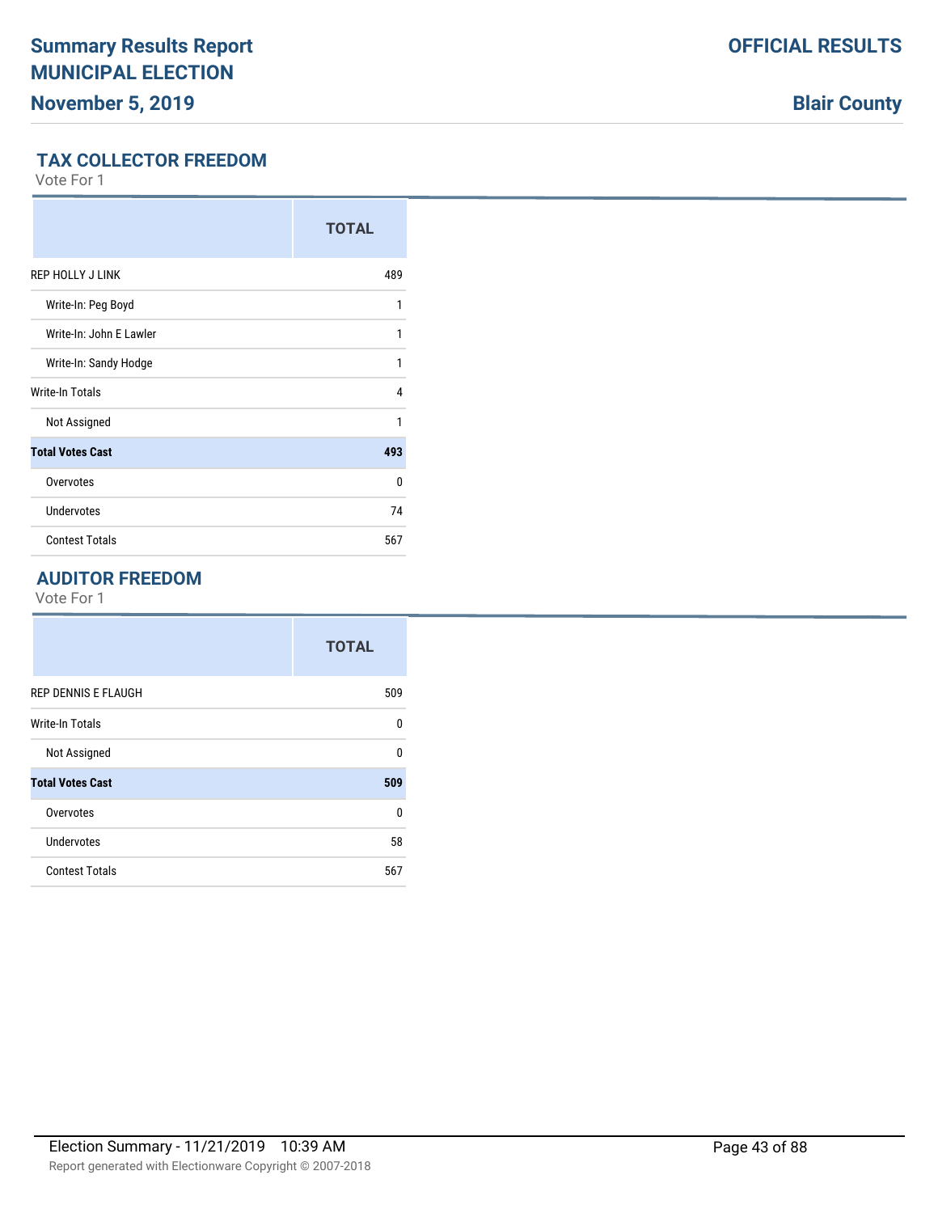## TAX COLLECTOR FREEDOM

Vote For 1

| | TOTAL |
|---|---|
| REP HOLLY J LINK | 489 |
| Write-In: Peg Boyd | 1 |
| Write-In: John E Lawler | 1 |
| Write-In: Sandy Hodge | 1 |
| Write-In Totals | 4 |
| Not Assigned | 1 |
| **Total Votes Cast** | **493** |
| Overvotes | 0 |
| Undervotes | 74 |
| Contest Totals | 567 |

## AUDITOR FREEDOM

Vote For 1

| | TOTAL |
|---|---|
| REP DENNIS E FLAUGH | 509 |
| Write-In Totals | 0 |
| Not Assigned | 0 |
| **Total Votes Cast** | **509** |
| Overvotes | 0 |
| Undervotes | 58 |
| Contest Totals | 567 |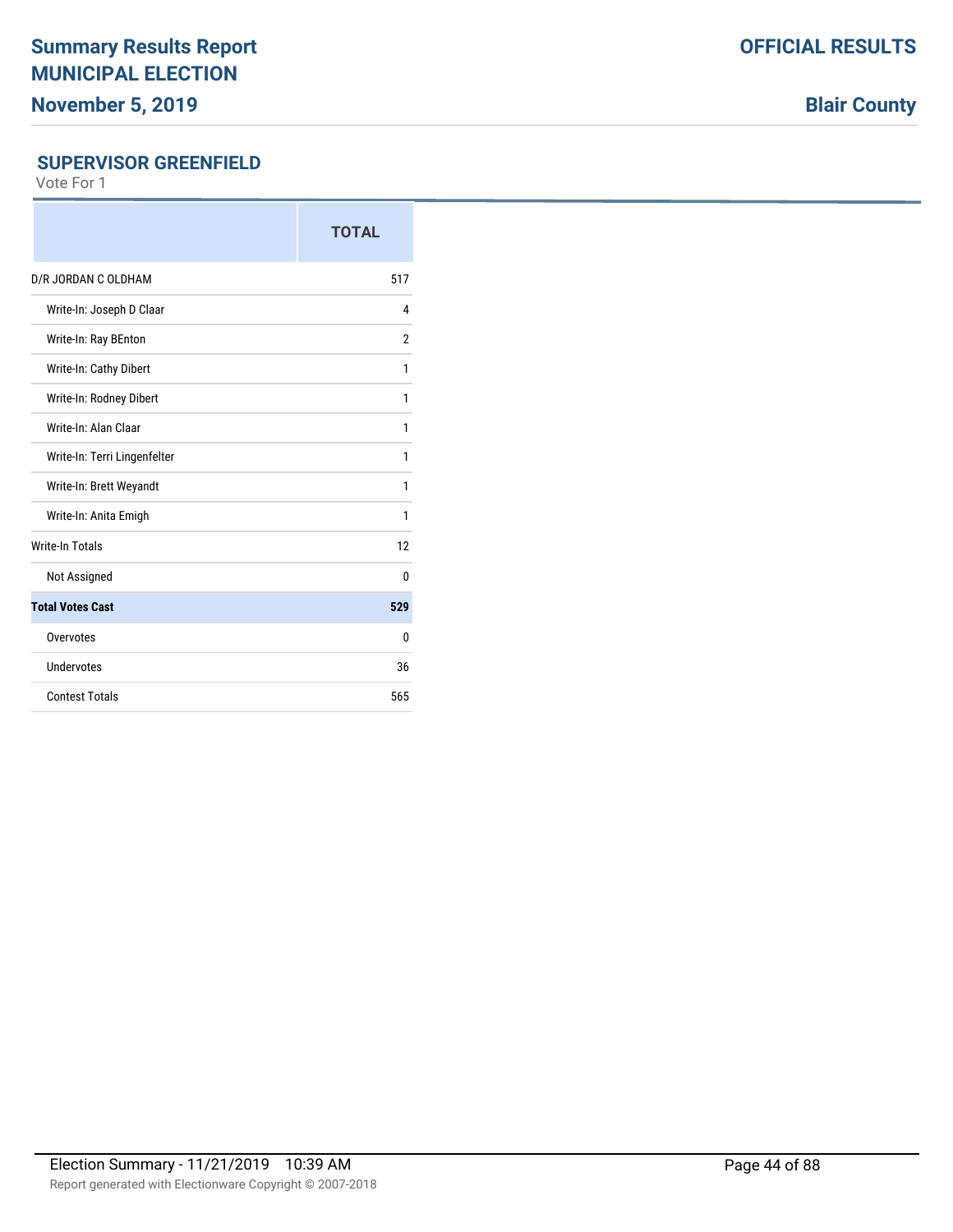# Summary Results Report
# MUNICIPAL ELECTION
## November 5, 2019

**OFFICIAL RESULTS**

**Blair County**

### SUPERVISOR GREENFIELD

Vote For 1

| | TOTAL |
|---|---|
| D/R JORDAN C OLDHAM | 517 |
| Write-In: Joseph D Claar | 4 |
| Write-In: Ray BEnton | 2 |
| Write-In: Cathy Dibert | 1 |
| Write-In: Rodney Dibert | 1 |
| Write-In: Alan Claar | 1 |
| Write-In: Terri Lingenfelter | 1 |
| Write-In: Brett Weyandt | 1 |
| Write-In: Anita Emigh | 1 |
| Write-In Totals | 12 |
| Not Assigned | 0 |
| **Total Votes Cast** | **529** |
| Overvotes | 0 |
| Undervotes | 36 |
| Contest Totals | 565 |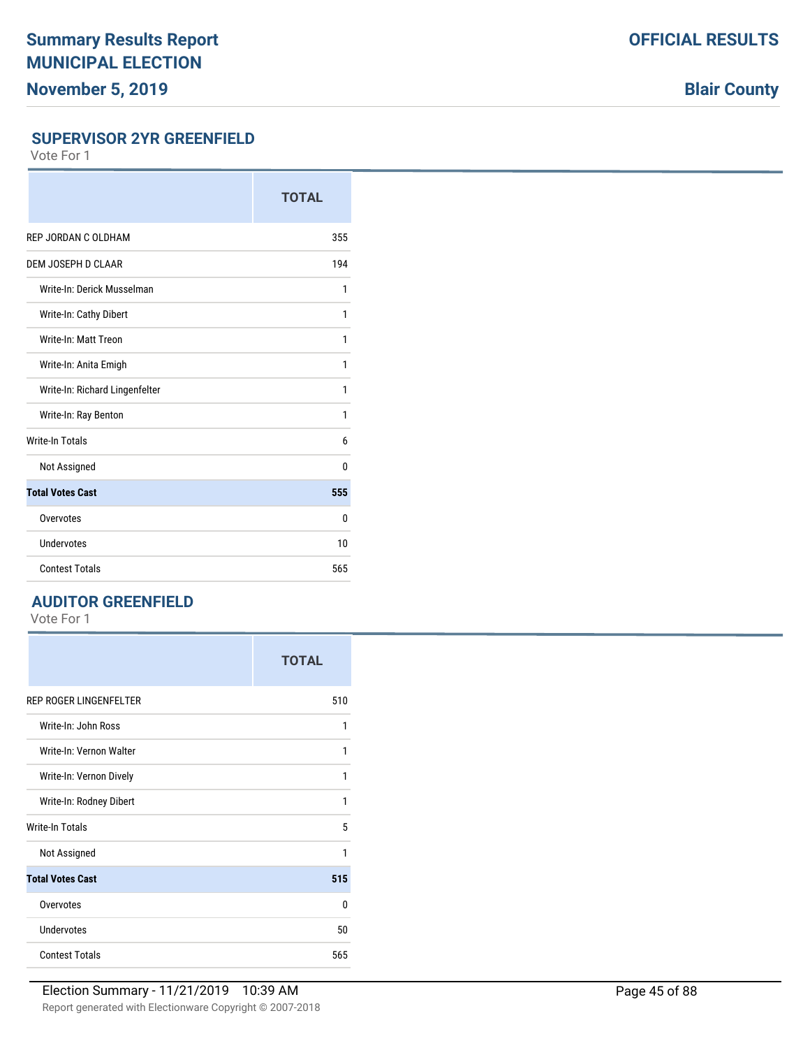# Summary Results Report
# MUNICIPAL ELECTION
## November 5, 2019

**OFFICIAL RESULTS**

**Blair County**

### SUPERVISOR 2YR GREENFIELD

Vote For 1

| | TOTAL |
|---|---|
| REP JORDAN C OLDHAM | 355 |
| DEM JOSEPH D CLAAR | 194 |
| Write-In: Derick Musselman | 1 |
| Write-In: Cathy Dibert | 1 |
| Write-In: Matt Treon | 1 |
| Write-In: Anita Emigh | 1 |
| Write-In: Richard Lingenfelter | 1 |
| Write-In: Ray Benton | 1 |
| Write-In Totals | 6 |
| Not Assigned | 0 |
| **Total Votes Cast** | **555** |
| Overvotes | 0 |
| Undervotes | 10 |
| Contest Totals | 565 |

### AUDITOR GREENFIELD

Vote For 1

| | TOTAL |
|---|---|
| REP ROGER LINGENFELTER | 510 |
| Write-In: John Ross | 1 |
| Write-In: Vernon Walter | 1 |
| Write-In: Vernon Dively | 1 |
| Write-In: Rodney Dibert | 1 |
| Write-In Totals | 5 |
| Not Assigned | 1 |
| **Total Votes Cast** | **515** |
| Overvotes | 0 |
| Undervotes | 50 |
| Contest Totals | 565 |

Election Summary - 11/21/2019 10:39 AM

Report generated with Electionware Copyright © 2007-2018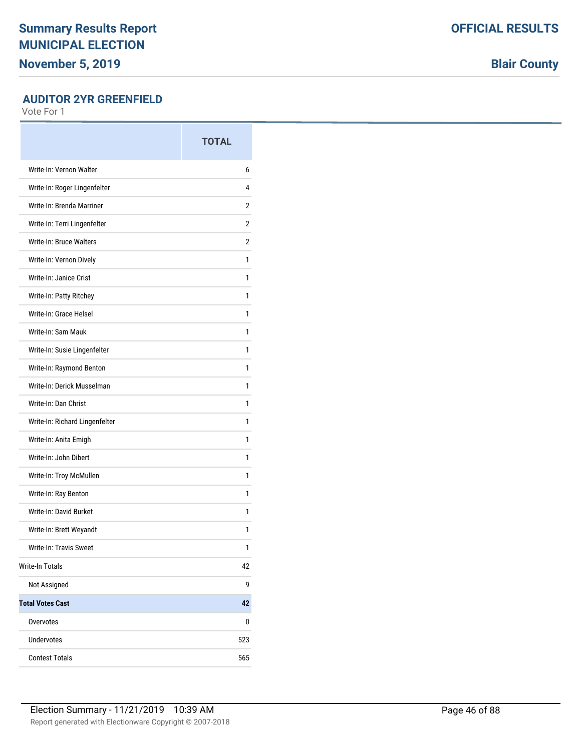# Summary Results Report
# MUNICIPAL ELECTION
## November 5, 2019

**OFFICIAL RESULTS**

**Blair County**

### AUDITOR 2YR GREENFIELD

Vote For 1

| | TOTAL |
|---|---|
| Write-In: Vernon Walter | 6 |
| Write-In: Roger Lingenfelter | 4 |
| Write-In: Brenda Marriner | 2 |
| Write-In: Terri Lingenfelter | 2 |
| Write-In: Bruce Walters | 2 |
| Write-In: Vernon Dively | 1 |
| Write-In: Janice Crist | 1 |
| Write-In: Patty Ritchey | 1 |
| Write-In: Grace Helsel | 1 |
| Write-In: Sam Mauk | 1 |
| Write-In: Susie Lingenfelter | 1 |
| Write-In: Raymond Benton | 1 |
| Write-In: Derick Musselman | 1 |
| Write-In: Dan Christ | 1 |
| Write-In: Richard Lingenfelter | 1 |
| Write-In: Anita Emigh | 1 |
| Write-In: John Dibert | 1 |
| Write-In: Troy McMullen | 1 |
| Write-In: Ray Benton | 1 |
| Write-In: David Burket | 1 |
| Write-In: Brett Weyandt | 1 |
| Write-In: Travis Sweet | 1 |
| Write-In Totals | 42 |
| Not Assigned | 9 |
| **Total Votes Cast** | **42** |
| Overvotes | 0 |
| Undervotes | 523 |
| Contest Totals | 565 |

Election Summary - 11/21/2019 10:39 AM

Report generated with Electionware Copyright © 2007-2018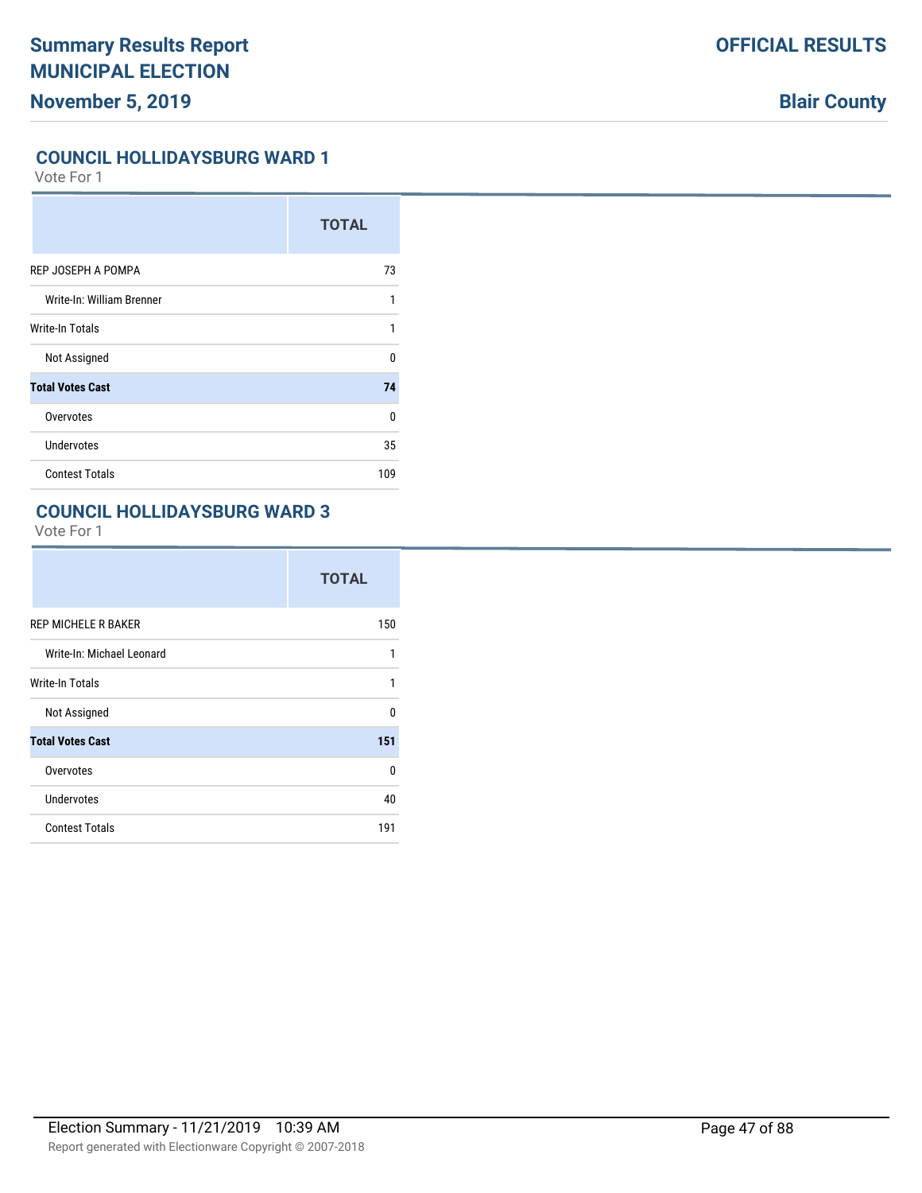## COUNCIL HOLLIDAYSBURG WARD 1

Vote For 1

| | TOTAL |
|---|---|
| REP JOSEPH A POMPA | 73 |
| Write-In: William Brenner | 1 |
| Write-In Totals | 1 |
| Not Assigned | 0 |
| **Total Votes Cast** | **74** |
| Overvotes | 0 |
| Undervotes | 35 |
| Contest Totals | 109 |

## COUNCIL HOLLIDAYSBURG WARD 3

Vote For 1

| | TOTAL |
|---|---|
| REP MICHELE R BAKER | 150 |
| Write-In: Michael Leonard | 1 |
| Write-In Totals | 1 |
| Not Assigned | 0 |
| **Total Votes Cast** | **151** |
| Overvotes | 0 |
| Undervotes | 40 |
| Contest Totals | 191 |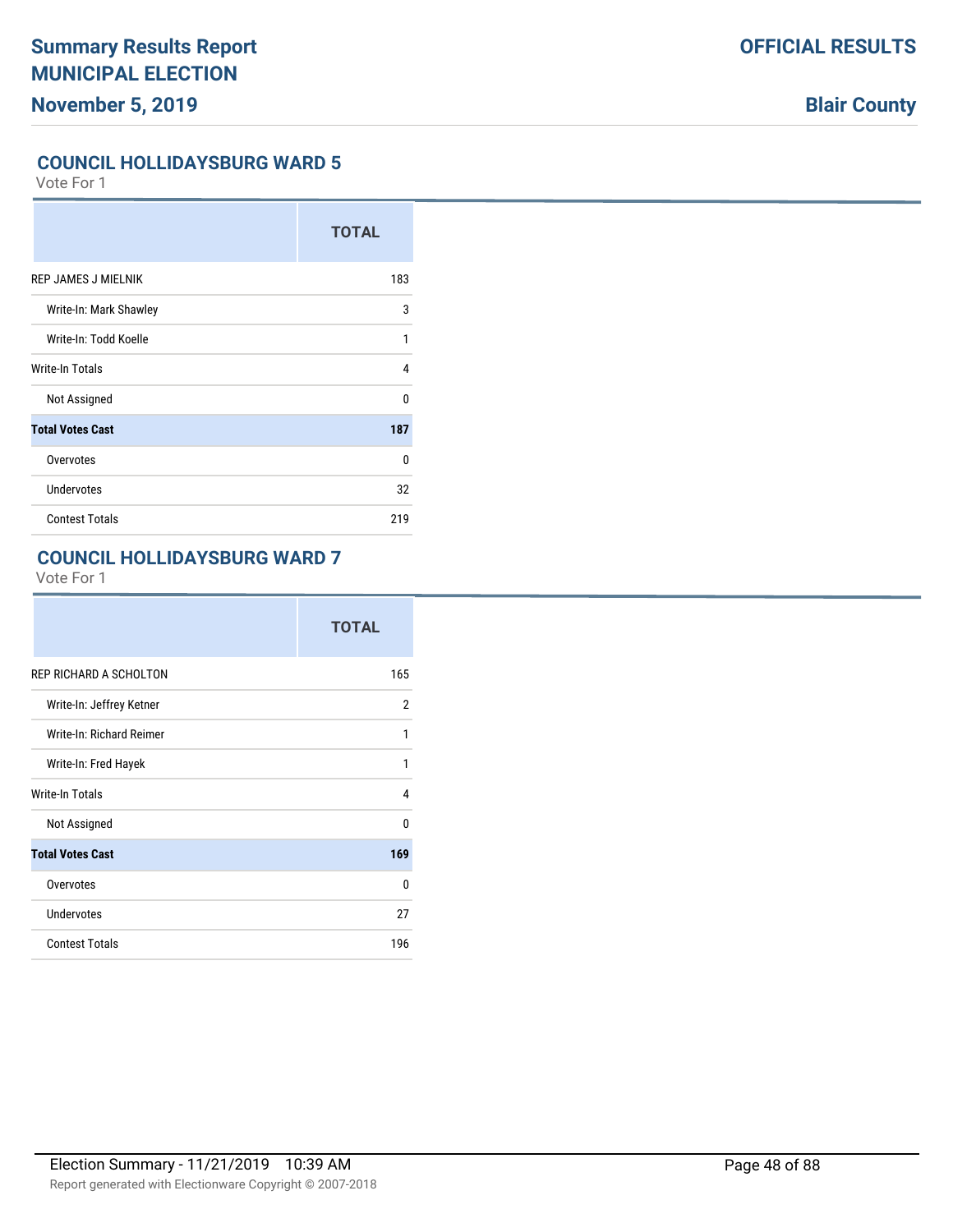## COUNCIL HOLLIDAYSBURG WARD 5

Vote For 1

| | TOTAL |
|---|---|
| REP JAMES J MIELNIK | 183 |
| Write-In: Mark Shawley | 3 |
| Write-In: Todd Koelle | 1 |
| Write-In Totals | 4 |
| Not Assigned | 0 |
| **Total Votes Cast** | **187** |
| Overvotes | 0 |
| Undervotes | 32 |
| Contest Totals | 219 |

## COUNCIL HOLLIDAYSBURG WARD 7

Vote For 1

| | TOTAL |
|---|---|
| REP RICHARD A SCHOLTON | 165 |
| Write-In: Jeffrey Ketner | 2 |
| Write-In: Richard Reimer | 1 |
| Write-In: Fred Hayek | 1 |
| Write-In Totals | 4 |
| Not Assigned | 0 |
| **Total Votes Cast** | **169** |
| Overvotes | 0 |
| Undervotes | 27 |
| Contest Totals | 196 |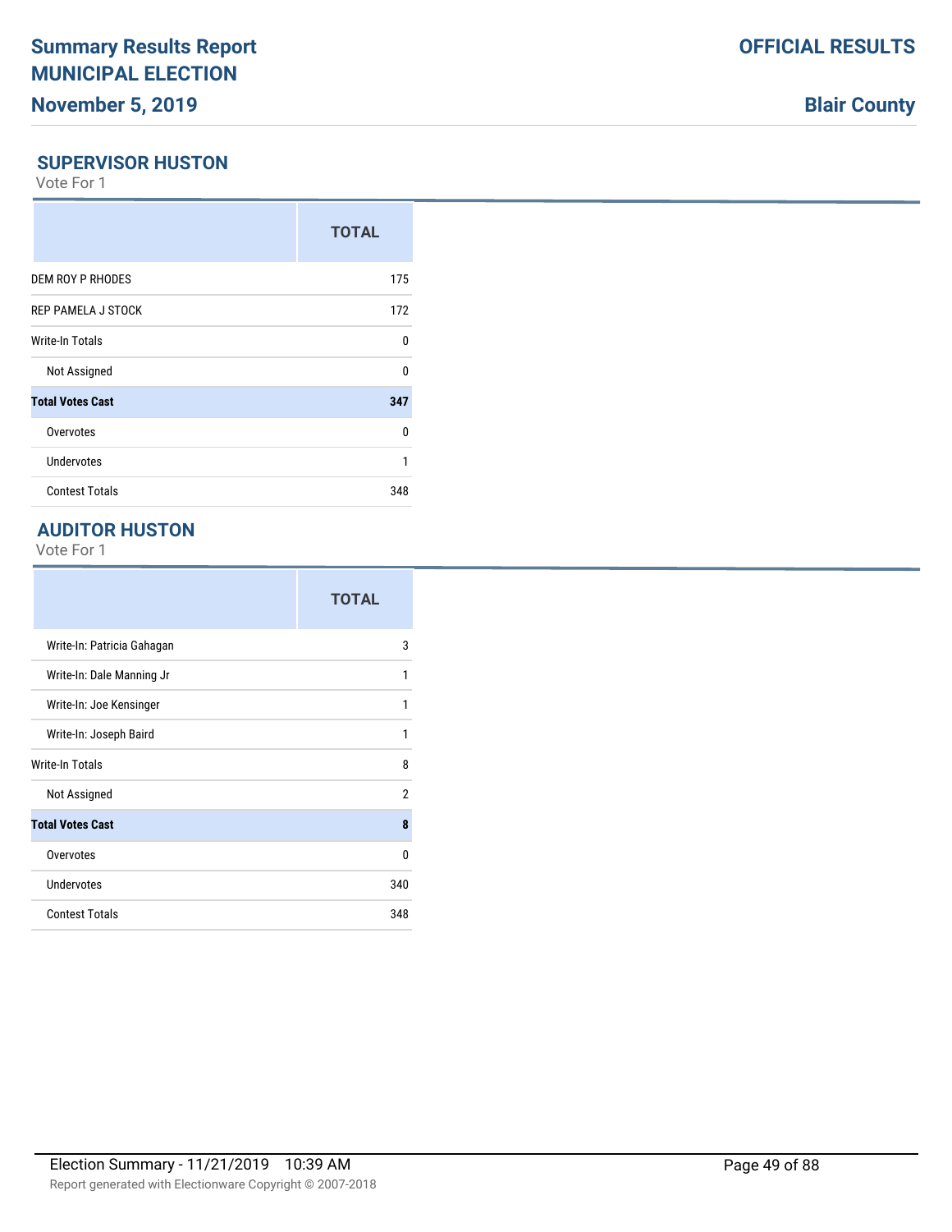# Summary Results Report MUNICIPAL ELECTION

**November 5, 2019**

**OFFICIAL RESULTS**

**Blair County**

## SUPERVISOR HUSTON

Vote For 1

| | TOTAL |
|---|---|
| DEM ROY P RHODES | 175 |
| REP PAMELA J STOCK | 172 |
| Write-In Totals | 0 |
| Not Assigned | 0 |
| **Total Votes Cast** | **347** |
| Overvotes | 0 |
| Undervotes | 1 |
| Contest Totals | 348 |

## AUDITOR HUSTON

Vote For 1

| | TOTAL |
|---|---|
| Write-In: Patricia Gahagan | 3 |
| Write-In: Dale Manning Jr | 1 |
| Write-In: Joe Kensinger | 1 |
| Write-In: Joseph Baird | 1 |
| Write-In Totals | 8 |
| Not Assigned | 2 |
| **Total Votes Cast** | **8** |
| Overvotes | 0 |
| Undervotes | 340 |
| Contest Totals | 348 |

Election Summary - 11/21/2019 10:39 AM

Report generated with Electionware Copyright © 2007-2018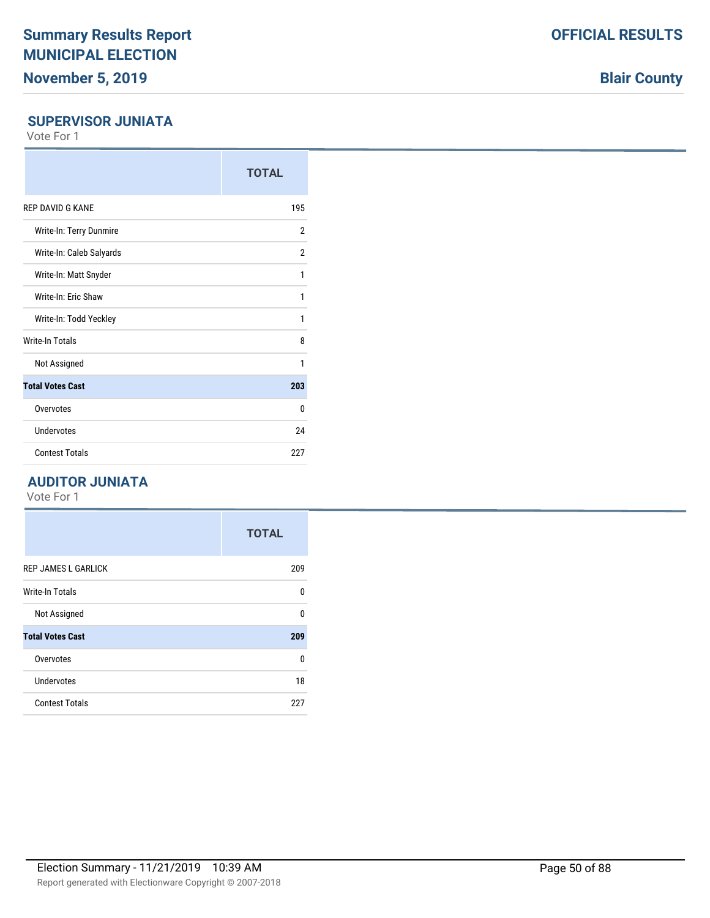# Summary Results Report
# MUNICIPAL ELECTION
# November 5, 2019

**OFFICIAL RESULTS**

**Blair County**

## SUPERVISOR JUNIATA

Vote For 1

| | TOTAL |
|---|---|
| REP DAVID G KANE | 195 |
| Write-In: Terry Dunmire | 2 |
| Write-In: Caleb Salyards | 2 |
| Write-In: Matt Snyder | 1 |
| Write-In: Eric Shaw | 1 |
| Write-In: Todd Yeckley | 1 |
| Write-In Totals | 8 |
| Not Assigned | 1 |
| **Total Votes Cast** | **203** |
| Overvotes | 0 |
| Undervotes | 24 |
| Contest Totals | 227 |

## AUDITOR JUNIATA

Vote For 1

| | TOTAL |
|---|---|
| REP JAMES L GARLICK | 209 |
| Write-In Totals | 0 |
| Not Assigned | 0 |
| **Total Votes Cast** | **209** |
| Overvotes | 0 |
| Undervotes | 18 |
| Contest Totals | 227 |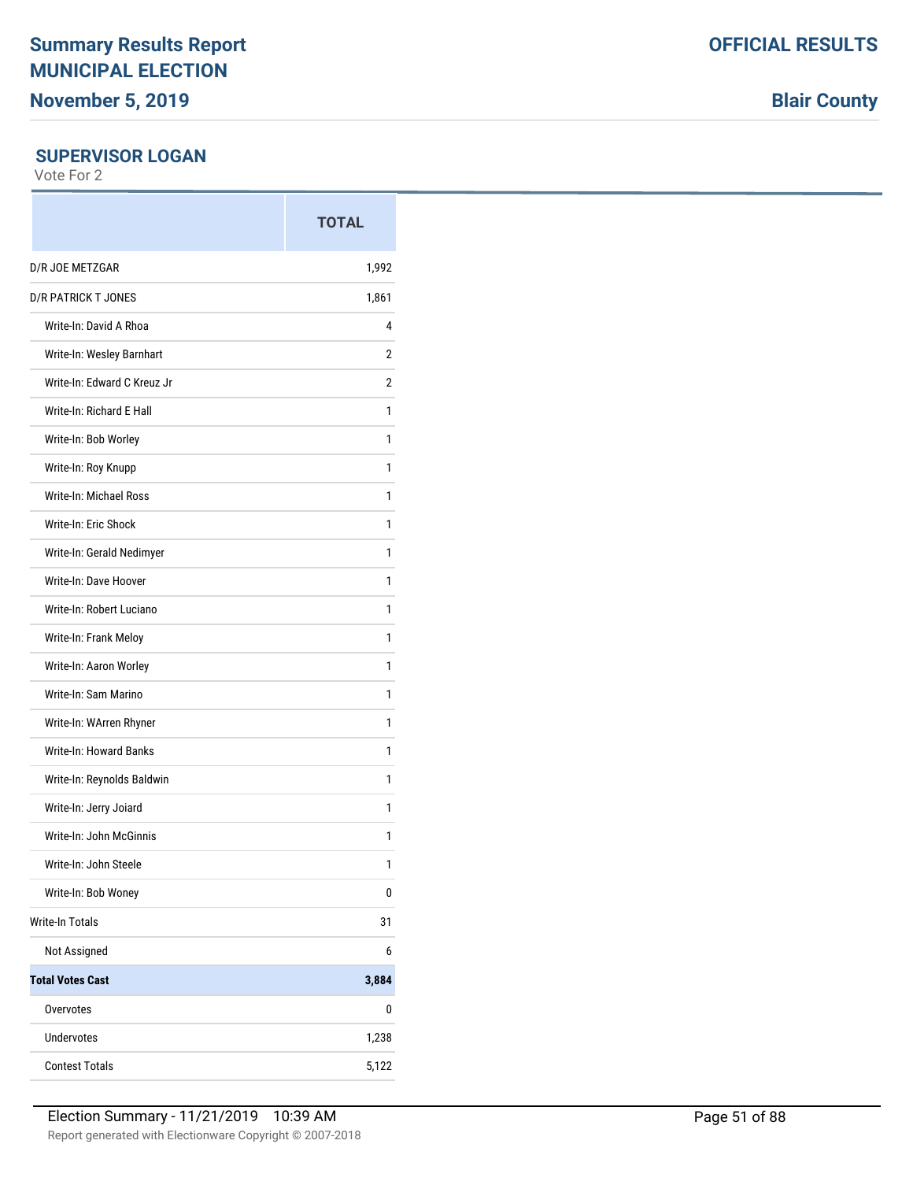# Summary Results Report
# MUNICIPAL ELECTION
## November 5, 2019

**OFFICIAL RESULTS**

**Blair County**

### SUPERVISOR LOGAN

Vote For 2

| | TOTAL |
|---|---|
| D/R JOE METZGAR | 1,992 |
| D/R PATRICK T JONES | 1,861 |
| Write-In: David A Rhoa | 4 |
| Write-In: Wesley Barnhart | 2 |
| Write-In: Edward C Kreuz Jr | 2 |
| Write-In: Richard E Hall | 1 |
| Write-In: Bob Worley | 1 |
| Write-In: Roy Knupp | 1 |
| Write-In: Michael Ross | 1 |
| Write-In: Eric Shock | 1 |
| Write-In: Gerald Nedimyer | 1 |
| Write-In: Dave Hoover | 1 |
| Write-In: Robert Luciano | 1 |
| Write-In: Frank Meloy | 1 |
| Write-In: Aaron Worley | 1 |
| Write-In: Sam Marino | 1 |
| Write-In: WArren Rhyner | 1 |
| Write-In: Howard Banks | 1 |
| Write-In: Reynolds Baldwin | 1 |
| Write-In: Jerry Joiard | 1 |
| Write-In: John McGinnis | 1 |
| Write-In: John Steele | 1 |
| Write-In: Bob Woney | 0 |
| Write-In Totals | 31 |
| Not Assigned | 6 |
| **Total Votes Cast** | **3,884** |
| Overvotes | 0 |
| Undervotes | 1,238 |
| Contest Totals | 5,122 |

Election Summary - 11/21/2019 10:39 AM

Report generated with Electionware Copyright © 2007-2018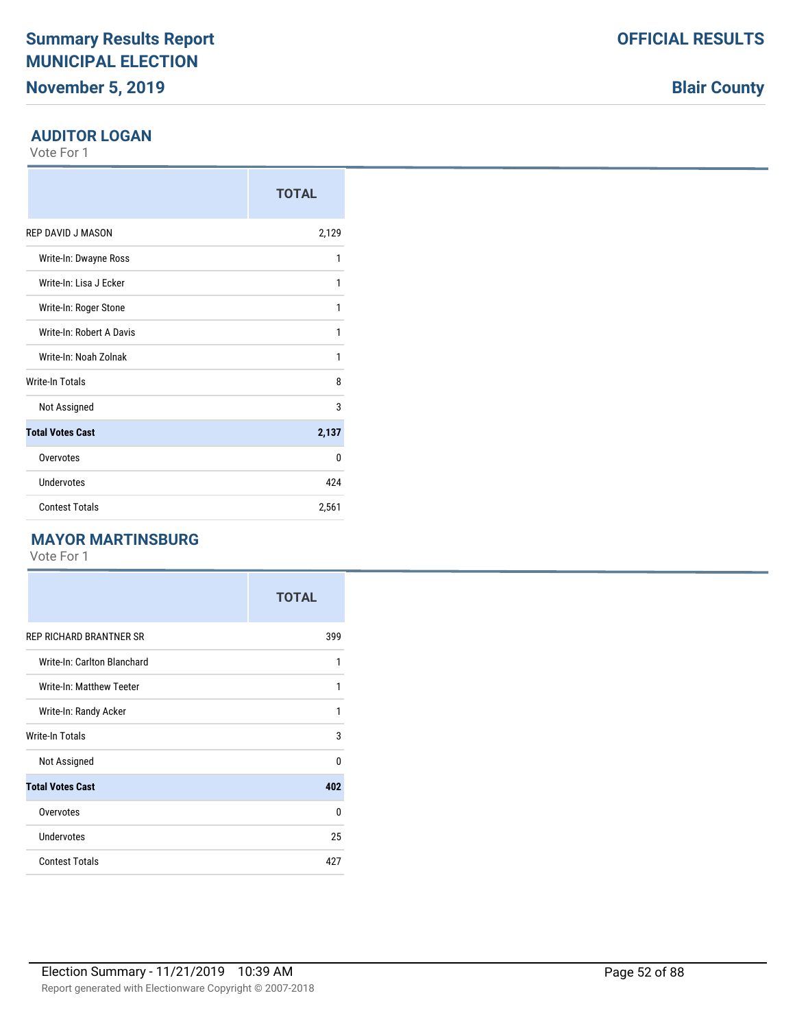## AUDITOR LOGAN

Vote For 1

| | TOTAL |
|---|---|
| REP DAVID J MASON | 2,129 |
| Write-In: Dwayne Ross | 1 |
| Write-In: Lisa J Ecker | 1 |
| Write-In: Roger Stone | 1 |
| Write-In: Robert A Davis | 1 |
| Write-In: Noah Zolnak | 1 |
| Write-In Totals | 8 |
| Not Assigned | 3 |
| **Total Votes Cast** | **2,137** |
| Overvotes | 0 |
| Undervotes | 424 |
| Contest Totals | 2,561 |

## MAYOR MARTINSBURG

Vote For 1

| | TOTAL |
|---|---|
| REP RICHARD BRANTNER SR | 399 |
| Write-In: Carlton Blanchard | 1 |
| Write-In: Matthew Teeter | 1 |
| Write-In: Randy Acker | 1 |
| Write-In Totals | 3 |
| Not Assigned | 0 |
| **Total Votes Cast** | **402** |
| Overvotes | 0 |
| Undervotes | 25 |
| Contest Totals | 427 |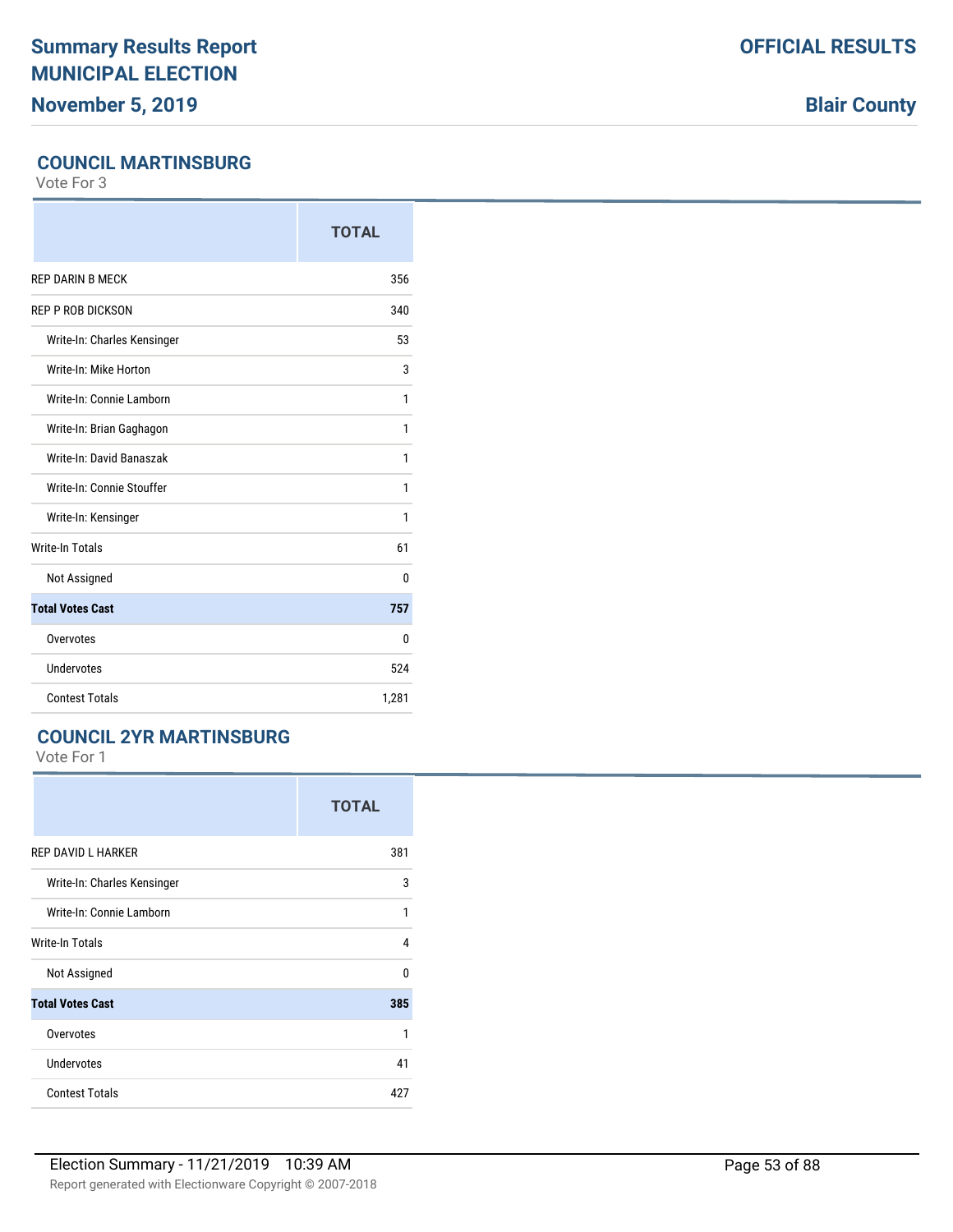# Summary Results Report MUNICIPAL ELECTION

**November 5, 2019**

**OFFICIAL RESULTS**

**Blair County**

## COUNCIL MARTINSBURG

Vote For 3

| | TOTAL |
|---|---|
| REP DARIN B MECK | 356 |
| REP P ROB DICKSON | 340 |
| Write-In: Charles Kensinger | 53 |
| Write-In: Mike Horton | 3 |
| Write-In: Connie Lamborn | 1 |
| Write-In: Brian Gaghagon | 1 |
| Write-In: David Banaszak | 1 |
| Write-In: Connie Stouffer | 1 |
| Write-In: Kensinger | 1 |
| Write-In Totals | 61 |
| Not Assigned | 0 |
| **Total Votes Cast** | **757** |
| Overvotes | 0 |
| Undervotes | 524 |
| Contest Totals | 1,281 |

## COUNCIL 2YR MARTINSBURG

Vote For 1

| | TOTAL |
|---|---|
| REP DAVID L HARKER | 381 |
| Write-In: Charles Kensinger | 3 |
| Write-In: Connie Lamborn | 1 |
| Write-In Totals | 4 |
| Not Assigned | 0 |
| **Total Votes Cast** | **385** |
| Overvotes | 1 |
| Undervotes | 41 |
| Contest Totals | 427 |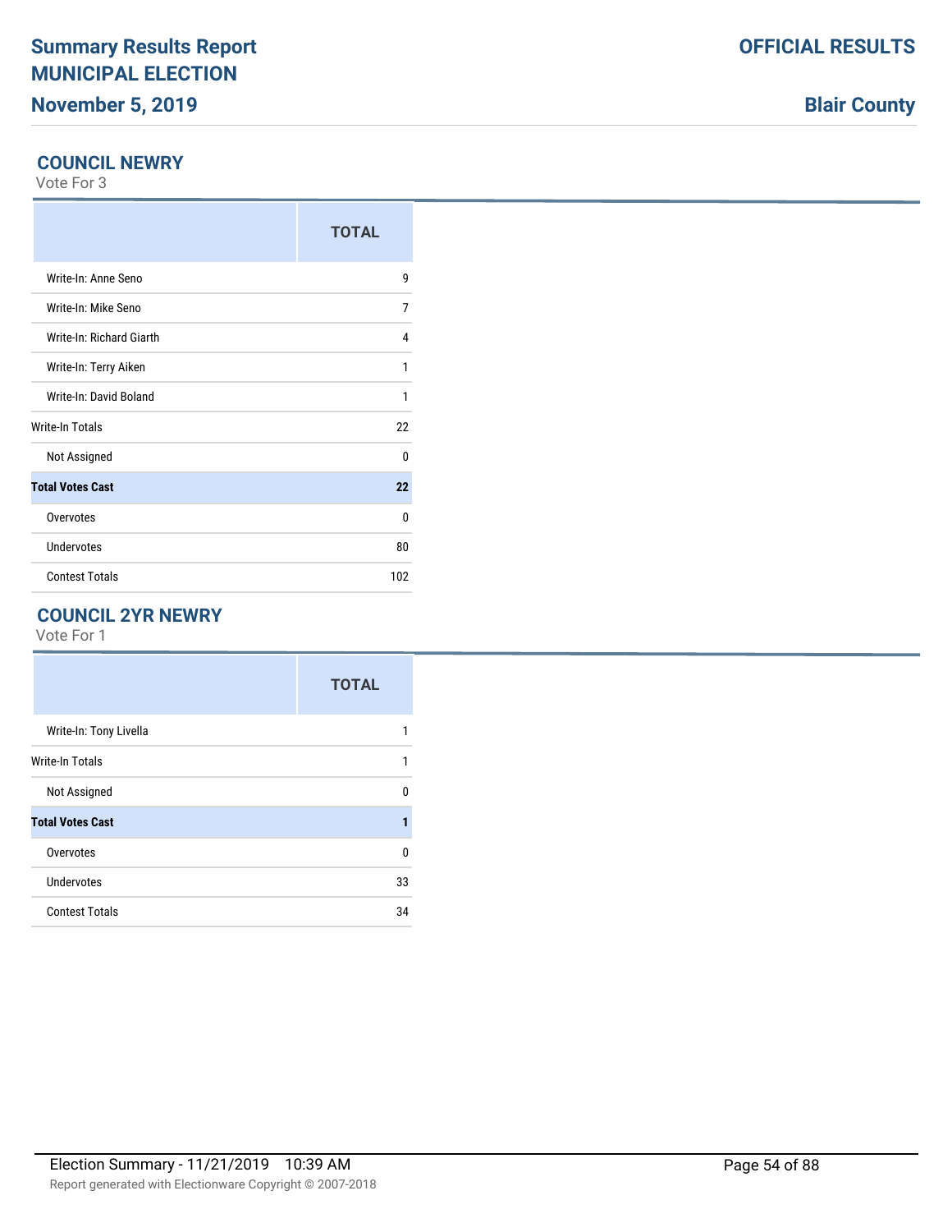## COUNCIL NEWRY

Vote For 3

| | TOTAL |
|---|---|
| Write-In: Anne Seno | 9 |
| Write-In: Mike Seno | 7 |
| Write-In: Richard Giarth | 4 |
| Write-In: Terry Aiken | 1 |
| Write-In: David Boland | 1 |
| Write-In Totals | 22 |
| Not Assigned | 0 |
| **Total Votes Cast** | **22** |
| Overvotes | 0 |
| Undervotes | 80 |
| Contest Totals | 102 |

## COUNCIL 2YR NEWRY

Vote For 1

| | TOTAL |
|---|---|
| Write-In: Tony Livella | 1 |
| Write-In Totals | 1 |
| Not Assigned | 0 |
| **Total Votes Cast** | **1** |
| Overvotes | 0 |
| Undervotes | 33 |
| Contest Totals | 34 |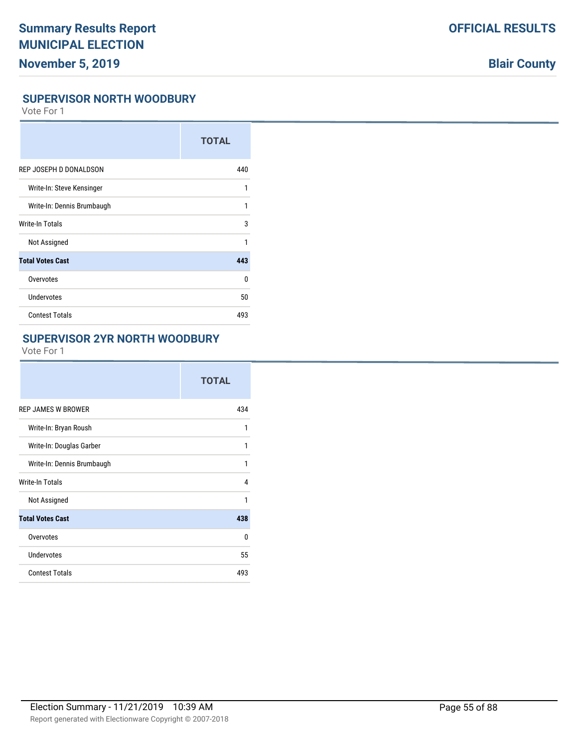# Summary Results Report
# MUNICIPAL ELECTION
## November 5, 2019

**OFFICIAL RESULTS**

**Blair County**

### SUPERVISOR NORTH WOODBURY

Vote For 1

| | TOTAL |
|---|---|
| REP JOSEPH D DONALDSON | 440 |
| Write-In: Steve Kensinger | 1 |
| Write-In: Dennis Brumbaugh | 1 |
| Write-In Totals | 3 |
| Not Assigned | 1 |
| **Total Votes Cast** | **443** |
| Overvotes | 0 |
| Undervotes | 50 |
| Contest Totals | 493 |

### SUPERVISOR 2YR NORTH WOODBURY

Vote For 1

| | TOTAL |
|---|---|
| REP JAMES W BROWER | 434 |
| Write-In: Bryan Roush | 1 |
| Write-In: Douglas Garber | 1 |
| Write-In: Dennis Brumbaugh | 1 |
| Write-In Totals | 4 |
| Not Assigned | 1 |
| **Total Votes Cast** | **438** |
| Overvotes | 0 |
| Undervotes | 55 |
| Contest Totals | 493 |

Election Summary - 11/21/2019 10:39 AM

Report generated with Electionware Copyright © 2007-2018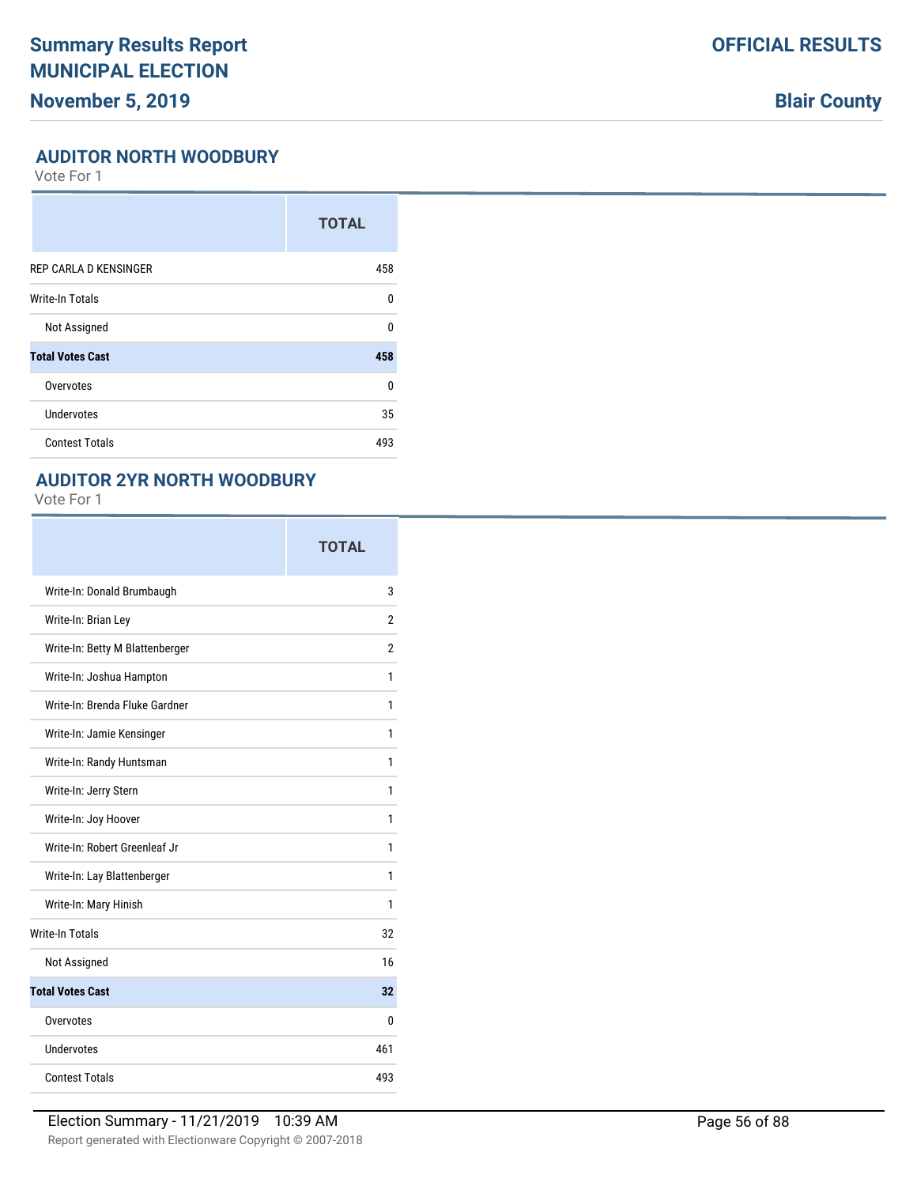# Summary Results Report
# MUNICIPAL ELECTION
## November 5, 2019

**OFFICIAL RESULTS**

**Blair County**

### AUDITOR NORTH WOODBURY

Vote For 1

| | TOTAL |
|---|---|
| REP CARLA D KENSINGER | 458 |
| Write-In Totals | 0 |
| Not Assigned | 0 |
| **Total Votes Cast** | **458** |
| Overvotes | 0 |
| Undervotes | 35 |
| Contest Totals | 493 |

### AUDITOR 2YR NORTH WOODBURY

Vote For 1

| | TOTAL |
|---|---|
| Write-In: Donald Brumbaugh | 3 |
| Write-In: Brian Ley | 2 |
| Write-In: Betty M Blattenberger | 2 |
| Write-In: Joshua Hampton | 1 |
| Write-In: Brenda Fluke Gardner | 1 |
| Write-In: Jamie Kensinger | 1 |
| Write-In: Randy Huntsman | 1 |
| Write-In: Jerry Stern | 1 |
| Write-In: Joy Hoover | 1 |
| Write-In: Robert Greenleaf Jr | 1 |
| Write-In: Lay Blattenberger | 1 |
| Write-In: Mary Hinish | 1 |
| Write-In Totals | 32 |
| Not Assigned | 16 |
| **Total Votes Cast** | **32** |
| Overvotes | 0 |
| Undervotes | 461 |
| Contest Totals | 493 |

Election Summary - 11/21/2019 10:39 AM

Report generated with Electionware Copyright © 2007-2018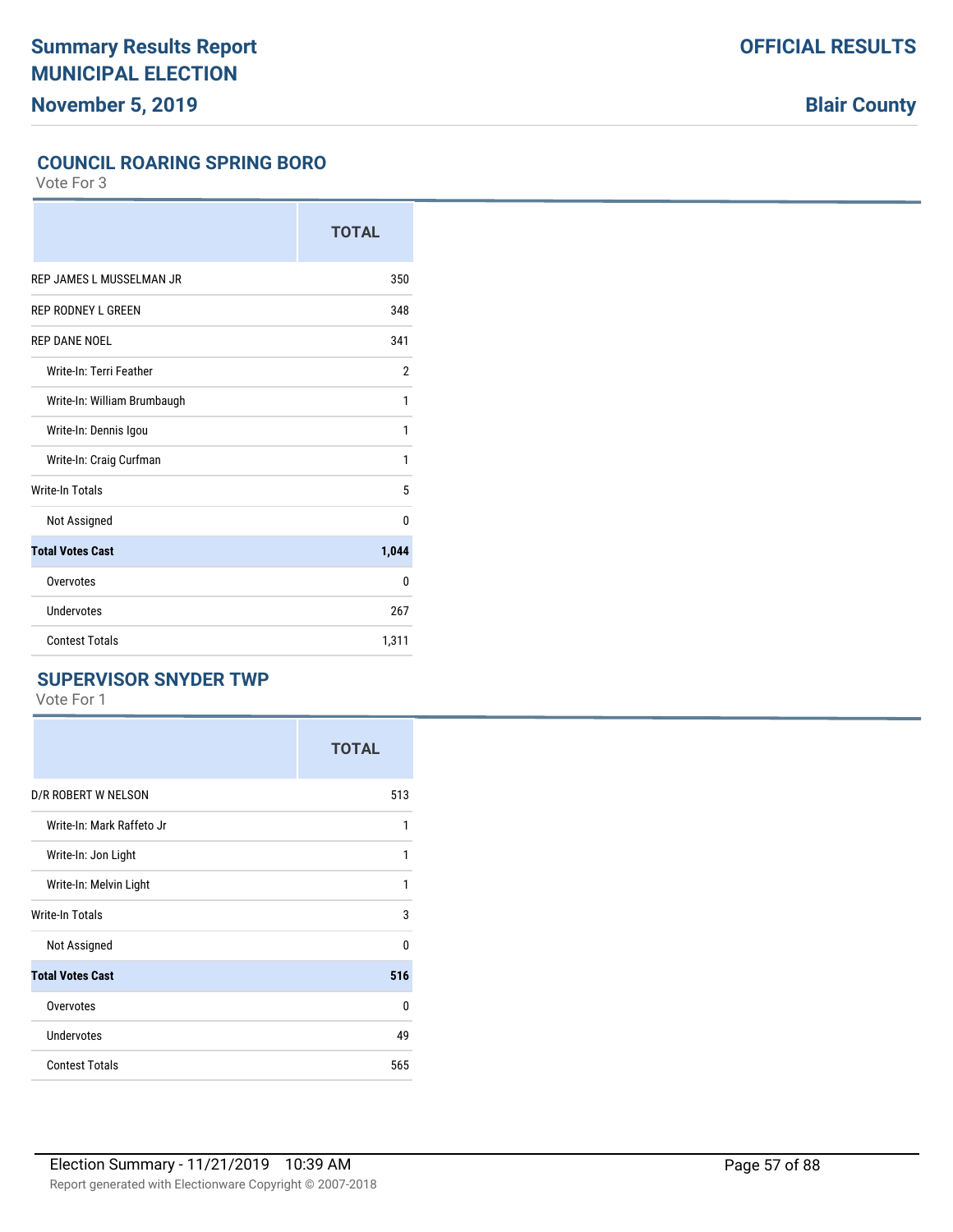## COUNCIL ROARING SPRING BORO

Vote For 3

| | TOTAL |
|---|---|
| REP JAMES L MUSSELMAN JR | 350 |
| REP RODNEY L GREEN | 348 |
| REP DANE NOEL | 341 |
| Write-In: Terri Feather | 2 |
| Write-In: William Brumbaugh | 1 |
| Write-In: Dennis Igou | 1 |
| Write-In: Craig Curfman | 1 |
| Write-In Totals | 5 |
| Not Assigned | 0 |
| **Total Votes Cast** | **1,044** |
| Overvotes | 0 |
| Undervotes | 267 |
| Contest Totals | 1,311 |

## SUPERVISOR SNYDER TWP

Vote For 1

| | TOTAL |
|---|---|
| D/R ROBERT W NELSON | 513 |
| Write-In: Mark Raffeto Jr | 1 |
| Write-In: Jon Light | 1 |
| Write-In: Melvin Light | 1 |
| Write-In Totals | 3 |
| Not Assigned | 0 |
| **Total Votes Cast** | **516** |
| Overvotes | 0 |
| Undervotes | 49 |
| Contest Totals | 565 |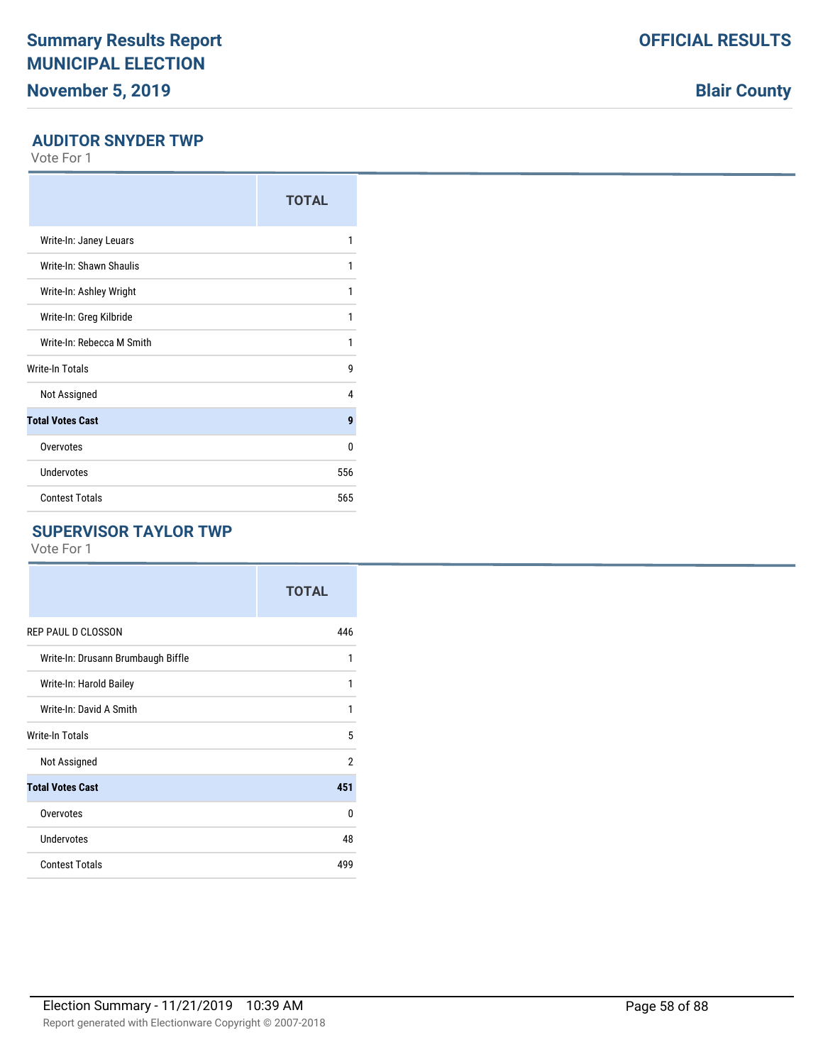## AUDITOR SNYDER TWP

Vote For 1

| | TOTAL |
|---|---|
| Write-In: Janey Leuars | 1 |
| Write-In: Shawn Shaulis | 1 |
| Write-In: Ashley Wright | 1 |
| Write-In: Greg Kilbride | 1 |
| Write-In: Rebecca M Smith | 1 |
| Write-In Totals | 9 |
| Not Assigned | 4 |
| **Total Votes Cast** | **9** |
| Overvotes | 0 |
| Undervotes | 556 |
| Contest Totals | 565 |

## SUPERVISOR TAYLOR TWP

Vote For 1

| | TOTAL |
|---|---|
| REP PAUL D CLOSSON | 446 |
| Write-In: Drusann Brumbaugh Biffle | 1 |
| Write-In: Harold Bailey | 1 |
| Write-In: David A Smith | 1 |
| Write-In Totals | 5 |
| Not Assigned | 2 |
| **Total Votes Cast** | **451** |
| Overvotes | 0 |
| Undervotes | 48 |
| Contest Totals | 499 |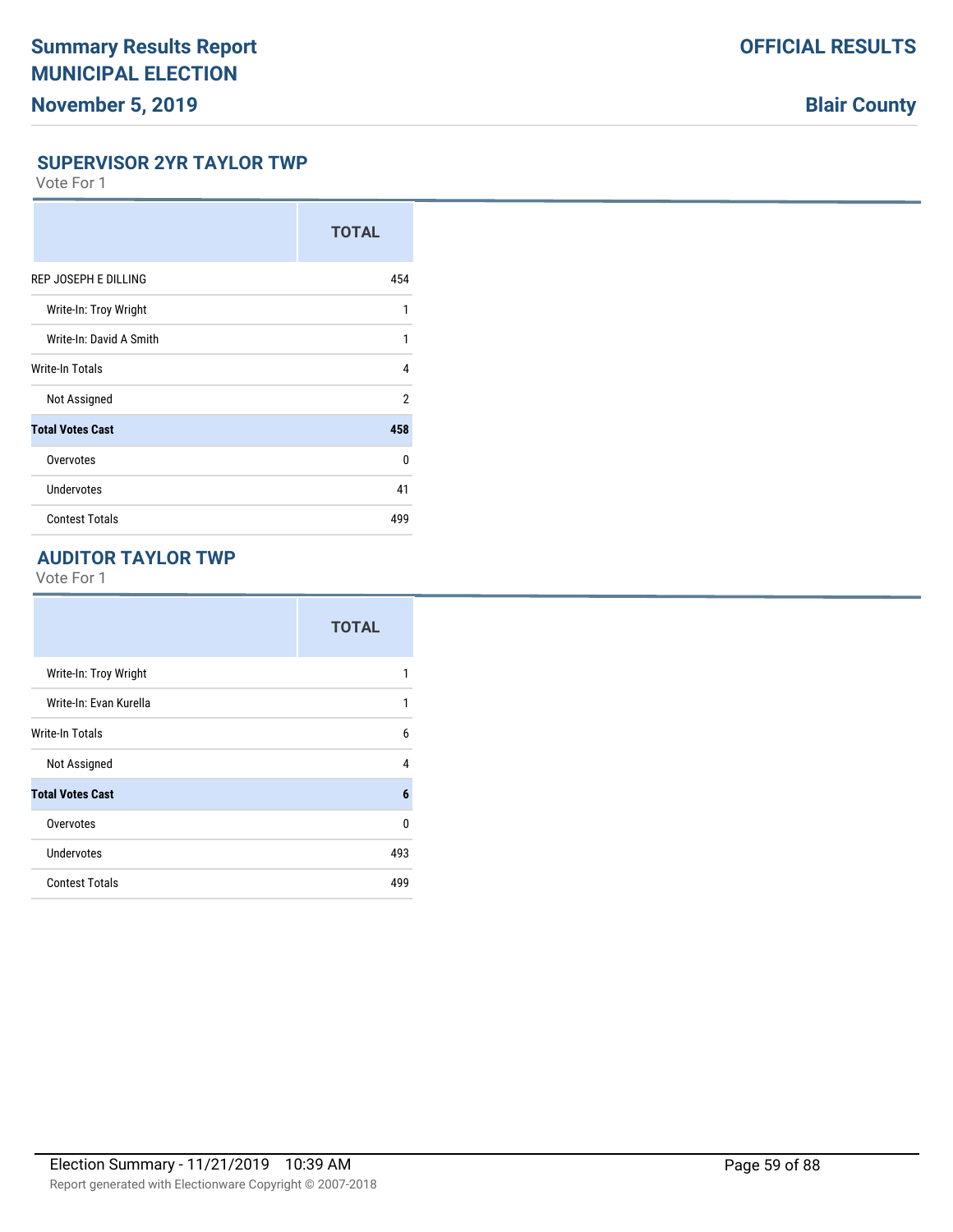**Summary Results Report**
**MUNICIPAL ELECTION**
**November 5, 2019**

**OFFICIAL RESULTS**

**Blair County**

## SUPERVISOR 2YR TAYLOR TWP

Vote For 1

| | TOTAL |
|---|---|
| REP JOSEPH E DILLING | 454 |
| Write-In: Troy Wright | 1 |
| Write-In: David A Smith | 1 |
| Write-In Totals | 4 |
| Not Assigned | 2 |
| **Total Votes Cast** | **458** |
| Overvotes | 0 |
| Undervotes | 41 |
| Contest Totals | 499 |

## AUDITOR TAYLOR TWP

Vote For 1

| | TOTAL |
|---|---|
| Write-In: Troy Wright | 1 |
| Write-In: Evan Kurella | 1 |
| Write-In Totals | 6 |
| Not Assigned | 4 |
| **Total Votes Cast** | **6** |
| Overvotes | 0 |
| Undervotes | 493 |
| Contest Totals | 499 |

Election Summary - 11/21/2019 10:39 AM

Report generated with Electionware Copyright © 2007-2018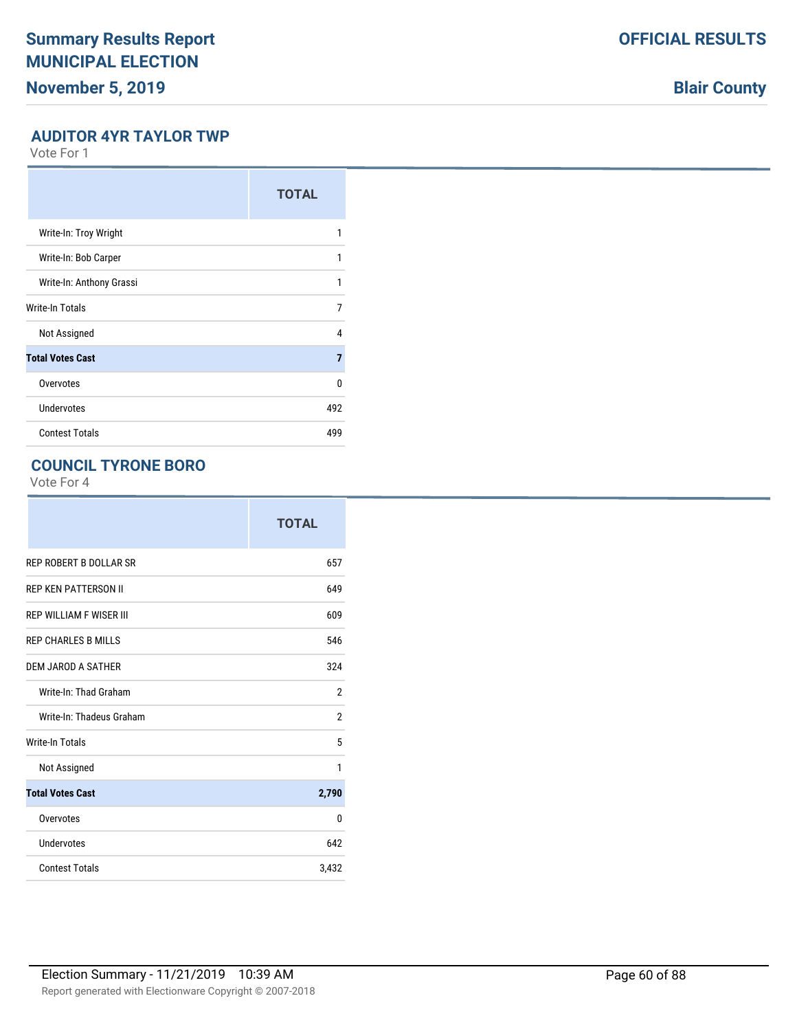## AUDITOR 4YR TAYLOR TWP

Vote For 1

| | TOTAL |
|---|---|
| Write-In: Troy Wright | 1 |
| Write-In: Bob Carper | 1 |
| Write-In: Anthony Grassi | 1 |
| Write-In Totals | 7 |
| Not Assigned | 4 |
| **Total Votes Cast** | **7** |
| Overvotes | 0 |
| Undervotes | 492 |
| Contest Totals | 499 |

## COUNCIL TYRONE BORO

Vote For 4

| | TOTAL |
|---|---|
| REP ROBERT B DOLLAR SR | 657 |
| REP KEN PATTERSON II | 649 |
| REP WILLIAM F WISER III | 609 |
| REP CHARLES B MILLS | 546 |
| DEM JAROD A SATHER | 324 |
| Write-In: Thad Graham | 2 |
| Write-In: Thadeus Graham | 2 |
| Write-In Totals | 5 |
| Not Assigned | 1 |
| **Total Votes Cast** | **2,790** |
| Overvotes | 0 |
| Undervotes | 642 |
| Contest Totals | 3,432 |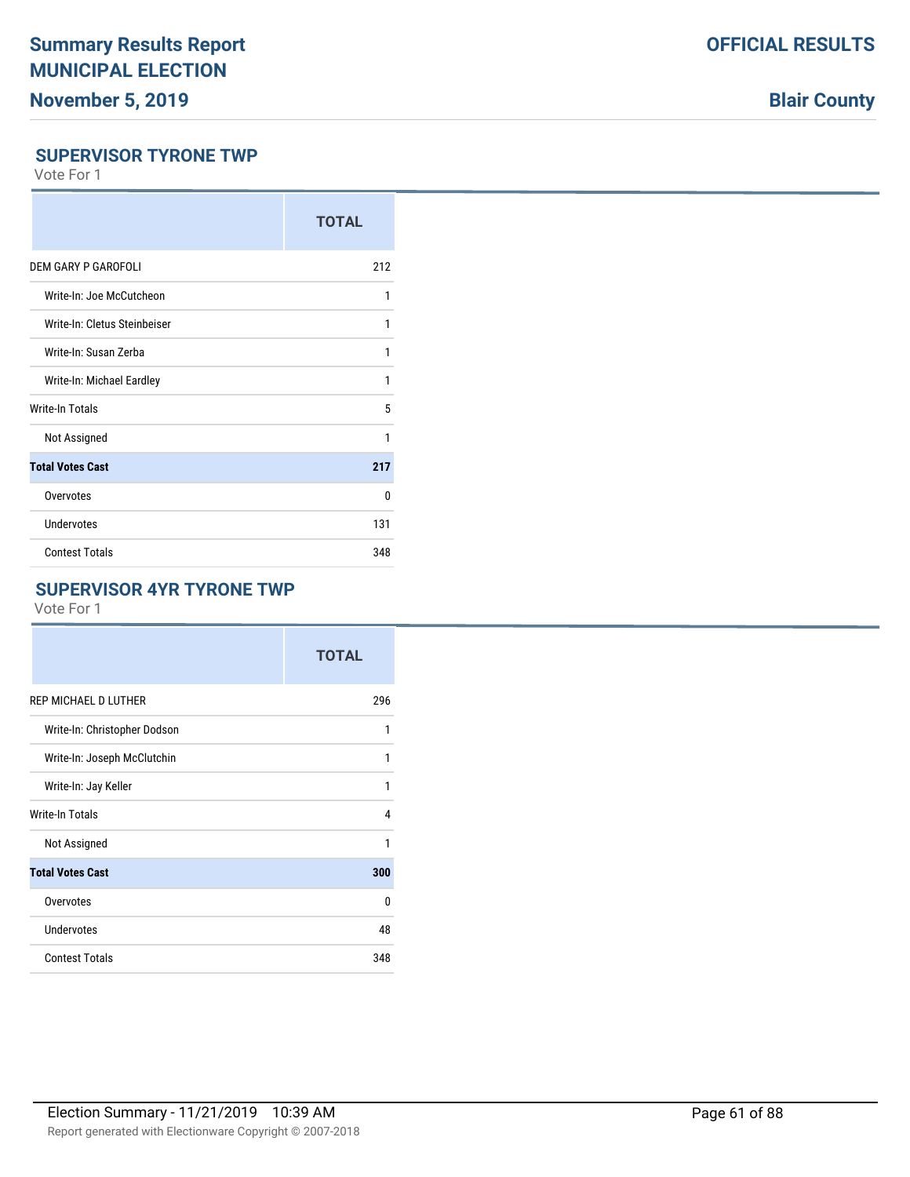## SUPERVISOR TYRONE TWP

Vote For 1

| | TOTAL |
|---|---|
| DEM GARY P GAROFOLI | 212 |
| Write-In: Joe McCutcheon | 1 |
| Write-In: Cletus Steinbeiser | 1 |
| Write-In: Susan Zerba | 1 |
| Write-In: Michael Eardley | 1 |
| Write-In Totals | 5 |
| Not Assigned | 1 |
| **Total Votes Cast** | **217** |
| Overvotes | 0 |
| Undervotes | 131 |
| Contest Totals | 348 |

## SUPERVISOR 4YR TYRONE TWP

Vote For 1

| | TOTAL |
|---|---|
| REP MICHAEL D LUTHER | 296 |
| Write-In: Christopher Dodson | 1 |
| Write-In: Joseph McClutchin | 1 |
| Write-In: Jay Keller | 1 |
| Write-In Totals | 4 |
| Not Assigned | 1 |
| **Total Votes Cast** | **300** |
| Overvotes | 0 |
| Undervotes | 48 |
| Contest Totals | 348 |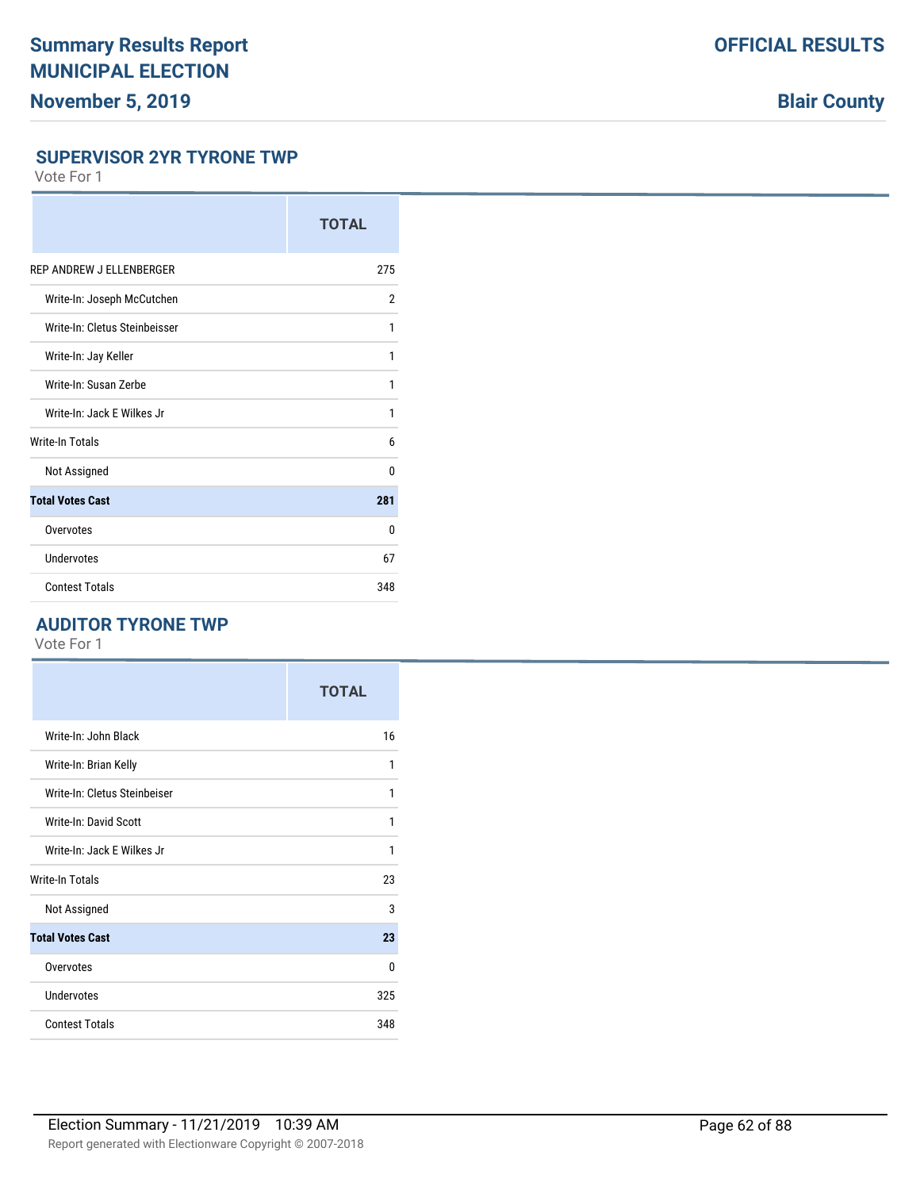# Summary Results Report
# MUNICIPAL ELECTION
# November 5, 2019

**OFFICIAL RESULTS**

**Blair County**

## SUPERVISOR 2YR TYRONE TWP

Vote For 1

| | TOTAL |
|---|---|
| REP ANDREW J ELLENBERGER | 275 |
| Write-In: Joseph McCutchen | 2 |
| Write-In: Cletus Steinbeisser | 1 |
| Write-In: Jay Keller | 1 |
| Write-In: Susan Zerbe | 1 |
| Write-In: Jack E Wilkes Jr | 1 |
| Write-In Totals | 6 |
| Not Assigned | 0 |
| **Total Votes Cast** | **281** |
| Overvotes | 0 |
| Undervotes | 67 |
| Contest Totals | 348 |

## AUDITOR TYRONE TWP

Vote For 1

| | TOTAL |
|---|---|
| Write-In: John Black | 16 |
| Write-In: Brian Kelly | 1 |
| Write-In: Cletus Steinbeiser | 1 |
| Write-In: David Scott | 1 |
| Write-In: Jack E Wilkes Jr | 1 |
| Write-In Totals | 23 |
| Not Assigned | 3 |
| **Total Votes Cast** | **23** |
| Overvotes | 0 |
| Undervotes | 325 |
| Contest Totals | 348 |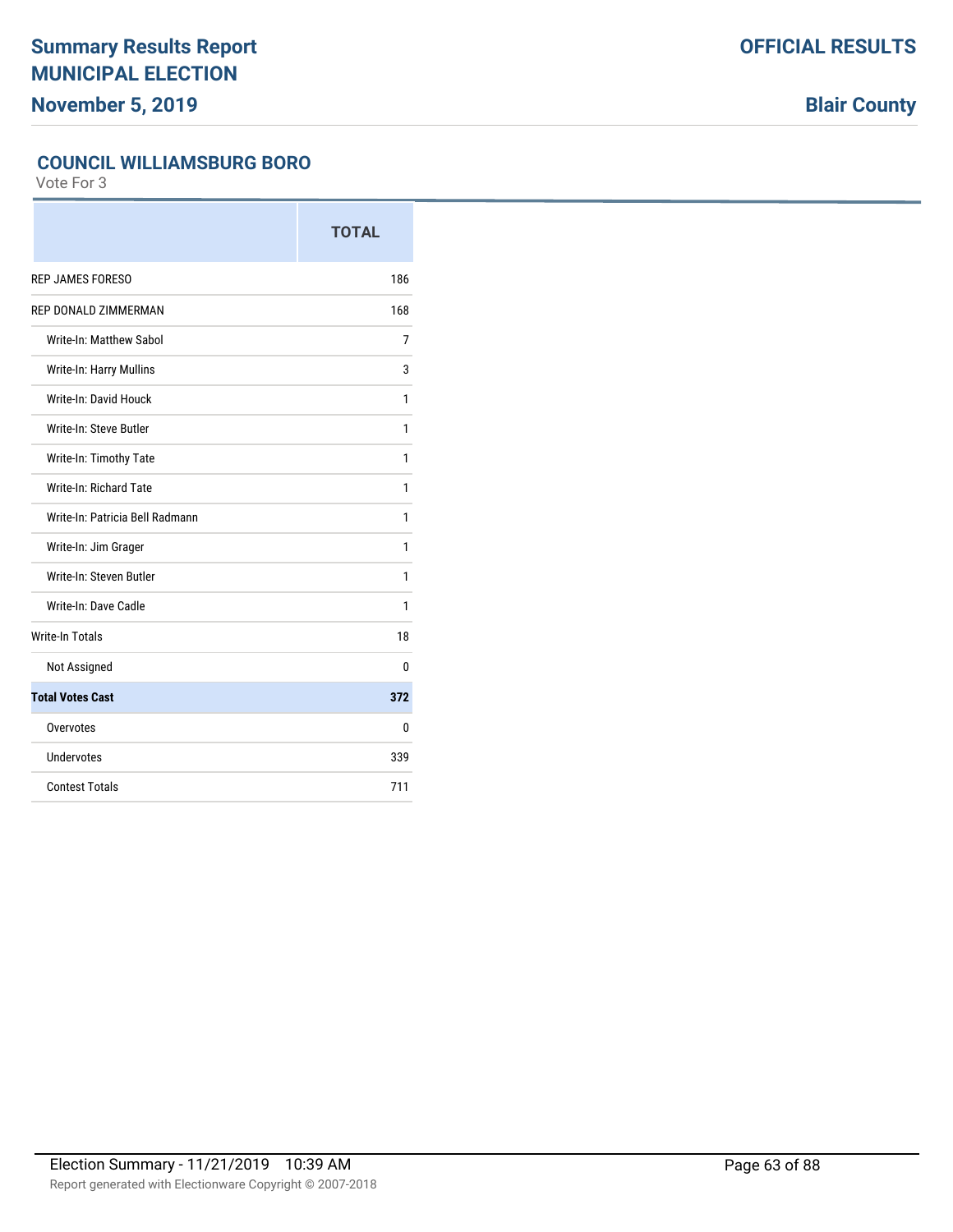## COUNCIL WILLIAMSBURG BORO

Vote For 3

| | TOTAL |
|---|---|
| REP JAMES FORESO | 186 |
| REP DONALD ZIMMERMAN | 168 |
| Write-In: Matthew Sabol | 7 |
| Write-In: Harry Mullins | 3 |
| Write-In: David Houck | 1 |
| Write-In: Steve Butler | 1 |
| Write-In: Timothy Tate | 1 |
| Write-In: Richard Tate | 1 |
| Write-In: Patricia Bell Radmann | 1 |
| Write-In: Jim Grager | 1 |
| Write-In: Steven Butler | 1 |
| Write-In: Dave Cadle | 1 |
| Write-In Totals | 18 |
| Not Assigned | 0 |
| **Total Votes Cast** | **372** |
| Overvotes | 0 |
| Undervotes | 339 |
| Contest Totals | 711 |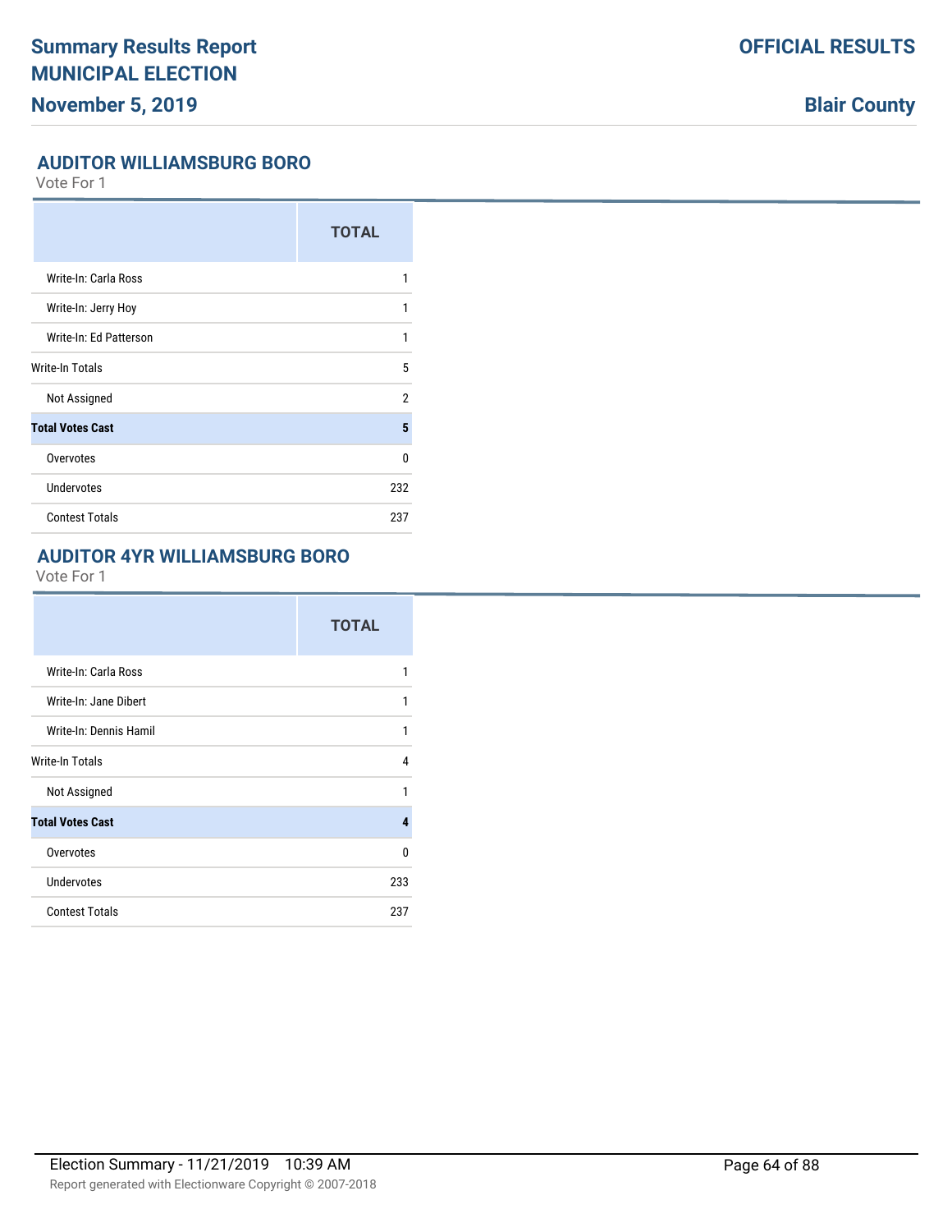# Summary Results Report
# MUNICIPAL ELECTION
## November 5, 2019

**OFFICIAL RESULTS**

**Blair County**

### AUDITOR WILLIAMSBURG BORO

Vote For 1

| | TOTAL |
|---|---|
| Write-In: Carla Ross | 1 |
| Write-In: Jerry Hoy | 1 |
| Write-In: Ed Patterson | 1 |
| Write-In Totals | 5 |
| Not Assigned | 2 |
| **Total Votes Cast** | **5** |
| Overvotes | 0 |
| Undervotes | 232 |
| Contest Totals | 237 |

### AUDITOR 4YR WILLIAMSBURG BORO

Vote For 1

| | TOTAL |
|---|---|
| Write-In: Carla Ross | 1 |
| Write-In: Jane Dibert | 1 |
| Write-In: Dennis Hamil | 1 |
| Write-In Totals | 4 |
| Not Assigned | 1 |
| **Total Votes Cast** | **4** |
| Overvotes | 0 |
| Undervotes | 233 |
| Contest Totals | 237 |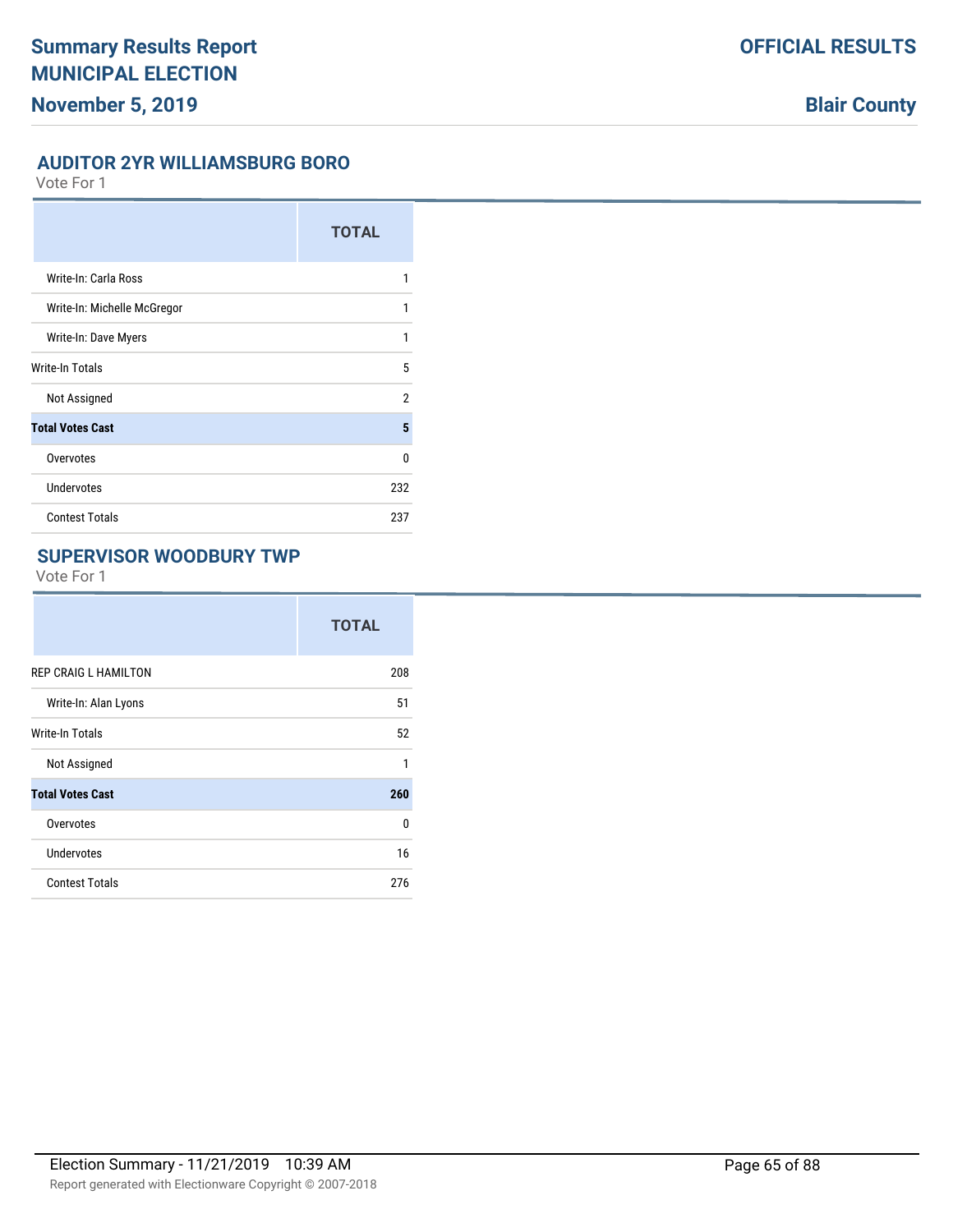## AUDITOR 2YR WILLIAMSBURG BORO

Vote For 1

| | TOTAL |
|---|---|
| Write-In: Carla Ross | 1 |
| Write-In: Michelle McGregor | 1 |
| Write-In: Dave Myers | 1 |
| Write-In Totals | 5 |
| Not Assigned | 2 |
| **Total Votes Cast** | **5** |
| Overvotes | 0 |
| Undervotes | 232 |
| Contest Totals | 237 |

## SUPERVISOR WOODBURY TWP

Vote For 1

| | TOTAL |
|---|---|
| REP CRAIG L HAMILTON | 208 |
| Write-In: Alan Lyons | 51 |
| Write-In Totals | 52 |
| Not Assigned | 1 |
| **Total Votes Cast** | **260** |
| Overvotes | 0 |
| Undervotes | 16 |
| Contest Totals | 276 |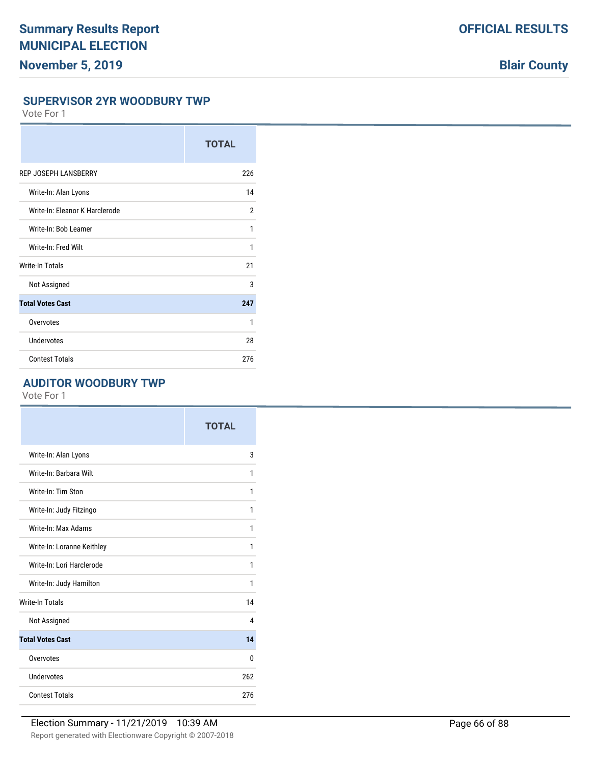# Summary Results Report
# MUNICIPAL ELECTION
# November 5, 2019

**OFFICIAL RESULTS**

**Blair County**

## SUPERVISOR 2YR WOODBURY TWP

Vote For 1

| | TOTAL |
|---|---|
| REP JOSEPH LANSBERRY | 226 |
| Write-In: Alan Lyons | 14 |
| Write-In: Eleanor K Harclerode | 2 |
| Write-In: Bob Leamer | 1 |
| Write-In: Fred Wilt | 1 |
| Write-In Totals | 21 |
| Not Assigned | 3 |
| **Total Votes Cast** | **247** |
| Overvotes | 1 |
| Undervotes | 28 |
| Contest Totals | 276 |

## AUDITOR WOODBURY TWP

Vote For 1

| | TOTAL |
|---|---|
| Write-In: Alan Lyons | 3 |
| Write-In: Barbara Wilt | 1 |
| Write-In: Tim Ston | 1 |
| Write-In: Judy Fitzingo | 1 |
| Write-In: Max Adams | 1 |
| Write-In: Loranne Keithley | 1 |
| Write-In: Lori Harclerode | 1 |
| Write-In: Judy Hamilton | 1 |
| Write-In Totals | 14 |
| Not Assigned | 4 |
| **Total Votes Cast** | **14** |
| Overvotes | 0 |
| Undervotes | 262 |
| Contest Totals | 276 |

Election Summary - 11/21/2019 10:39 AM

Report generated with Electionware Copyright © 2007-2018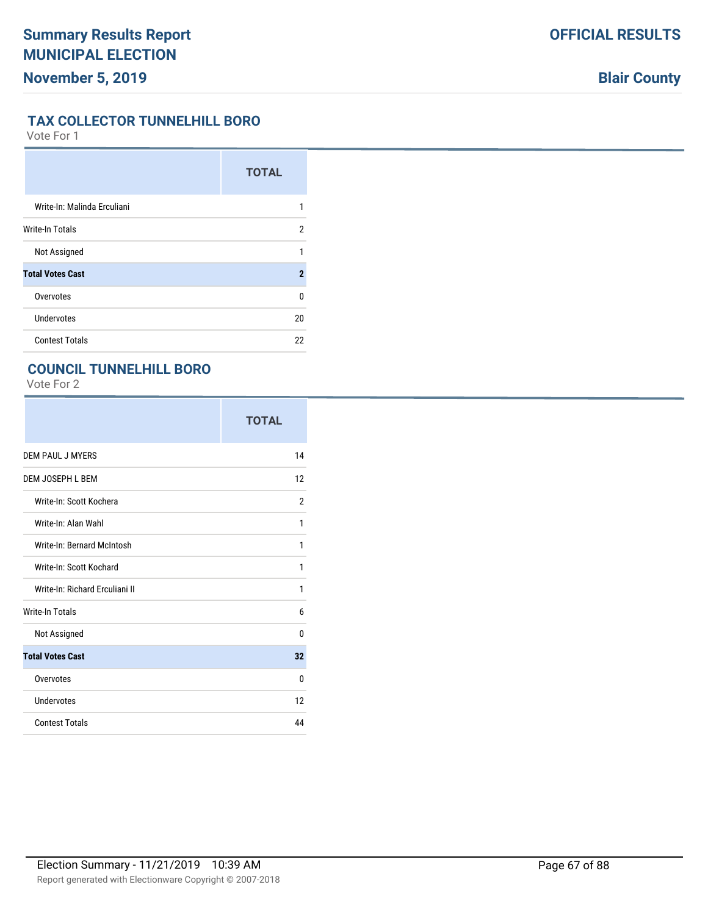## TAX COLLECTOR TUNNELHILL BORO

Vote For 1

| | TOTAL |
|---|---|
| Write-In: Malinda Erculiani | 1 |
| Write-In Totals | 2 |
| Not Assigned | 1 |
| **Total Votes Cast** | **2** |
| Overvotes | 0 |
| Undervotes | 20 |
| Contest Totals | 22 |

## COUNCIL TUNNELHILL BORO

Vote For 2

| | TOTAL |
|---|---|
| DEM PAUL J MYERS | 14 |
| DEM JOSEPH L BEM | 12 |
| Write-In: Scott Kochera | 2 |
| Write-In: Alan Wahl | 1 |
| Write-In: Bernard McIntosh | 1 |
| Write-In: Scott Kochard | 1 |
| Write-In: Richard Erculiani II | 1 |
| Write-In Totals | 6 |
| Not Assigned | 0 |
| **Total Votes Cast** | **32** |
| Overvotes | 0 |
| Undervotes | 12 |
| Contest Totals | 44 |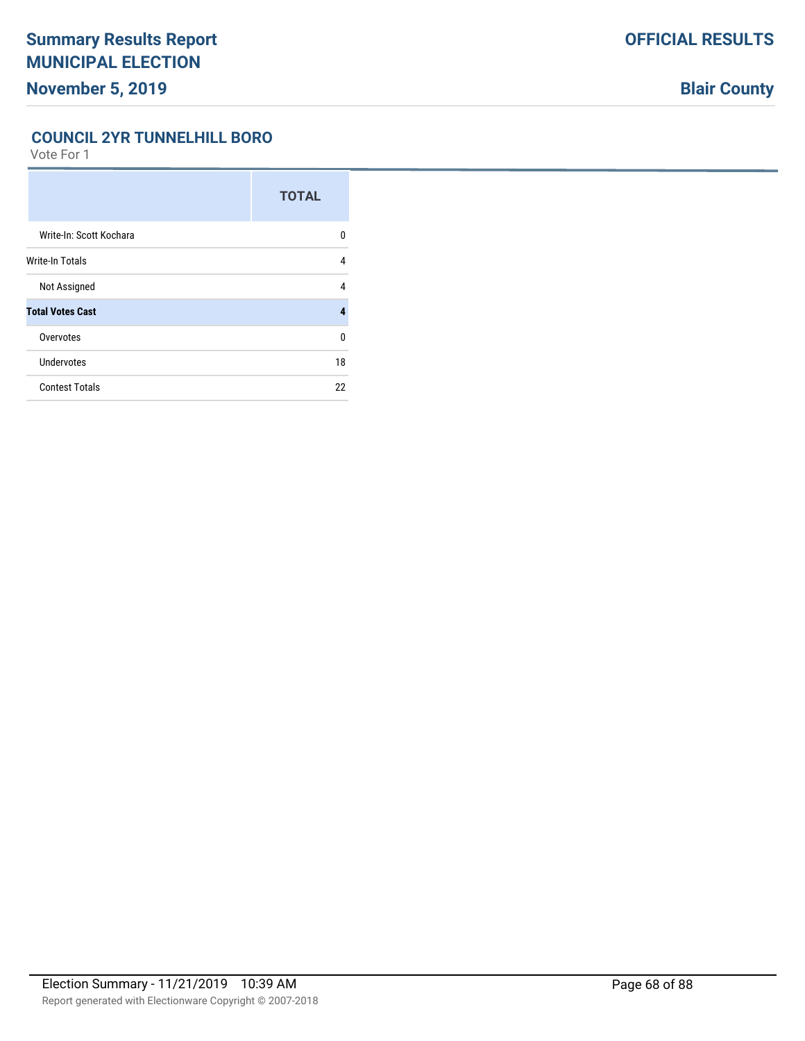# Summary Results Report

# MUNICIPAL ELECTION

**November 5, 2019**

**OFFICIAL RESULTS**

**Blair County**

### COUNCIL 2YR TUNNELHILL BORO

Vote For 1

| | TOTAL |
|---|---|
| Write-In: Scott Kochara | 0 |
| Write-In Totals | 4 |
| Not Assigned | 4 |
| **Total Votes Cast** | **4** |
| Overvotes | 0 |
| Undervotes | 18 |
| Contest Totals | 22 |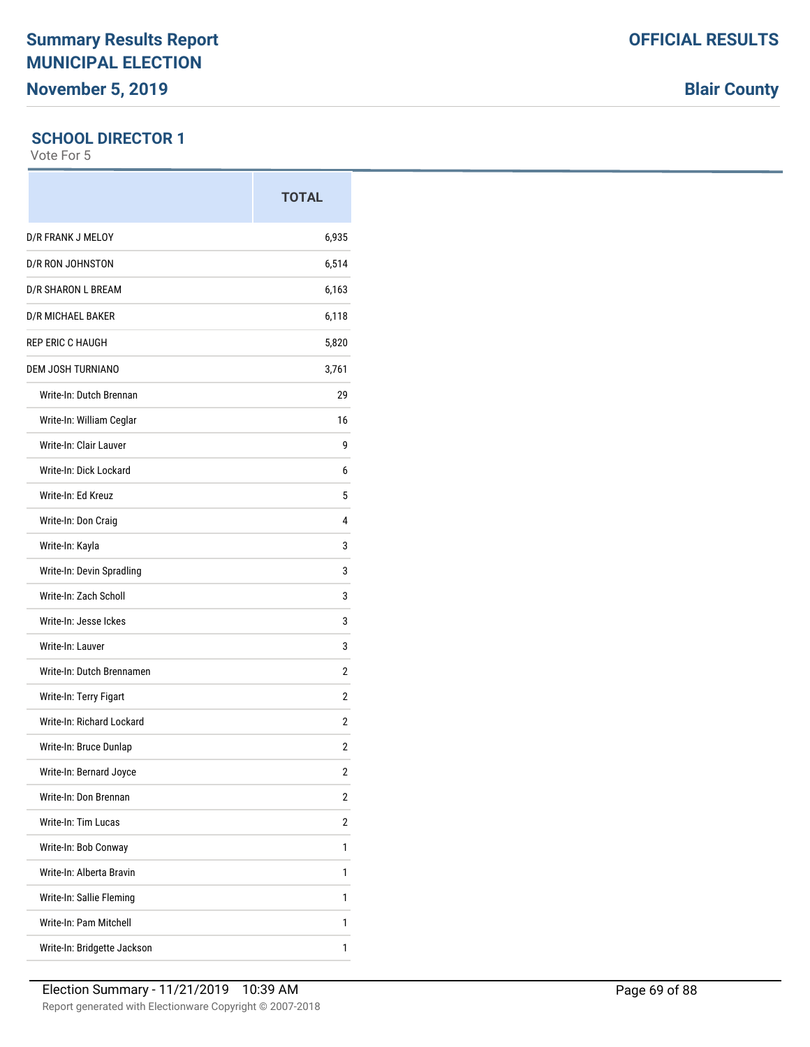Summary Results Report
MUNICIPAL ELECTION
November 5, 2019

OFFICIAL RESULTS

Blair County

## SCHOOL DIRECTOR 1

Vote For 5

| | TOTAL |
|---|---|
| D/R FRANK J MELOY | 6,935 |
| D/R RON JOHNSTON | 6,514 |
| D/R SHARON L BREAM | 6,163 |
| D/R MICHAEL BAKER | 6,118 |
| REP ERIC C HAUGH | 5,820 |
| DEM JOSH TURNIANO | 3,761 |
| Write-In: Dutch Brennan | 29 |
| Write-In: William Ceglar | 16 |
| Write-In: Clair Lauver | 9 |
| Write-In: Dick Lockard | 6 |
| Write-In: Ed Kreuz | 5 |
| Write-In: Don Craig | 4 |
| Write-In: Kayla | 3 |
| Write-In: Devin Spradling | 3 |
| Write-In: Zach Scholl | 3 |
| Write-In: Jesse Ickes | 3 |
| Write-In: Lauver | 3 |
| Write-In: Dutch Brennamen | 2 |
| Write-In: Terry Figart | 2 |
| Write-In: Richard Lockard | 2 |
| Write-In: Bruce Dunlap | 2 |
| Write-In: Bernard Joyce | 2 |
| Write-In: Don Brennan | 2 |
| Write-In: Tim Lucas | 2 |
| Write-In: Bob Conway | 1 |
| Write-In: Alberta Bravin | 1 |
| Write-In: Sallie Fleming | 1 |
| Write-In: Pam Mitchell | 1 |
| Write-In: Bridgette Jackson | 1 |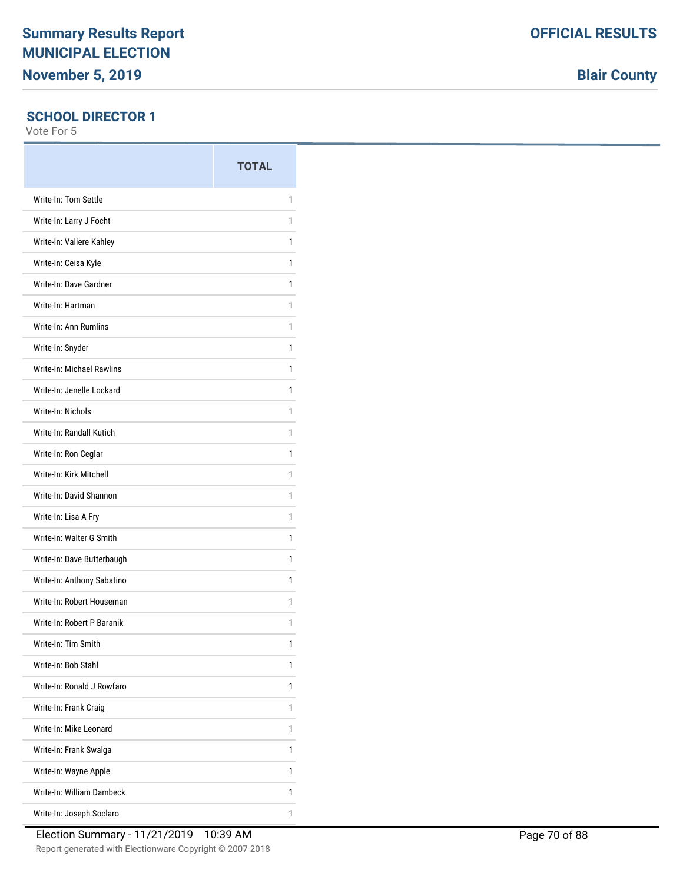### SCHOOL DIRECTOR 1

Vote For 5

| | TOTAL |
|---|---|
| Write-In: Tom Settle | 1 |
| Write-In: Larry J Focht | 1 |
| Write-In: Valiere Kahley | 1 |
| Write-In: Ceisa Kyle | 1 |
| Write-In: Dave Gardner | 1 |
| Write-In: Hartman | 1 |
| Write-In: Ann Rumlins | 1 |
| Write-In: Snyder | 1 |
| Write-In: Michael Rawlins | 1 |
| Write-In: Jenelle Lockard | 1 |
| Write-In: Nichols | 1 |
| Write-In: Randall Kutich | 1 |
| Write-In: Ron Ceglar | 1 |
| Write-In: Kirk Mitchell | 1 |
| Write-In: David Shannon | 1 |
| Write-In: Lisa A Fry | 1 |
| Write-In: Walter G Smith | 1 |
| Write-In: Dave Butterbaugh | 1 |
| Write-In: Anthony Sabatino | 1 |
| Write-In: Robert Houseman | 1 |
| Write-In: Robert P Baranik | 1 |
| Write-In: Tim Smith | 1 |
| Write-In: Bob Stahl | 1 |
| Write-In: Ronald J Rowfaro | 1 |
| Write-In: Frank Craig | 1 |
| Write-In: Mike Leonard | 1 |
| Write-In: Frank Swalga | 1 |
| Write-In: Wayne Apple | 1 |
| Write-In: William Dambeck | 1 |
| Write-In: Joseph Soclaro | 1 |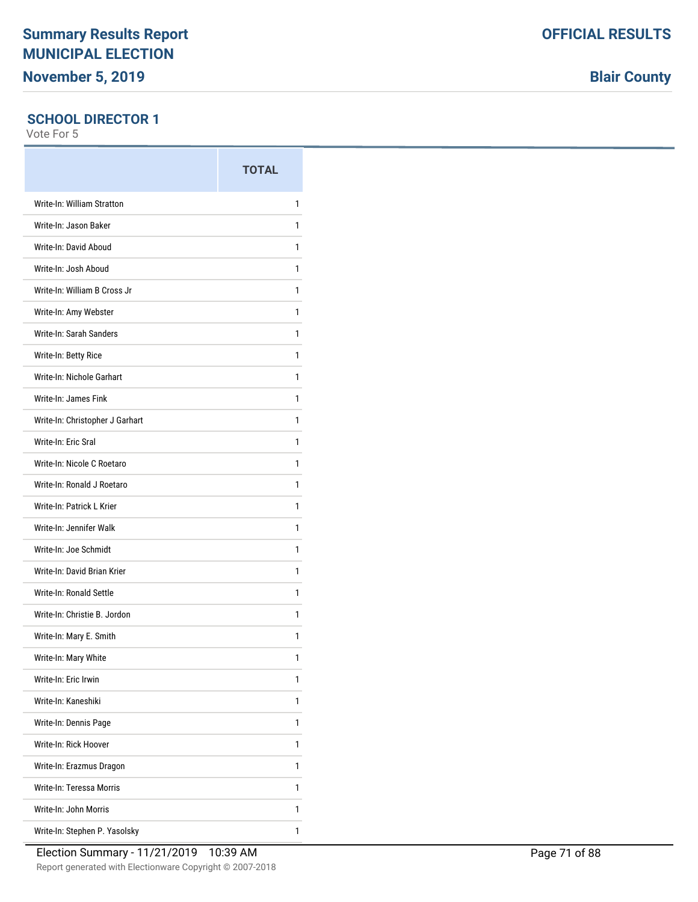## SCHOOL DIRECTOR 1

Vote For 5

| | TOTAL |
|---|---|
| Write-In: William Stratton | 1 |
| Write-In: Jason Baker | 1 |
| Write-In: David Aboud | 1 |
| Write-In: Josh Aboud | 1 |
| Write-In: William B Cross Jr | 1 |
| Write-In: Amy Webster | 1 |
| Write-In: Sarah Sanders | 1 |
| Write-In: Betty Rice | 1 |
| Write-In: Nichole Garhart | 1 |
| Write-In: James Fink | 1 |
| Write-In: Christopher J Garhart | 1 |
| Write-In: Eric Sral | 1 |
| Write-In: Nicole C Roetaro | 1 |
| Write-In: Ronald J Roetaro | 1 |
| Write-In: Patrick L Krier | 1 |
| Write-In: Jennifer Walk | 1 |
| Write-In: Joe Schmidt | 1 |
| Write-In: David Brian Krier | 1 |
| Write-In: Ronald Settle | 1 |
| Write-In: Christie B. Jordon | 1 |
| Write-In: Mary E. Smith | 1 |
| Write-In: Mary White | 1 |
| Write-In: Eric Irwin | 1 |
| Write-In: Kaneshiki | 1 |
| Write-In: Dennis Page | 1 |
| Write-In: Rick Hoover | 1 |
| Write-In: Erazmus Dragon | 1 |
| Write-In: Teressa Morris | 1 |
| Write-In: John Morris | 1 |
| Write-In: Stephen P. Yasolsky | 1 |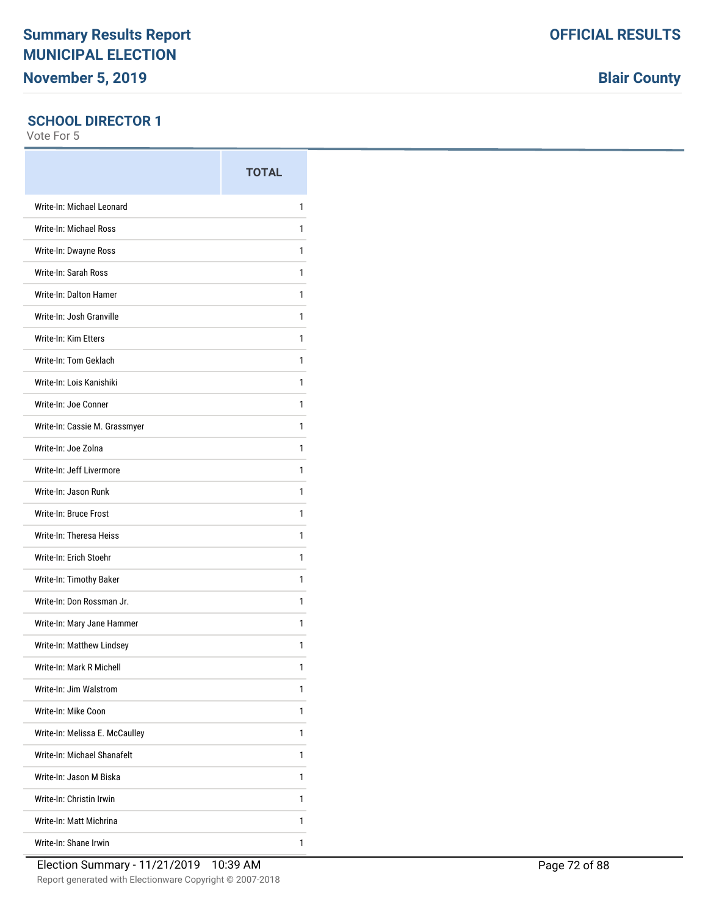## SCHOOL DIRECTOR 1

Vote For 5

| | TOTAL |
|---|---|
| Write-In: Michael Leonard | 1 |
| Write-In: Michael Ross | 1 |
| Write-In: Dwayne Ross | 1 |
| Write-In: Sarah Ross | 1 |
| Write-In: Dalton Hamer | 1 |
| Write-In: Josh Granville | 1 |
| Write-In: Kim Etters | 1 |
| Write-In: Tom Geklach | 1 |
| Write-In: Lois Kanishiki | 1 |
| Write-In: Joe Conner | 1 |
| Write-In: Cassie M. Grassmyer | 1 |
| Write-In: Joe Zolna | 1 |
| Write-In: Jeff Livermore | 1 |
| Write-In: Jason Runk | 1 |
| Write-In: Bruce Frost | 1 |
| Write-In: Theresa Heiss | 1 |
| Write-In: Erich Stoehr | 1 |
| Write-In: Timothy Baker | 1 |
| Write-In: Don Rossman Jr. | 1 |
| Write-In: Mary Jane Hammer | 1 |
| Write-In: Matthew Lindsey | 1 |
| Write-In: Mark R Michell | 1 |
| Write-In: Jim Walstrom | 1 |
| Write-In: Mike Coon | 1 |
| Write-In: Melissa E. McCaulley | 1 |
| Write-In: Michael Shanafelt | 1 |
| Write-In: Jason M Biska | 1 |
| Write-In: Christin Irwin | 1 |
| Write-In: Matt Michrina | 1 |
| Write-In: Shane Irwin | 1 |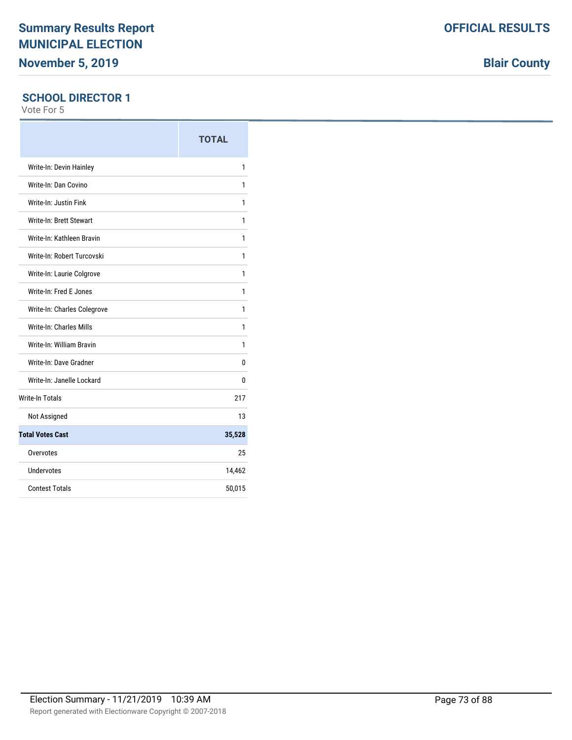# Summary Results Report

# MUNICIPAL ELECTION

## November 5, 2019

**OFFICIAL RESULTS**

**Blair County**

### SCHOOL DIRECTOR 1

Vote For 5

| | TOTAL |
|---|---|
| Write-In: Devin Hainley | 1 |
| Write-In: Dan Covino | 1 |
| Write-In: Justin Fink | 1 |
| Write-In: Brett Stewart | 1 |
| Write-In: Kathleen Bravin | 1 |
| Write-In: Robert Turcovski | 1 |
| Write-In: Laurie Colgrove | 1 |
| Write-In: Fred E Jones | 1 |
| Write-In: Charles Colegrove | 1 |
| Write-In: Charles Mills | 1 |
| Write-In: William Bravin | 1 |
| Write-In: Dave Gradner | 0 |
| Write-In: Janelle Lockard | 0 |
| Write-In Totals | 217 |
| Not Assigned | 13 |
| **Total Votes Cast** | **35,528** |
| Overvotes | 25 |
| Undervotes | 14,462 |
| Contest Totals | 50,015 |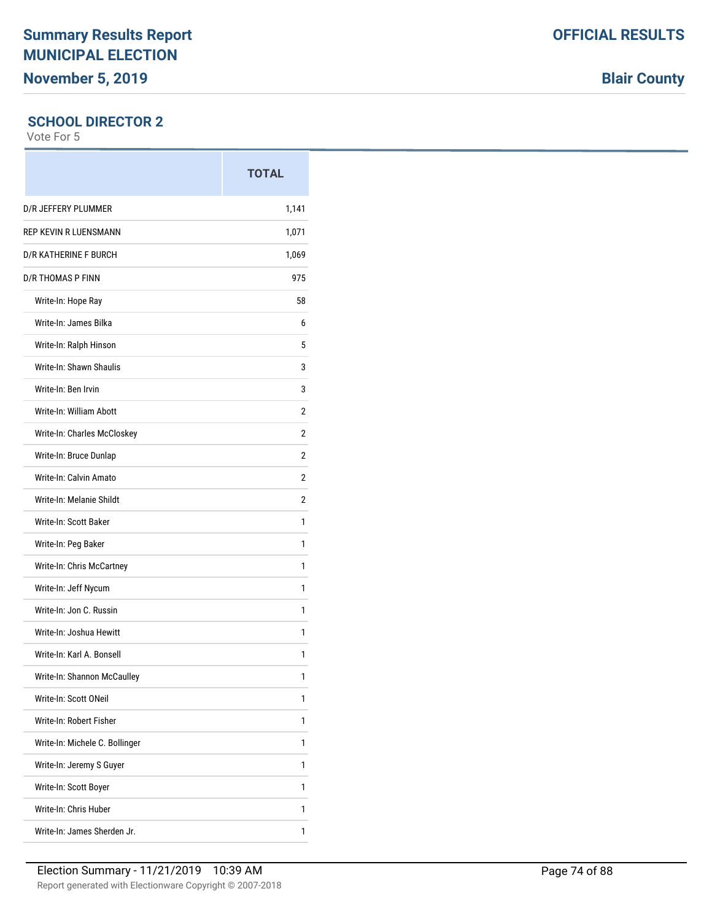# Summary Results Report
# MUNICIPAL ELECTION
## November 5, 2019

**OFFICIAL RESULTS**

**Blair County**

### SCHOOL DIRECTOR 2

Vote For 5

| | TOTAL |
|---|---|
| D/R JEFFERY PLUMMER | 1,141 |
| REP KEVIN R LUENSMANN | 1,071 |
| D/R KATHERINE F BURCH | 1,069 |
| D/R THOMAS P FINN | 975 |
| Write-In: Hope Ray | 58 |
| Write-In: James Bilka | 6 |
| Write-In: Ralph Hinson | 5 |
| Write-In: Shawn Shaulis | 3 |
| Write-In: Ben Irvin | 3 |
| Write-In: William Abott | 2 |
| Write-In: Charles McCloskey | 2 |
| Write-In: Bruce Dunlap | 2 |
| Write-In: Calvin Amato | 2 |
| Write-In: Melanie Shildt | 2 |
| Write-In: Scott Baker | 1 |
| Write-In: Peg Baker | 1 |
| Write-In: Chris McCartney | 1 |
| Write-In: Jeff Nycum | 1 |
| Write-In: Jon C. Russin | 1 |
| Write-In: Joshua Hewitt | 1 |
| Write-In: Karl A. Bonsell | 1 |
| Write-In: Shannon McCaulley | 1 |
| Write-In: Scott ONeil | 1 |
| Write-In: Robert Fisher | 1 |
| Write-In: Michele C. Bollinger | 1 |
| Write-In: Jeremy S Guyer | 1 |
| Write-In: Scott Boyer | 1 |
| Write-In: Chris Huber | 1 |
| Write-In: James Sherden Jr. | 1 |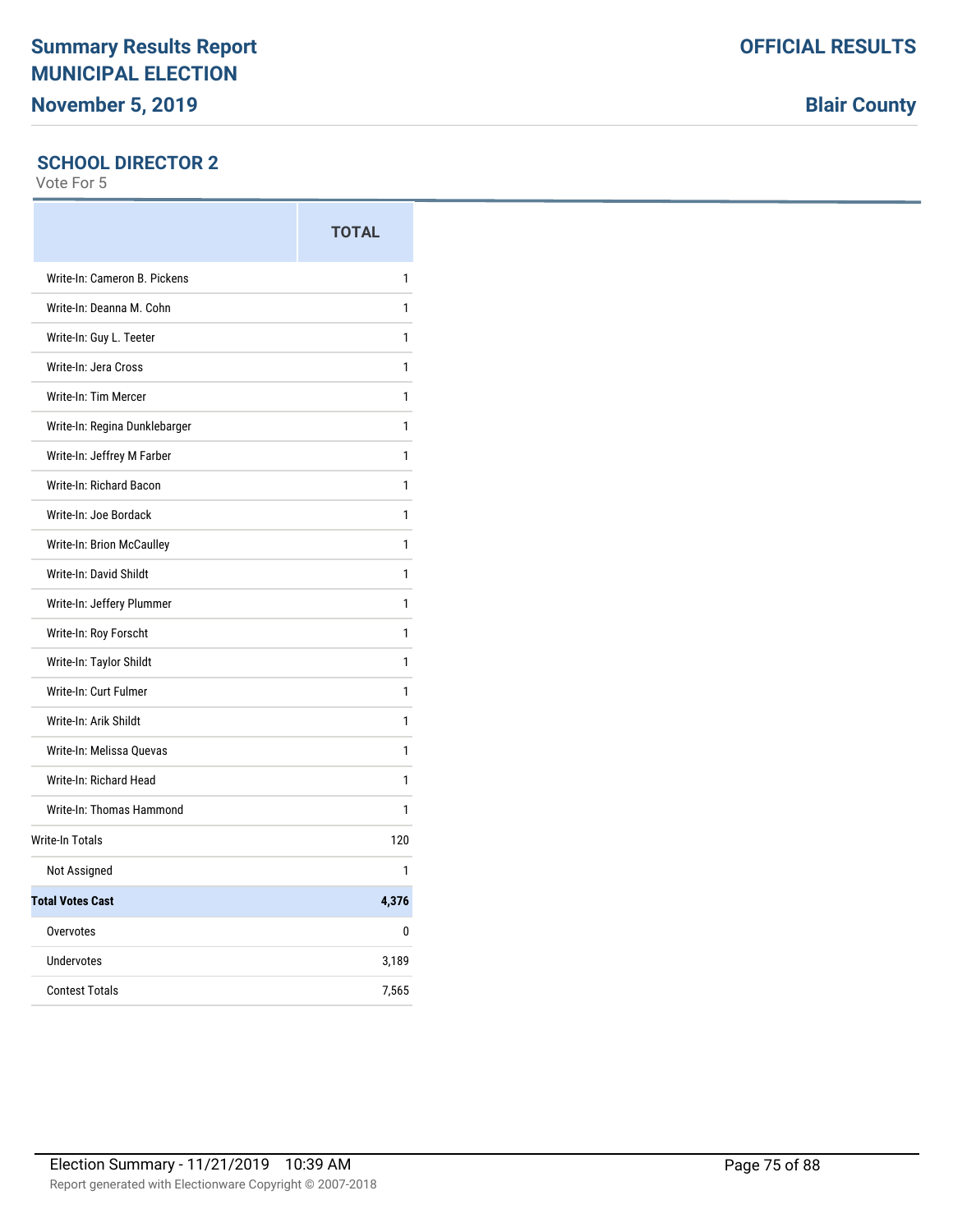# Summary Results Report
# MUNICIPAL ELECTION
## November 5, 2019

**OFFICIAL RESULTS**

**Blair County**

### SCHOOL DIRECTOR 2

Vote For 5

| | TOTAL |
|---|---|
| Write-In: Cameron B. Pickens | 1 |
| Write-In: Deanna M. Cohn | 1 |
| Write-In: Guy L. Teeter | 1 |
| Write-In: Jera Cross | 1 |
| Write-In: Tim Mercer | 1 |
| Write-In: Regina Dunklebarger | 1 |
| Write-In: Jeffrey M Farber | 1 |
| Write-In: Richard Bacon | 1 |
| Write-In: Joe Bordack | 1 |
| Write-In: Brion McCaulley | 1 |
| Write-In: David Shildt | 1 |
| Write-In: Jeffery Plummer | 1 |
| Write-In: Roy Forscht | 1 |
| Write-In: Taylor Shildt | 1 |
| Write-In: Curt Fulmer | 1 |
| Write-In: Arik Shildt | 1 |
| Write-In: Melissa Quevas | 1 |
| Write-In: Richard Head | 1 |
| Write-In: Thomas Hammond | 1 |
| Write-In Totals | 120 |
| Not Assigned | 1 |
| **Total Votes Cast** | **4,376** |
| Overvotes | 0 |
| Undervotes | 3,189 |
| Contest Totals | 7,565 |

Election Summary - 11/21/2019 10:39 AM

Report generated with Electionware Copyright © 2007-2018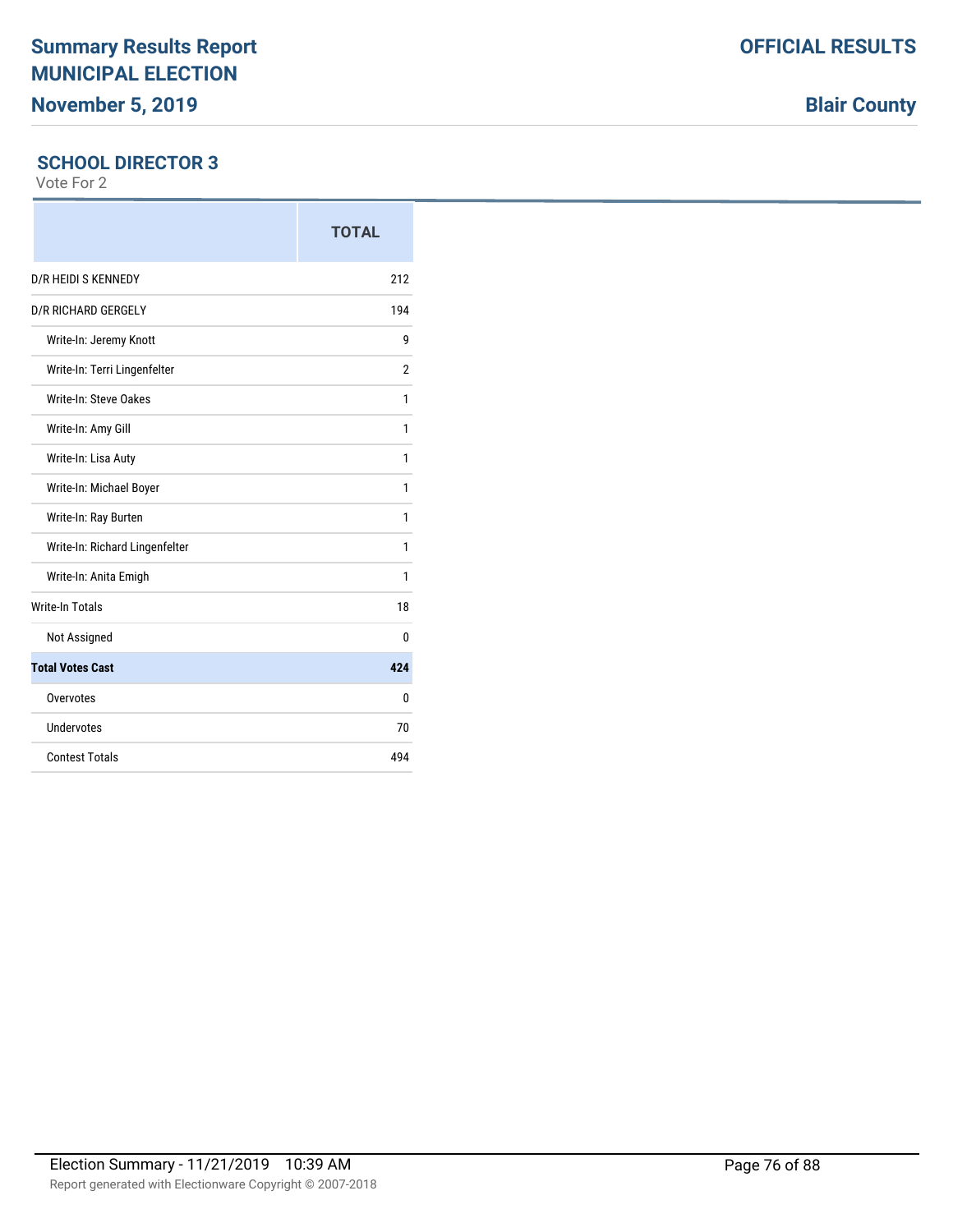# Summary Results Report

**OFFICIAL RESULTS**

## MUNICIPAL ELECTION

**November 5, 2019**

**Blair County**

### SCHOOL DIRECTOR 3

Vote For 2

| | TOTAL |
|---|---|
| D/R HEIDI S KENNEDY | 212 |
| D/R RICHARD GERGELY | 194 |
| Write-In: Jeremy Knott | 9 |
| Write-In: Terri Lingenfelter | 2 |
| Write-In: Steve Oakes | 1 |
| Write-In: Amy Gill | 1 |
| Write-In: Lisa Auty | 1 |
| Write-In: Michael Boyer | 1 |
| Write-In: Ray Burten | 1 |
| Write-In: Richard Lingenfelter | 1 |
| Write-In: Anita Emigh | 1 |
| Write-In Totals | 18 |
| Not Assigned | 0 |
| **Total Votes Cast** | **424** |
| Overvotes | 0 |
| Undervotes | 70 |
| Contest Totals | 494 |

Election Summary - 11/21/2019 10:39 AM

Report generated with Electionware Copyright © 2007-2018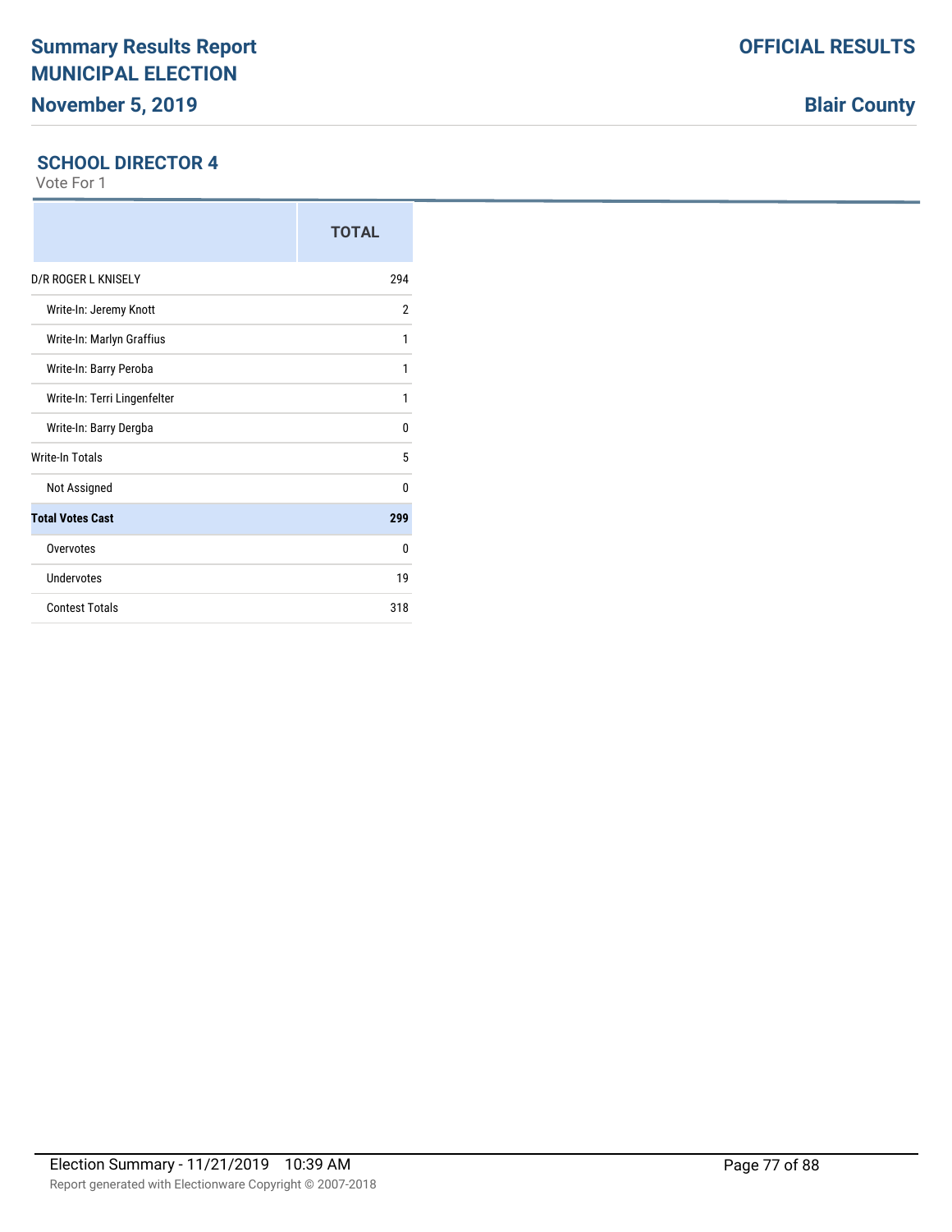## SCHOOL DIRECTOR 4

Vote For 1

| | TOTAL |
|---|---|
| D/R ROGER L KNISELY | 294 |
| Write-In: Jeremy Knott | 2 |
| Write-In: Marlyn Graffius | 1 |
| Write-In: Barry Peroba | 1 |
| Write-In: Terri Lingenfelter | 1 |
| Write-In: Barry Dergba | 0 |
| Write-In Totals | 5 |
| Not Assigned | 0 |
| **Total Votes Cast** | **299** |
| Overvotes | 0 |
| Undervotes | 19 |
| Contest Totals | 318 |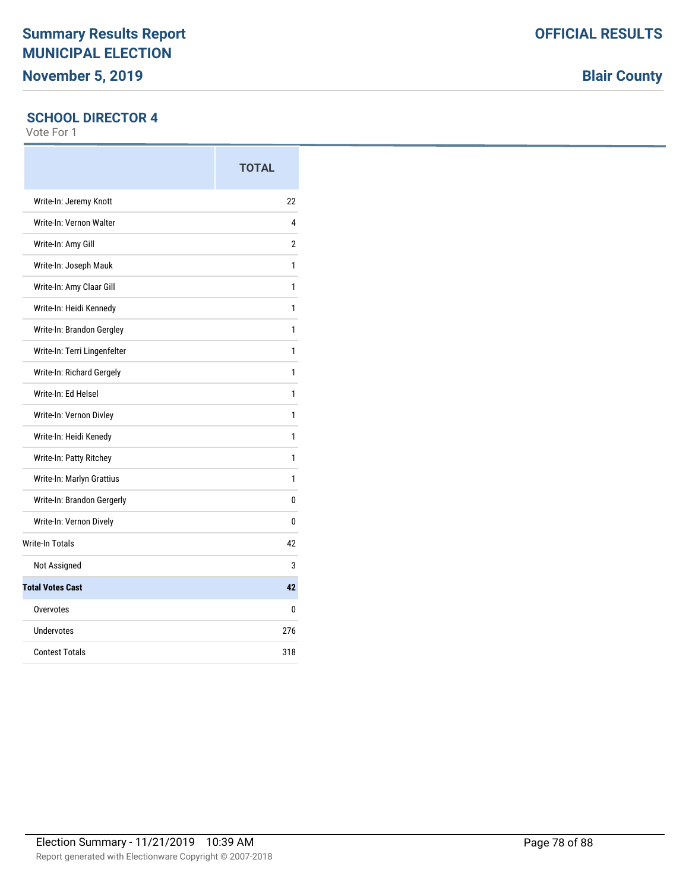Summary Results Report
MUNICIPAL ELECTION
November 5, 2019

OFFICIAL RESULTS

Blair County

## SCHOOL DIRECTOR 4

Vote For 1

| | TOTAL |
|---|---|
| Write-In: Jeremy Knott | 22 |
| Write-In: Vernon Walter | 4 |
| Write-In: Amy Gill | 2 |
| Write-In: Joseph Mauk | 1 |
| Write-In: Amy Claar Gill | 1 |
| Write-In: Heidi Kennedy | 1 |
| Write-In: Brandon Gergley | 1 |
| Write-In: Terri Lingenfelter | 1 |
| Write-In: Richard Gergely | 1 |
| Write-In: Ed Helsel | 1 |
| Write-In: Vernon Divley | 1 |
| Write-In: Heidi Kenedy | 1 |
| Write-In: Patty Ritchey | 1 |
| Write-In: Marlyn Grattius | 1 |
| Write-In: Brandon Gergerly | 0 |
| Write-In: Vernon Dively | 0 |
| Write-In Totals | 42 |
| Not Assigned | 3 |
| **Total Votes Cast** | **42** |
| Overvotes | 0 |
| Undervotes | 276 |
| Contest Totals | 318 |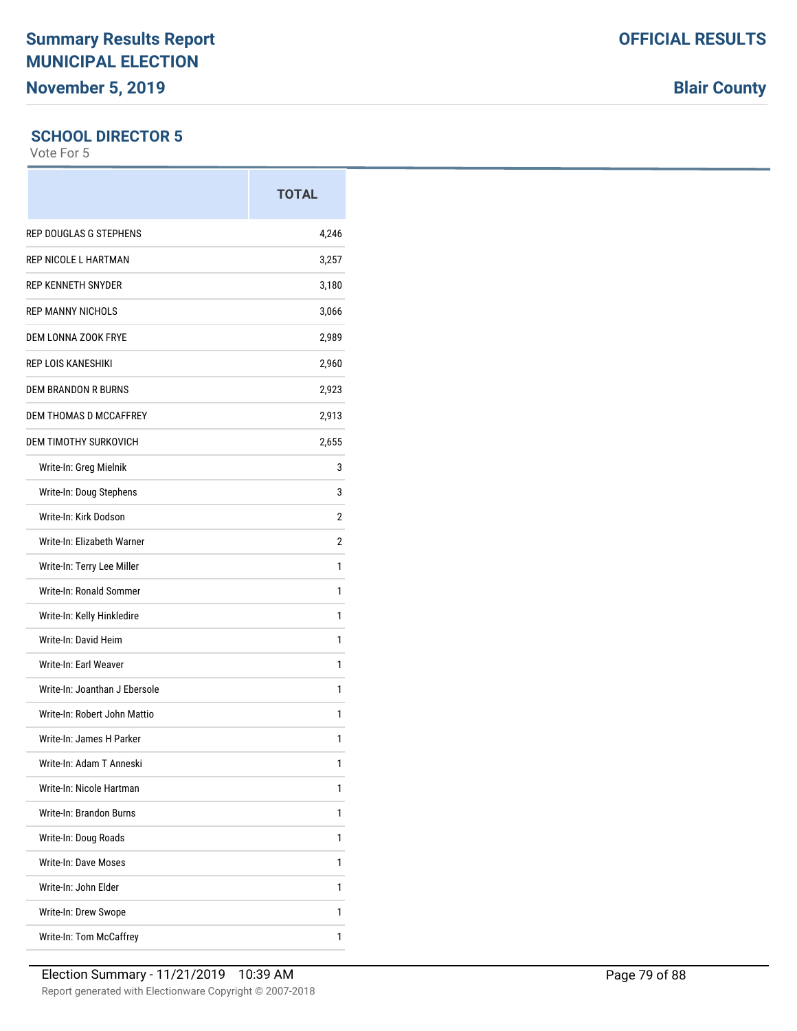## SCHOOL DIRECTOR 5

Vote For 5

| | TOTAL |
|---|---|
| REP DOUGLAS G STEPHENS | 4,246 |
| REP NICOLE L HARTMAN | 3,257 |
| REP KENNETH SNYDER | 3,180 |
| REP MANNY NICHOLS | 3,066 |
| DEM LONNA ZOOK FRYE | 2,989 |
| REP LOIS KANESHIKI | 2,960 |
| DEM BRANDON R BURNS | 2,923 |
| DEM THOMAS D MCCAFFREY | 2,913 |
| DEM TIMOTHY SURKOVICH | 2,655 |
| Write-In: Greg Mielnik | 3 |
| Write-In: Doug Stephens | 3 |
| Write-In: Kirk Dodson | 2 |
| Write-In: Elizabeth Warner | 2 |
| Write-In: Terry Lee Miller | 1 |
| Write-In: Ronald Sommer | 1 |
| Write-In: Kelly Hinkledire | 1 |
| Write-In: David Heim | 1 |
| Write-In: Earl Weaver | 1 |
| Write-In: Joanthan J Ebersole | 1 |
| Write-In: Robert John Mattio | 1 |
| Write-In: James H Parker | 1 |
| Write-In: Adam T Anneski | 1 |
| Write-In: Nicole Hartman | 1 |
| Write-In: Brandon Burns | 1 |
| Write-In: Doug Roads | 1 |
| Write-In: Dave Moses | 1 |
| Write-In: John Elder | 1 |
| Write-In: Drew Swope | 1 |
| Write-In: Tom McCaffrey | 1 |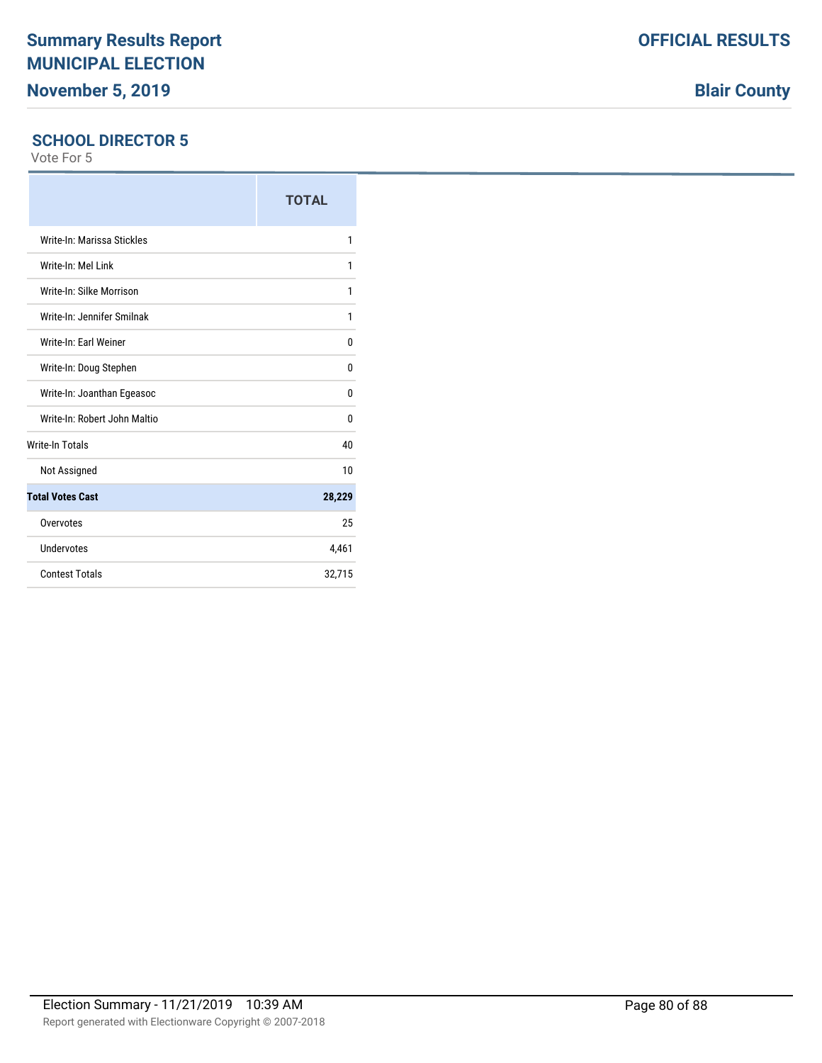## SCHOOL DIRECTOR 5

Vote For 5

| | TOTAL |
|---|---|
| Write-In: Marissa Stickles | 1 |
| Write-In: Mel Link | 1 |
| Write-In: Silke Morrison | 1 |
| Write-In: Jennifer Smilnak | 1 |
| Write-In: Earl Weiner | 0 |
| Write-In: Doug Stephen | 0 |
| Write-In: Joanthan Egeasoc | 0 |
| Write-In: Robert John Maltio | 0 |
| Write-In Totals | 40 |
| Not Assigned | 10 |
| **Total Votes Cast** | **28,229** |
| Overvotes | 25 |
| Undervotes | 4,461 |
| Contest Totals | 32,715 |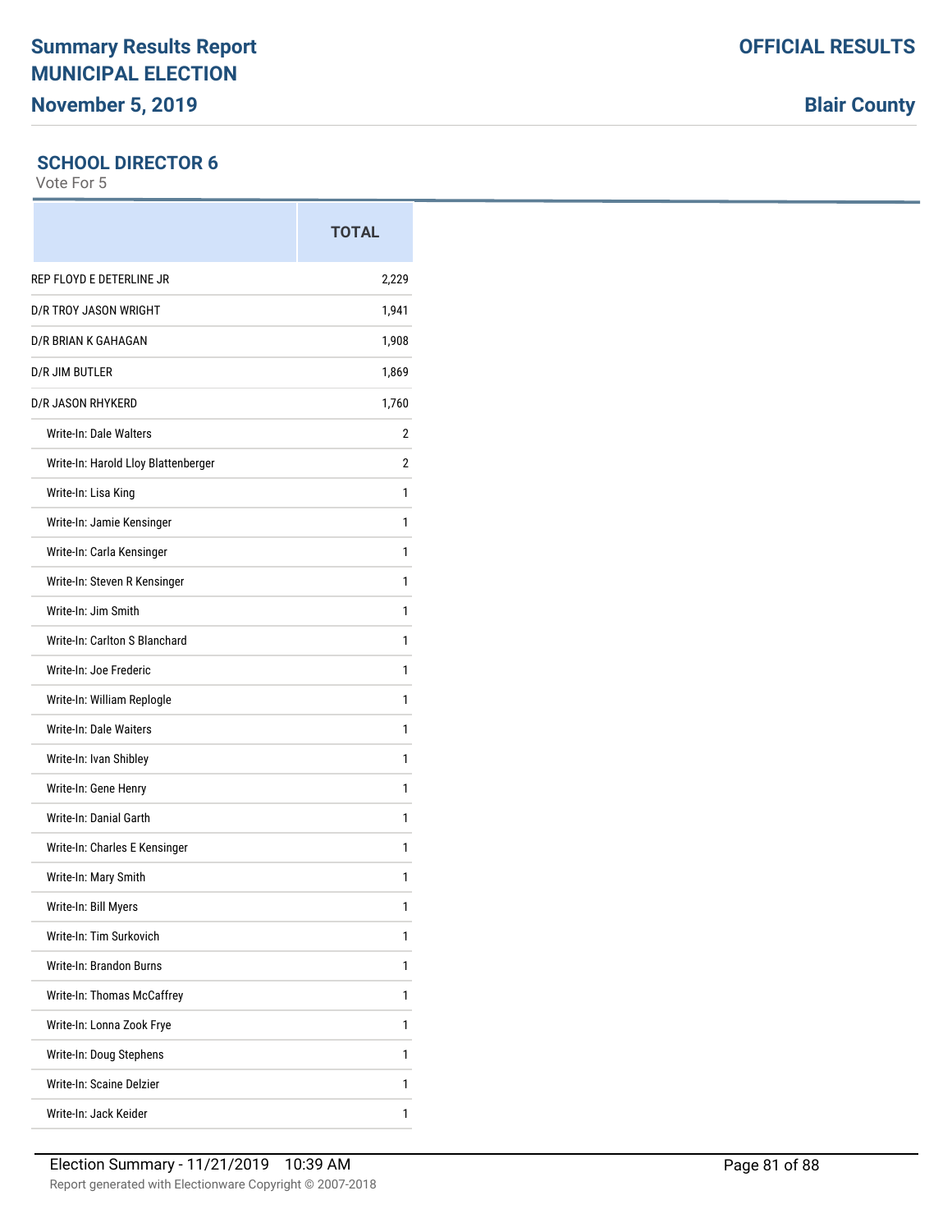## SCHOOL DIRECTOR 6

Vote For 5

| | TOTAL |
|---|---|
| REP FLOYD E DETERLINE JR | 2,229 |
| D/R TROY JASON WRIGHT | 1,941 |
| D/R BRIAN K GAHAGAN | 1,908 |
| D/R JIM BUTLER | 1,869 |
| D/R JASON RHYKERD | 1,760 |
| Write-In: Dale Walters | 2 |
| Write-In: Harold Lloy Blattenberger | 2 |
| Write-In: Lisa King | 1 |
| Write-In: Jamie Kensinger | 1 |
| Write-In: Carla Kensinger | 1 |
| Write-In: Steven R Kensinger | 1 |
| Write-In: Jim Smith | 1 |
| Write-In: Carlton S Blanchard | 1 |
| Write-In: Joe Frederic | 1 |
| Write-In: William Replogle | 1 |
| Write-In: Dale Waiters | 1 |
| Write-In: Ivan Shibley | 1 |
| Write-In: Gene Henry | 1 |
| Write-In: Danial Garth | 1 |
| Write-In: Charles E Kensinger | 1 |
| Write-In: Mary Smith | 1 |
| Write-In: Bill Myers | 1 |
| Write-In: Tim Surkovich | 1 |
| Write-In: Brandon Burns | 1 |
| Write-In: Thomas McCaffrey | 1 |
| Write-In: Lonna Zook Frye | 1 |
| Write-In: Doug Stephens | 1 |
| Write-In: Scaine Delzier | 1 |
| Write-In: Jack Keider | 1 |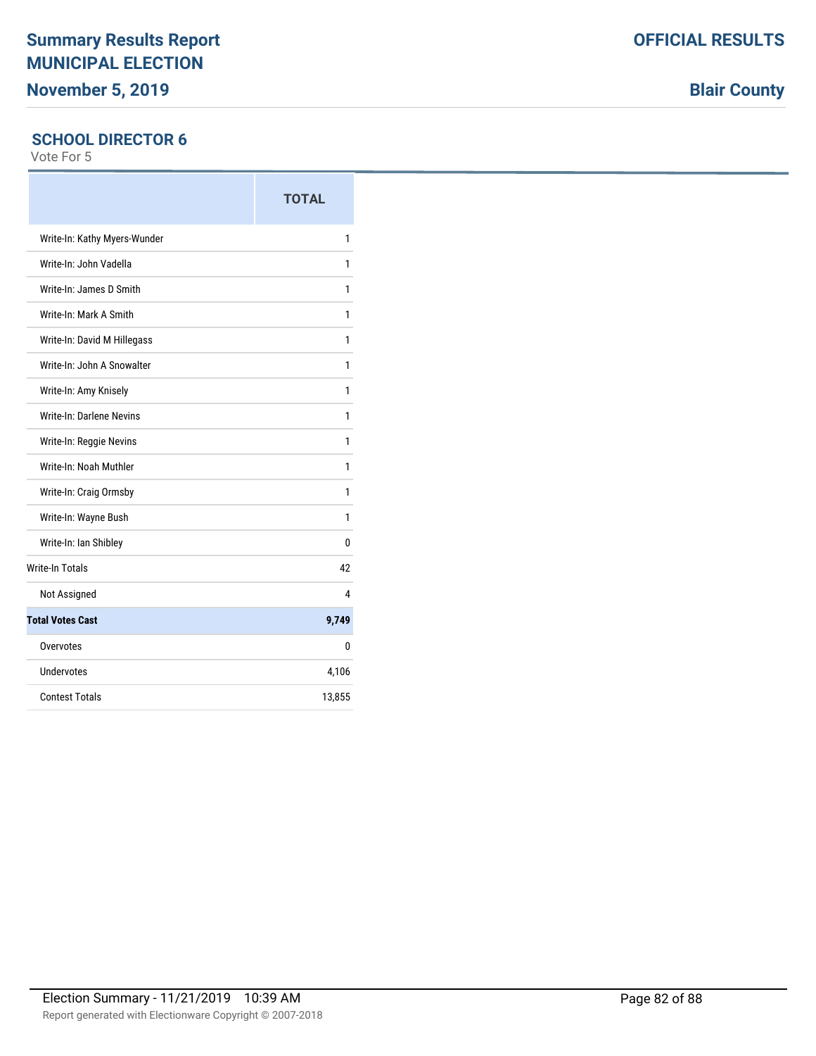# Summary Results Report
# MUNICIPAL ELECTION
## November 5, 2019

**OFFICIAL RESULTS**

**Blair County**

### SCHOOL DIRECTOR 6

Vote For 5

| | TOTAL |
|---|---|
| Write-In: Kathy Myers-Wunder | 1 |
| Write-In: John Vadella | 1 |
| Write-In: James D Smith | 1 |
| Write-In: Mark A Smith | 1 |
| Write-In: David M Hillegass | 1 |
| Write-In: John A Snowalter | 1 |
| Write-In: Amy Knisely | 1 |
| Write-In: Darlene Nevins | 1 |
| Write-In: Reggie Nevins | 1 |
| Write-In: Noah Muthler | 1 |
| Write-In: Craig Ormsby | 1 |
| Write-In: Wayne Bush | 1 |
| Write-In: Ian Shibley | 0 |
| Write-In Totals | 42 |
| Not Assigned | 4 |
| **Total Votes Cast** | **9,749** |
| Overvotes | 0 |
| Undervotes | 4,106 |
| Contest Totals | 13,855 |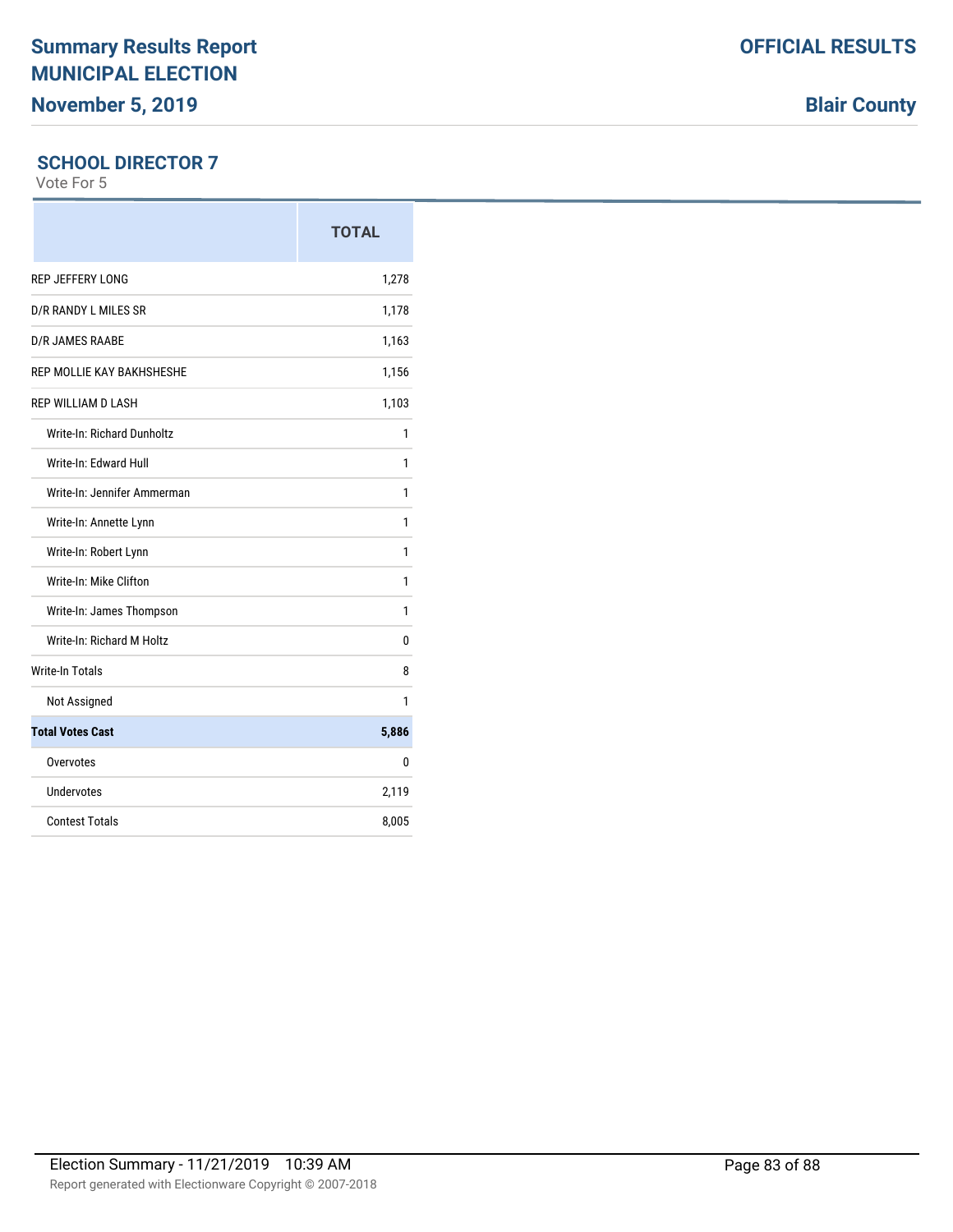# Summary Results Report
# MUNICIPAL ELECTION
## November 5, 2019

**OFFICIAL RESULTS**

**Blair County**

### SCHOOL DIRECTOR 7

Vote For 5

| | TOTAL |
|---|---|
| REP JEFFERY LONG | 1,278 |
| D/R RANDY L MILES SR | 1,178 |
| D/R JAMES RAABE | 1,163 |
| REP MOLLIE KAY BAKHSHESHE | 1,156 |
| REP WILLIAM D LASH | 1,103 |
| Write-In: Richard Dunholtz | 1 |
| Write-In: Edward Hull | 1 |
| Write-In: Jennifer Ammerman | 1 |
| Write-In: Annette Lynn | 1 |
| Write-In: Robert Lynn | 1 |
| Write-In: Mike Clifton | 1 |
| Write-In: James Thompson | 1 |
| Write-In: Richard M Holtz | 0 |
| Write-In Totals | 8 |
| Not Assigned | 1 |
| **Total Votes Cast** | **5,886** |
| Overvotes | 0 |
| Undervotes | 2,119 |
| Contest Totals | 8,005 |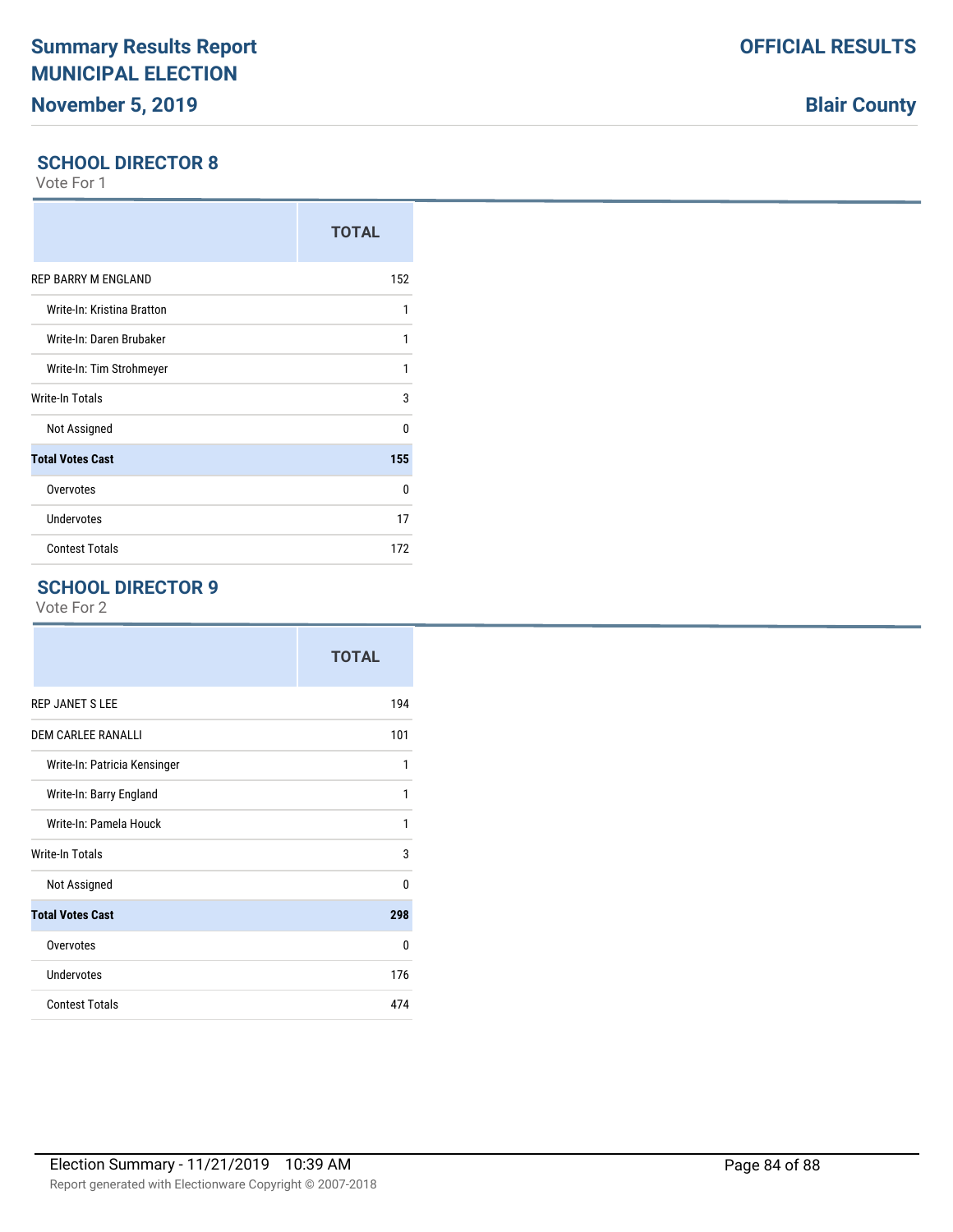## SCHOOL DIRECTOR 8

Vote For 1

| | TOTAL |
|---|---|
| REP BARRY M ENGLAND | 152 |
| Write-In: Kristina Bratton | 1 |
| Write-In: Daren Brubaker | 1 |
| Write-In: Tim Strohmeyer | 1 |
| Write-In Totals | 3 |
| Not Assigned | 0 |
| **Total Votes Cast** | **155** |
| Overvotes | 0 |
| Undervotes | 17 |
| Contest Totals | 172 |

## SCHOOL DIRECTOR 9

Vote For 2

| | TOTAL |
|---|---|
| REP JANET S LEE | 194 |
| DEM CARLEE RANALLI | 101 |
| Write-In: Patricia Kensinger | 1 |
| Write-In: Barry England | 1 |
| Write-In: Pamela Houck | 1 |
| Write-In Totals | 3 |
| Not Assigned | 0 |
| **Total Votes Cast** | **298** |
| Overvotes | 0 |
| Undervotes | 176 |
| Contest Totals | 474 |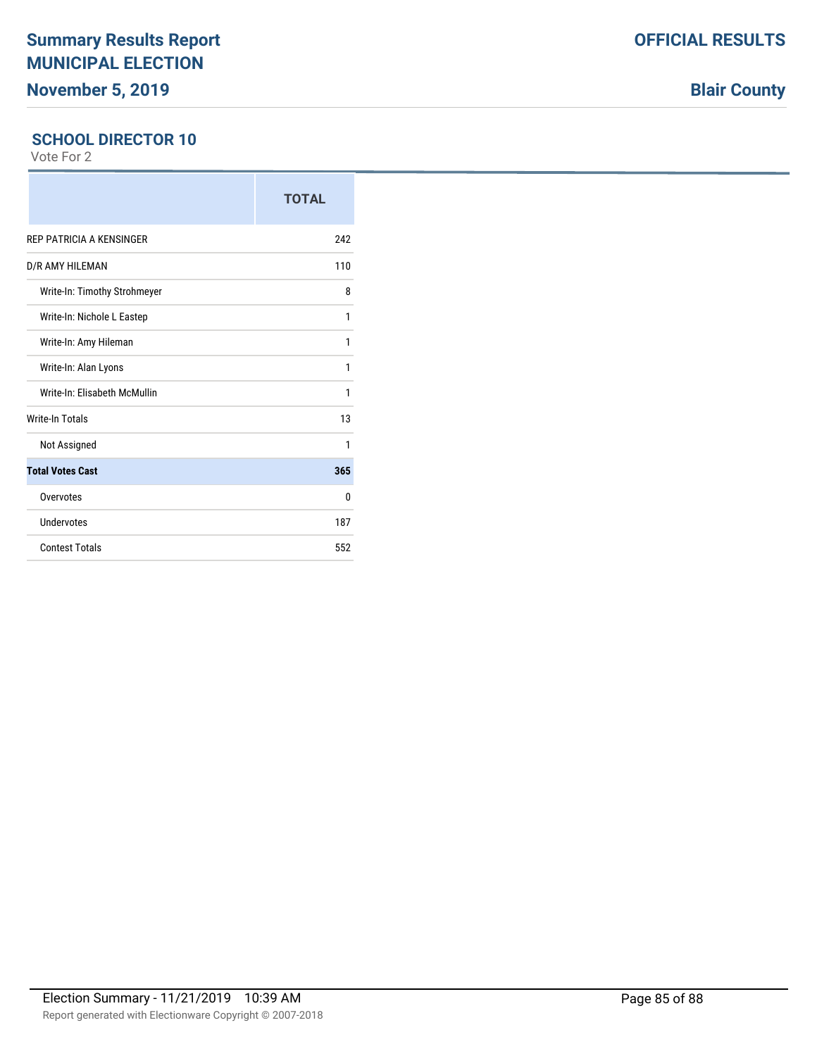# Summary Results Report
# MUNICIPAL ELECTION
## November 5, 2019

**OFFICIAL RESULTS**

**Blair County**

### SCHOOL DIRECTOR 10

Vote For 2

| | TOTAL |
|---|---|
| REP PATRICIA A KENSINGER | 242 |
| D/R AMY HILEMAN | 110 |
| Write-In: Timothy Strohmeyer | 8 |
| Write-In: Nichole L Eastep | 1 |
| Write-In: Amy Hileman | 1 |
| Write-In: Alan Lyons | 1 |
| Write-In: Elisabeth McMullin | 1 |
| Write-In Totals | 13 |
| Not Assigned | 1 |
| **Total Votes Cast** | **365** |
| Overvotes | 0 |
| Undervotes | 187 |
| Contest Totals | 552 |

Election Summary - 11/21/2019 10:39 AM

Report generated with Electionware Copyright © 2007-2018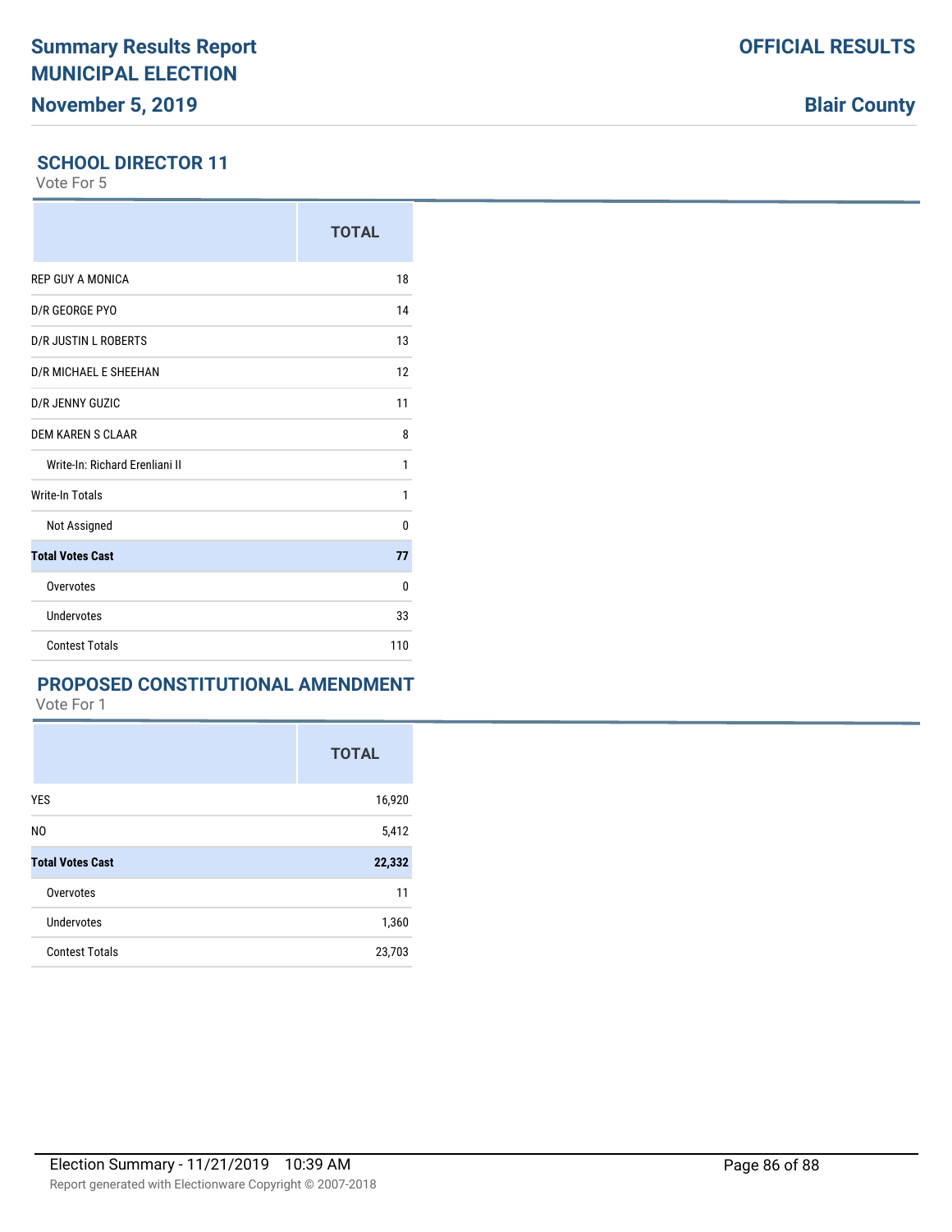## SCHOOL DIRECTOR 11

Vote For 5

| | TOTAL |
|---|---|
| REP GUY A MONICA | 18 |
| D/R GEORGE PYO | 14 |
| D/R JUSTIN L ROBERTS | 13 |
| D/R MICHAEL E SHEEHAN | 12 |
| D/R JENNY GUZIC | 11 |
| DEM KAREN S CLAAR | 8 |
| Write-In: Richard Erenliani II | 1 |
| Write-In Totals | 1 |
| Not Assigned | 0 |
| **Total Votes Cast** | **77** |
| Overvotes | 0 |
| Undervotes | 33 |
| Contest Totals | 110 |

## PROPOSED CONSTITUTIONAL AMENDMENT

Vote For 1

| | TOTAL |
|---|---|
| YES | 16,920 |
| NO | 5,412 |
| **Total Votes Cast** | **22,332** |
| Overvotes | 11 |
| Undervotes | 1,360 |
| Contest Totals | 23,703 |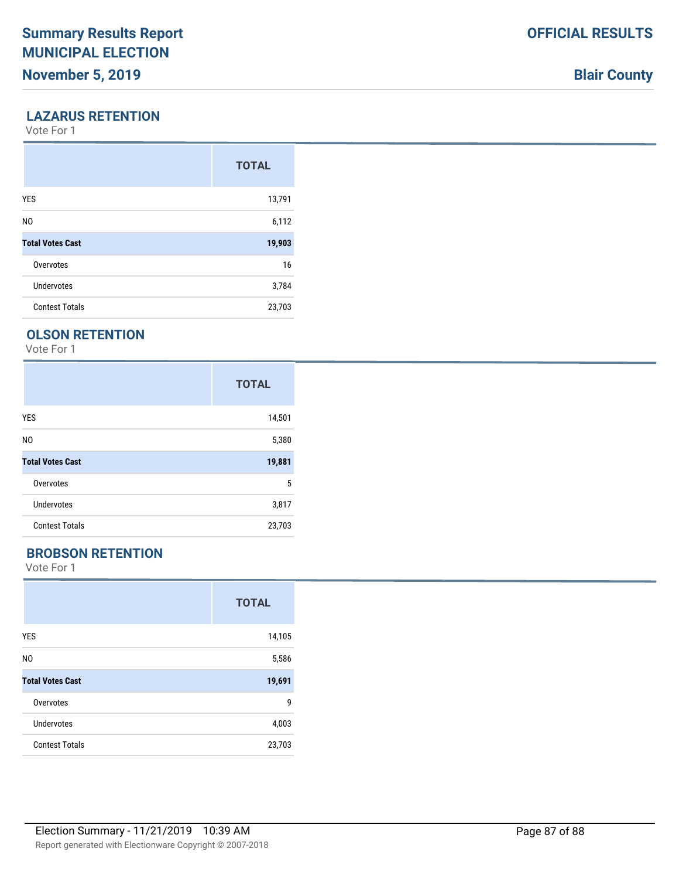# Summary Results Report
# MUNICIPAL ELECTION
## November 5, 2019

**OFFICIAL RESULTS**

**Blair County**

### LAZARUS RETENTION

Vote For 1

| | TOTAL |
|---|---|
| YES | 13,791 |
| NO | 6,112 |
| **Total Votes Cast** | **19,903** |
| Overvotes | 16 |
| Undervotes | 3,784 |
| Contest Totals | 23,703 |

### OLSON RETENTION

Vote For 1

| | TOTAL |
|---|---|
| YES | 14,501 |
| NO | 5,380 |
| **Total Votes Cast** | **19,881** |
| Overvotes | 5 |
| Undervotes | 3,817 |
| Contest Totals | 23,703 |

### BROBSON RETENTION

Vote For 1

| | TOTAL |
|---|---|
| YES | 14,105 |
| NO | 5,586 |
| **Total Votes Cast** | **19,691** |
| Overvotes | 9 |
| Undervotes | 4,003 |
| Contest Totals | 23,703 |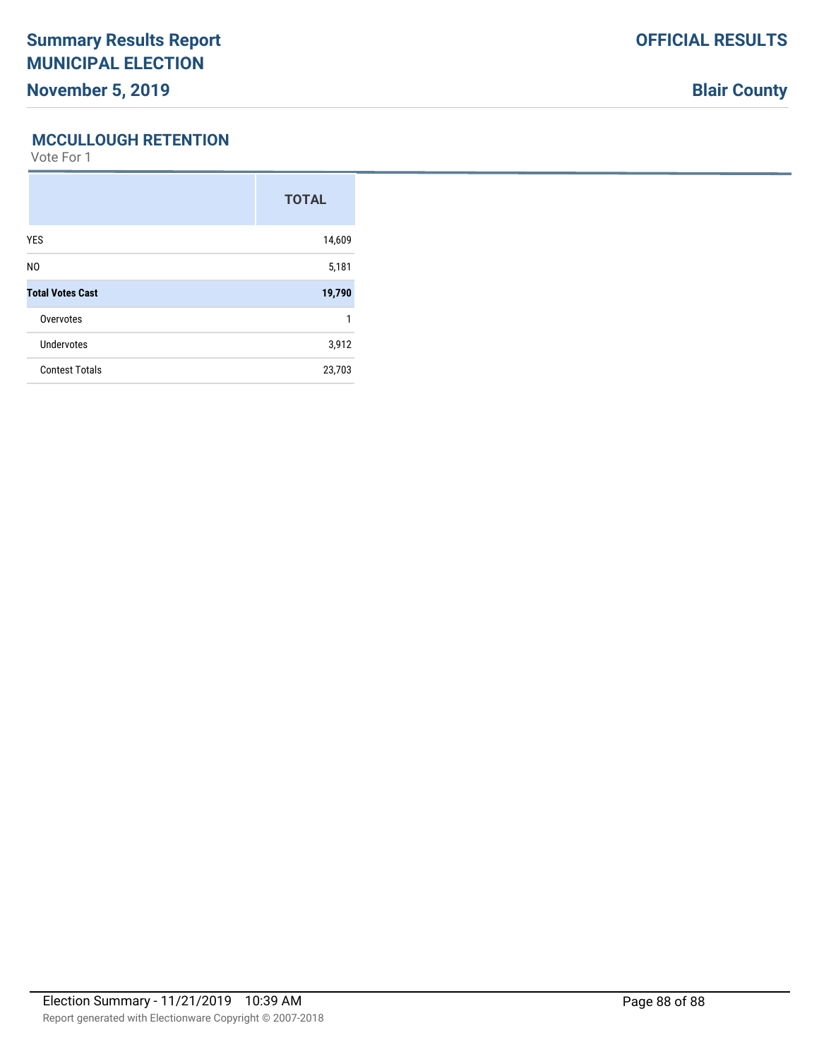## MCCULLOUGH RETENTION

Vote For 1

| | TOTAL |
|---|---|
| YES | 14,609 |
| NO | 5,181 |
| **Total Votes Cast** | **19,790** |
| Overvotes | 1 |
| Undervotes | 3,912 |
| Contest Totals | 23,703 |